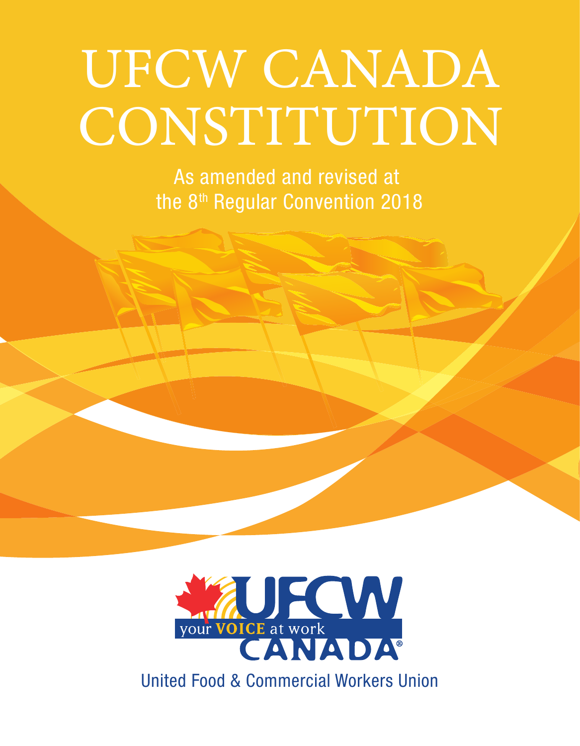# UFCW CANADA CONSTITUTION

As amended and revised at the 8th Regular Convention 2018

UFCW your VOICE at work CANADA®

United Food & Commercial Workers Union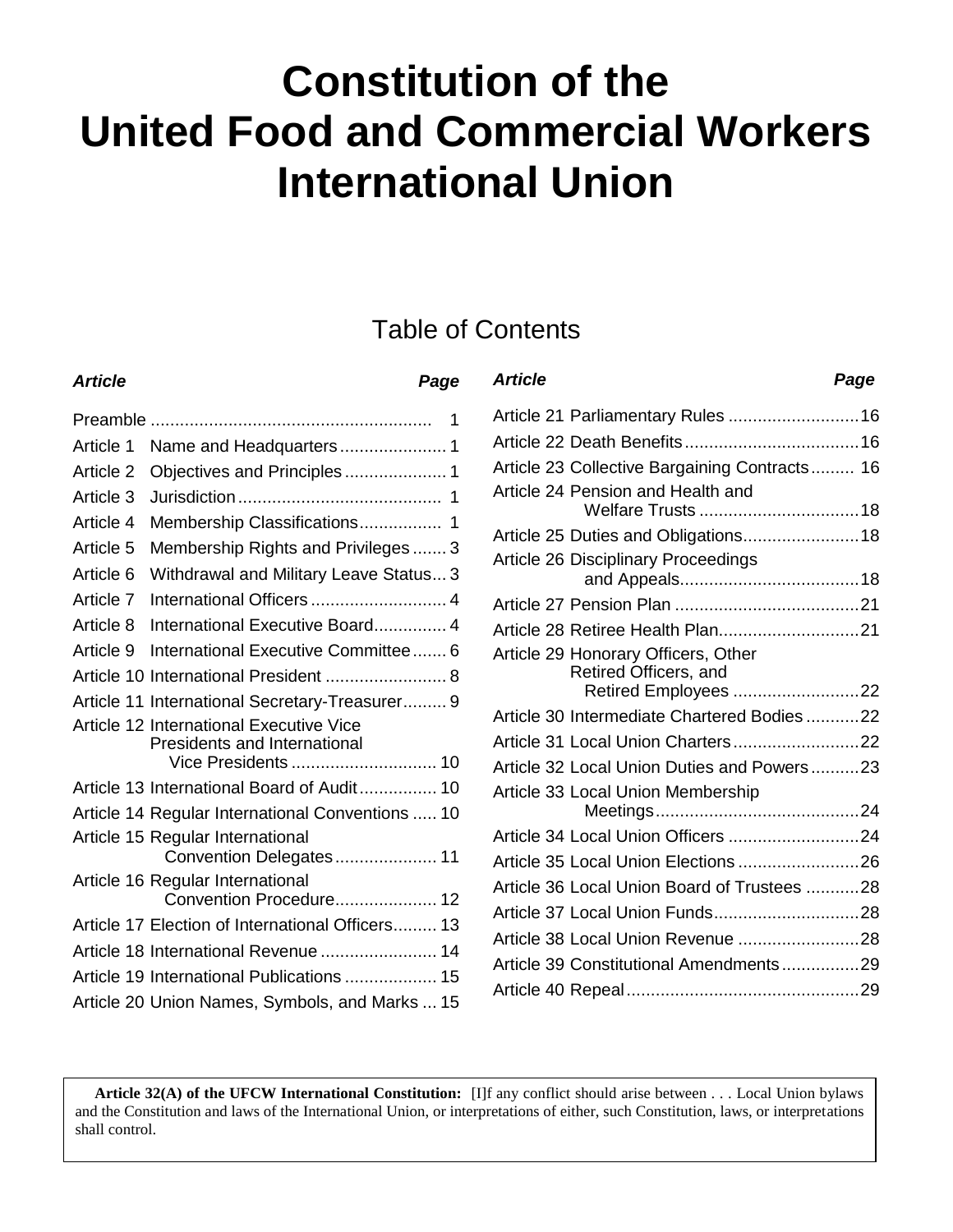# Constitution of the United Food and Commercial Workers International Union

## Table of Contents

| Article | Page |
|---|---|
| Preamble | 1 |
| Article 1 Name and Headquarters | 1 |
| Article 2 Objectives and Principles | 1 |
| Article 3 Jurisdiction | 1 |
| Article 4 Membership Classifications | 1 |
| Article 5 Membership Rights and Privileges | 3 |
| Article 6 Withdrawal and Military Leave Status | 3 |
| Article 7 International Officers | 4 |
| Article 8 International Executive Board | 4 |
| Article 9 International Executive Committee | 6 |
| Article 10 International President | 8 |
| Article 11 International Secretary-Treasurer | 9 |
| Article 12 International Executive Vice Presidents and International Vice Presidents | 10 |
| Article 13 International Board of Audit | 10 |
| Article 14 Regular International Conventions | 10 |
| Article 15 Regular International Convention Delegates | 11 |
| Article 16 Regular International Convention Procedure | 12 |
| Article 17 Election of International Officers | 13 |
| Article 18 International Revenue | 14 |
| Article 19 International Publications | 15 |
| Article 20 Union Names, Symbols, and Marks | 15 |
| Article 21 Parliamentary Rules | 16 |
| Article 22 Death Benefits | 16 |
| Article 23 Collective Bargaining Contracts | 16 |
| Article 24 Pension and Health and Welfare Trusts | 18 |
| Article 25 Duties and Obligations | 18 |
| Article 26 Disciplinary Proceedings and Appeals | 18 |
| Article 27 Pension Plan | 21 |
| Article 28 Retiree Health Plan | 21 |
| Article 29 Honorary Officers, Other Retired Officers, and Retired Employees | 22 |
| Article 30 Intermediate Chartered Bodies | 22 |
| Article 31 Local Union Charters | 22 |
| Article 32 Local Union Duties and Powers | 23 |
| Article 33 Local Union Membership Meetings | 24 |
| Article 34 Local Union Officers | 24 |
| Article 35 Local Union Elections | 26 |
| Article 36 Local Union Board of Trustees | 28 |
| Article 37 Local Union Funds | 28 |
| Article 38 Local Union Revenue | 28 |
| Article 39 Constitutional Amendments | 29 |
| Article 40 Repeal | 29 |

**Article 32(A) of the UFCW International Constitution:** [I]f any conflict should arise between . . . Local Union bylaws and the Constitution and laws of the International Union, or interpretations of either, such Constitution, laws, or interpretations shall control.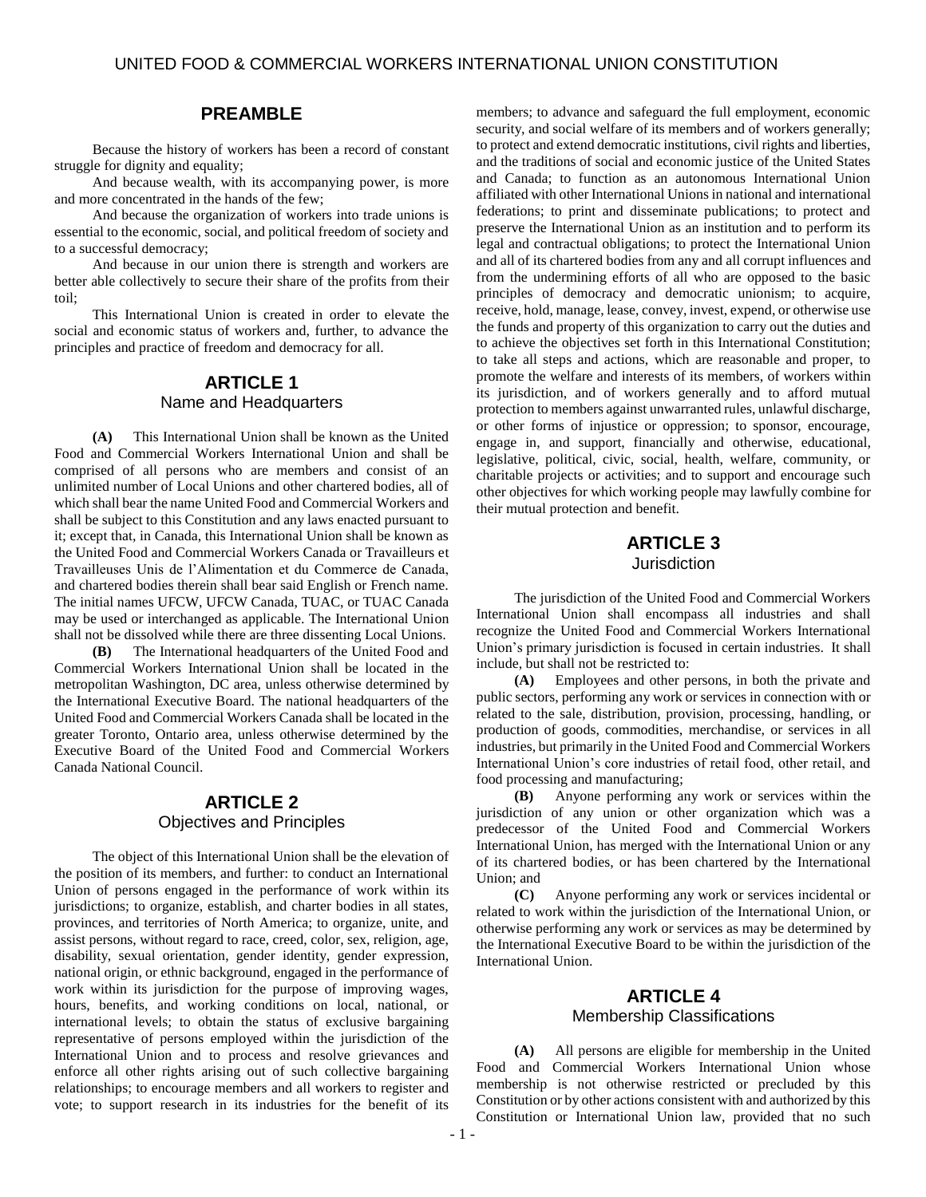## PREAMBLE

Because the history of workers has been a record of constant struggle for dignity and equality;

And because wealth, with its accompanying power, is more and more concentrated in the hands of the few;

And because the organization of workers into trade unions is essential to the economic, social, and political freedom of society and to a successful democracy;

And because in our union there is strength and workers are better able collectively to secure their share of the profits from their toil;

This International Union is created in order to elevate the social and economic status of workers and, further, to advance the principles and practice of freedom and democracy for all.

## ARTICLE 1
### Name and Headquarters

**(A)** This International Union shall be known as the United Food and Commercial Workers International Union and shall be comprised of all persons who are members and consist of an unlimited number of Local Unions and other chartered bodies, all of which shall bear the name United Food and Commercial Workers and shall be subject to this Constitution and any laws enacted pursuant to it; except that, in Canada, this International Union shall be known as the United Food and Commercial Workers Canada or Travailleurs et Travailleuses Unis de l'Alimentation et du Commerce de Canada, and chartered bodies therein shall bear said English or French name. The initial names UFCW, UFCW Canada, TUAC, or TUAC Canada may be used or interchanged as applicable. The International Union shall not be dissolved while there are three dissenting Local Unions.

**(B)** The International headquarters of the United Food and Commercial Workers International Union shall be located in the metropolitan Washington, DC area, unless otherwise determined by the International Executive Board. The national headquarters of the United Food and Commercial Workers Canada shall be located in the greater Toronto, Ontario area, unless otherwise determined by the Executive Board of the United Food and Commercial Workers Canada National Council.

## ARTICLE 2
### Objectives and Principles

The object of this International Union shall be the elevation of the position of its members, and further: to conduct an International Union of persons engaged in the performance of work within its jurisdictions; to organize, establish, and charter bodies in all states, provinces, and territories of North America; to organize, unite, and assist persons, without regard to race, creed, color, sex, religion, age, disability, sexual orientation, gender identity, gender expression, national origin, or ethnic background, engaged in the performance of work within its jurisdiction for the purpose of improving wages, hours, benefits, and working conditions on local, national, or international levels; to obtain the status of exclusive bargaining representative of persons employed within the jurisdiction of the International Union and to process and resolve grievances and enforce all other rights arising out of such collective bargaining relationships; to encourage members and all workers to register and vote; to support research in its industries for the benefit of its members; to advance and safeguard the full employment, economic security, and social welfare of its members and of workers generally; to protect and extend democratic institutions, civil rights and liberties, and the traditions of social and economic justice of the United States and Canada; to function as an autonomous International Union affiliated with other International Unions in national and international federations; to print and disseminate publications; to protect and preserve the International Union as an institution and to perform its legal and contractual obligations; to protect the International Union and all of its chartered bodies from any and all corrupt influences and from the undermining efforts of all who are opposed to the basic principles of democracy and democratic unionism; to acquire, receive, hold, manage, lease, convey, invest, expend, or otherwise use the funds and property of this organization to carry out the duties and to achieve the objectives set forth in this International Constitution; to take all steps and actions, which are reasonable and proper, to promote the welfare and interests of its members, of workers within its jurisdiction, and of workers generally and to afford mutual protection to members against unwarranted rules, unlawful discharge, or other forms of injustice or oppression; to sponsor, encourage, engage in, and support, financially and otherwise, educational, legislative, political, civic, social, health, welfare, community, or charitable projects or activities; and to support and encourage such other objectives for which working people may lawfully combine for their mutual protection and benefit.

## ARTICLE 3
### Jurisdiction

The jurisdiction of the United Food and Commercial Workers International Union shall encompass all industries and shall recognize the United Food and Commercial Workers International Union's primary jurisdiction is focused in certain industries. It shall include, but shall not be restricted to:

**(A)** Employees and other persons, in both the private and public sectors, performing any work or services in connection with or related to the sale, distribution, provision, processing, handling, or production of goods, commodities, merchandise, or services in all industries, but primarily in the United Food and Commercial Workers International Union's core industries of retail food, other retail, and food processing and manufacturing;

**(B)** Anyone performing any work or services within the jurisdiction of any union or other organization which was a predecessor of the United Food and Commercial Workers International Union, has merged with the International Union or any of its chartered bodies, or has been chartered by the International Union; and

**(C)** Anyone performing any work or services incidental or related to work within the jurisdiction of the International Union, or otherwise performing any work or services as may be determined by the International Executive Board to be within the jurisdiction of the International Union.

## ARTICLE 4
### Membership Classifications

**(A)** All persons are eligible for membership in the United Food and Commercial Workers International Union whose membership is not otherwise restricted or precluded by this Constitution or by other actions consistent with and authorized by this Constitution or International Union law, provided that no such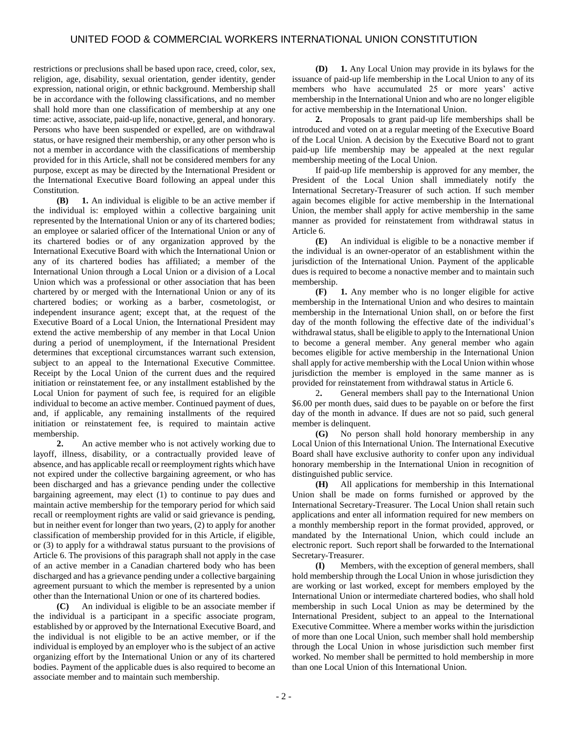restrictions or preclusions shall be based upon race, creed, color, sex, religion, age, disability, sexual orientation, gender identity, gender expression, national origin, or ethnic background. Membership shall be in accordance with the following classifications, and no member shall hold more than one classification of membership at any one time: active, associate, paid-up life, nonactive, general, and honorary. Persons who have been suspended or expelled, are on withdrawal status, or have resigned their membership, or any other person who is not a member in accordance with the classifications of membership provided for in this Article, shall not be considered members for any purpose, except as may be directed by the International President or the International Executive Board following an appeal under this Constitution.

**(B)** **1.** An individual is eligible to be an active member if the individual is: employed within a collective bargaining unit represented by the International Union or any of its chartered bodies; an employee or salaried officer of the International Union or any of its chartered bodies or of any organization approved by the International Executive Board with which the International Union or any of its chartered bodies has affiliated; a member of the International Union through a Local Union or a division of a Local Union which was a professional or other association that has been chartered by or merged with the International Union or any of its chartered bodies; or working as a barber, cosmetologist, or independent insurance agent; except that, at the request of the Executive Board of a Local Union, the International President may extend the active membership of any member in that Local Union during a period of unemployment, if the International President determines that exceptional circumstances warrant such extension, subject to an appeal to the International Executive Committee. Receipt by the Local Union of the current dues and the required initiation or reinstatement fee, or any installment established by the Local Union for payment of such fee, is required for an eligible individual to become an active member. Continued payment of dues, and, if applicable, any remaining installments of the required initiation or reinstatement fee, is required to maintain active membership.

**2.** An active member who is not actively working due to layoff, illness, disability, or a contractually provided leave of absence, and has applicable recall or reemployment rights which have not expired under the collective bargaining agreement, or who has been discharged and has a grievance pending under the collective bargaining agreement, may elect (1) to continue to pay dues and maintain active membership for the temporary period for which said recall or reemployment rights are valid or said grievance is pending, but in neither event for longer than two years, (2) to apply for another classification of membership provided for in this Article, if eligible, or (3) to apply for a withdrawal status pursuant to the provisions of Article 6. The provisions of this paragraph shall not apply in the case of an active member in a Canadian chartered body who has been discharged and has a grievance pending under a collective bargaining agreement pursuant to which the member is represented by a union other than the International Union or one of its chartered bodies.

**(C)** An individual is eligible to be an associate member if the individual is a participant in a specific associate program, established by or approved by the International Executive Board, and the individual is not eligible to be an active member, or if the individual is employed by an employer who is the subject of an active organizing effort by the International Union or any of its chartered bodies. Payment of the applicable dues is also required to become an associate member and to maintain such membership.

**(D)** **1.** Any Local Union may provide in its bylaws for the issuance of paid-up life membership in the Local Union to any of its members who have accumulated 25 or more years' active membership in the International Union and who are no longer eligible for active membership in the International Union.

**2.** Proposals to grant paid-up life memberships shall be introduced and voted on at a regular meeting of the Executive Board of the Local Union. A decision by the Executive Board not to grant paid-up life membership may be appealed at the next regular membership meeting of the Local Union.

If paid-up life membership is approved for any member, the President of the Local Union shall immediately notify the International Secretary-Treasurer of such action. If such member again becomes eligible for active membership in the International Union, the member shall apply for active membership in the same manner as provided for reinstatement from withdrawal status in Article 6.

**(E)** An individual is eligible to be a nonactive member if the individual is an owner-operator of an establishment within the jurisdiction of the International Union. Payment of the applicable dues is required to become a nonactive member and to maintain such membership.

**(F)** **1.** Any member who is no longer eligible for active membership in the International Union and who desires to maintain membership in the International Union shall, on or before the first day of the month following the effective date of the individual's withdrawal status, shall be eligible to apply to the International Union to become a general member. Any general member who again becomes eligible for active membership in the International Union shall apply for active membership with the Local Union within whose jurisdiction the member is employed in the same manner as is provided for reinstatement from withdrawal status in Article 6.

**2.** General members shall pay to the International Union $6.00 per month dues, said dues to be payable on or before the first day of the month in advance. If dues are not so paid, such general member is delinquent.

**(G)** No person shall hold honorary membership in any Local Union of this International Union. The International Executive Board shall have exclusive authority to confer upon any individual honorary membership in the International Union in recognition of distinguished public service.

**(H)** All applications for membership in this International Union shall be made on forms furnished or approved by the International Secretary-Treasurer. The Local Union shall retain such applications and enter all information required for new members on a monthly membership report in the format provided, approved, or mandated by the International Union, which could include an electronic report. Such report shall be forwarded to the International Secretary-Treasurer.

**(I)** Members, with the exception of general members, shall hold membership through the Local Union in whose jurisdiction they are working or last worked, except for members employed by the International Union or intermediate chartered bodies, who shall hold membership in such Local Union as may be determined by the International President, subject to an appeal to the International Executive Committee. Where a member works within the jurisdiction of more than one Local Union, such member shall hold membership through the Local Union in whose jurisdiction such member first worked. No member shall be permitted to hold membership in more than one Local Union of this International Union.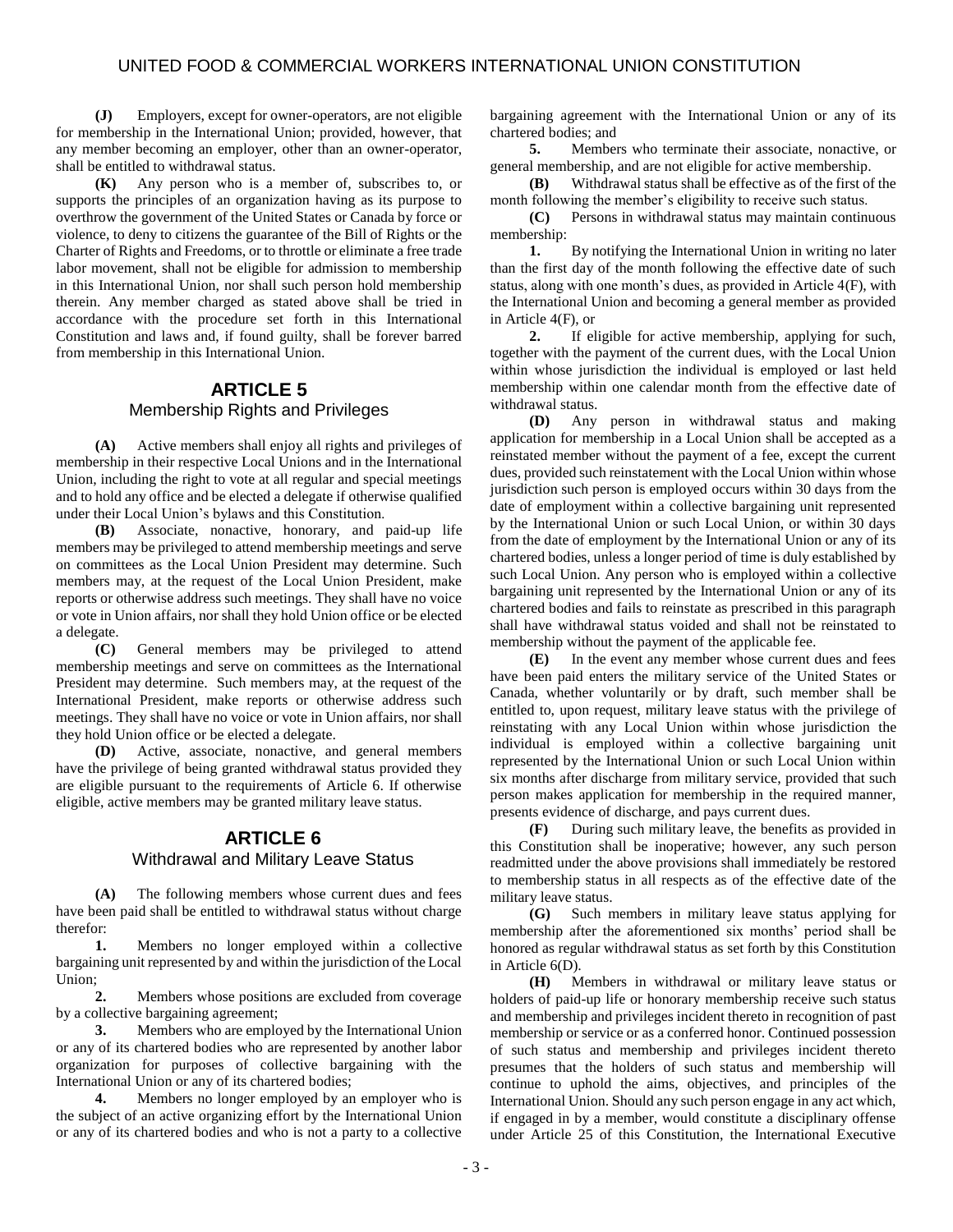**(J)** Employers, except for owner-operators, are not eligible for membership in the International Union; provided, however, that any member becoming an employer, other than an owner-operator, shall be entitled to withdrawal status.

**(K)** Any person who is a member of, subscribes to, or supports the principles of an organization having as its purpose to overthrow the government of the United States or Canada by force or violence, to deny to citizens the guarantee of the Bill of Rights or the Charter of Rights and Freedoms, or to throttle or eliminate a free trade labor movement, shall not be eligible for admission to membership in this International Union, nor shall such person hold membership therein. Any member charged as stated above shall be tried in accordance with the procedure set forth in this International Constitution and laws and, if found guilty, shall be forever barred from membership in this International Union.

## ARTICLE 5
### Membership Rights and Privileges

**(A)** Active members shall enjoy all rights and privileges of membership in their respective Local Unions and in the International Union, including the right to vote at all regular and special meetings and to hold any office and be elected a delegate if otherwise qualified under their Local Union's bylaws and this Constitution.

**(B)** Associate, nonactive, honorary, and paid-up life members may be privileged to attend membership meetings and serve on committees as the Local Union President may determine. Such members may, at the request of the Local Union President, make reports or otherwise address such meetings. They shall have no voice or vote in Union affairs, nor shall they hold Union office or be elected a delegate.

**(C)** General members may be privileged to attend membership meetings and serve on committees as the International President may determine. Such members may, at the request of the International President, make reports or otherwise address such meetings. They shall have no voice or vote in Union affairs, nor shall they hold Union office or be elected a delegate.

**(D)** Active, associate, nonactive, and general members have the privilege of being granted withdrawal status provided they are eligible pursuant to the requirements of Article 6. If otherwise eligible, active members may be granted military leave status.

## ARTICLE 6
### Withdrawal and Military Leave Status

**(A)** The following members whose current dues and fees have been paid shall be entitled to withdrawal status without charge therefor:

**1.** Members no longer employed within a collective bargaining unit represented by and within the jurisdiction of the Local Union;

**2.** Members whose positions are excluded from coverage by a collective bargaining agreement;

**3.** Members who are employed by the International Union or any of its chartered bodies who are represented by another labor organization for purposes of collective bargaining with the International Union or any of its chartered bodies;

**4.** Members no longer employed by an employer who is the subject of an active organizing effort by the International Union or any of its chartered bodies and who is not a party to a collective bargaining agreement with the International Union or any of its chartered bodies; and

**5.** Members who terminate their associate, nonactive, or general membership, and are not eligible for active membership.

**(B)** Withdrawal status shall be effective as of the first of the month following the member's eligibility to receive such status.

**(C)** Persons in withdrawal status may maintain continuous membership:

**1.** By notifying the International Union in writing no later than the first day of the month following the effective date of such status, along with one month's dues, as provided in Article 4(F), with the International Union and becoming a general member as provided in Article 4(F), or

**2.** If eligible for active membership, applying for such, together with the payment of the current dues, with the Local Union within whose jurisdiction the individual is employed or last held membership within one calendar month from the effective date of withdrawal status.

**(D)** Any person in withdrawal status and making application for membership in a Local Union shall be accepted as a reinstated member without the payment of a fee, except the current dues, provided such reinstatement with the Local Union within whose jurisdiction such person is employed occurs within 30 days from the date of employment within a collective bargaining unit represented by the International Union or such Local Union, or within 30 days from the date of employment by the International Union or any of its chartered bodies, unless a longer period of time is duly established by such Local Union. Any person who is employed within a collective bargaining unit represented by the International Union or any of its chartered bodies and fails to reinstate as prescribed in this paragraph shall have withdrawal status voided and shall not be reinstated to membership without the payment of the applicable fee.

**(E)** In the event any member whose current dues and fees have been paid enters the military service of the United States or Canada, whether voluntarily or by draft, such member shall be entitled to, upon request, military leave status with the privilege of reinstating with any Local Union within whose jurisdiction the individual is employed within a collective bargaining unit represented by the International Union or such Local Union within six months after discharge from military service, provided that such person makes application for membership in the required manner, presents evidence of discharge, and pays current dues.

**(F)** During such military leave, the benefits as provided in this Constitution shall be inoperative; however, any such person readmitted under the above provisions shall immediately be restored to membership status in all respects as of the effective date of the military leave status.

**(G)** Such members in military leave status applying for membership after the aforementioned six months' period shall be honored as regular withdrawal status as set forth by this Constitution in Article 6(D).

**(H)** Members in withdrawal or military leave status or holders of paid-up life or honorary membership receive such status and membership and privileges incident thereto in recognition of past membership or service or as a conferred honor. Continued possession of such status and membership and privileges incident thereto presumes that the holders of such status and membership will continue to uphold the aims, objectives, and principles of the International Union. Should any such person engage in any act which, if engaged in by a member, would constitute a disciplinary offense under Article 25 of this Constitution, the International Executive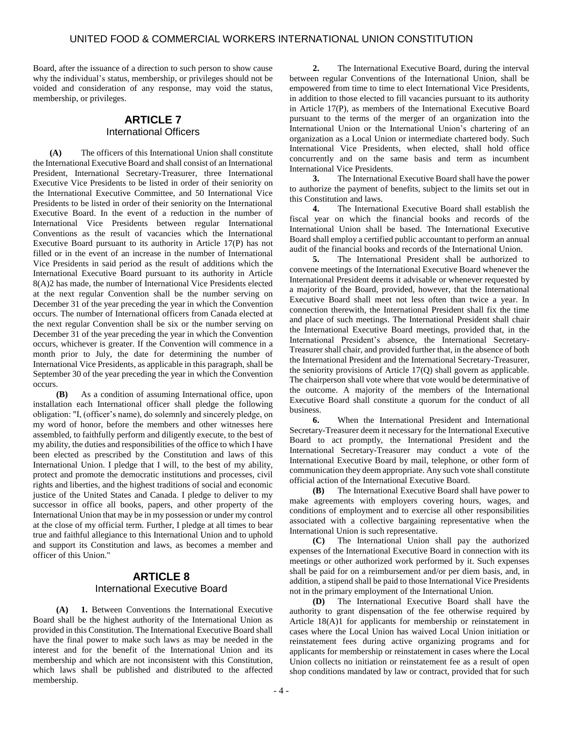Board, after the issuance of a direction to such person to show cause why the individual's status, membership, or privileges should not be voided and consideration of any response, may void the status, membership, or privileges.

## ARTICLE 7
### International Officers

**(A)** The officers of this International Union shall constitute the International Executive Board and shall consist of an International President, International Secretary-Treasurer, three International Executive Vice Presidents to be listed in order of their seniority on the International Executive Committee, and 50 International Vice Presidents to be listed in order of their seniority on the International Executive Board. In the event of a reduction in the number of International Vice Presidents between regular International Conventions as the result of vacancies which the International Executive Board pursuant to its authority in Article 17(P) has not filled or in the event of an increase in the number of International Vice Presidents in said period as the result of additions which the International Executive Board pursuant to its authority in Article 8(A)2 has made, the number of International Vice Presidents elected at the next regular Convention shall be the number serving on December 31 of the year preceding the year in which the Convention occurs. The number of International officers from Canada elected at the next regular Convention shall be six or the number serving on December 31 of the year preceding the year in which the Convention occurs, whichever is greater. If the Convention will commence in a month prior to July, the date for determining the number of International Vice Presidents, as applicable in this paragraph, shall be September 30 of the year preceding the year in which the Convention occurs.

**(B)** As a condition of assuming International office, upon installation each International officer shall pledge the following obligation: "I, (officer's name), do solemnly and sincerely pledge, on my word of honor, before the members and other witnesses here assembled, to faithfully perform and diligently execute, to the best of my ability, the duties and responsibilities of the office to which I have been elected as prescribed by the Constitution and laws of this International Union. I pledge that I will, to the best of my ability, protect and promote the democratic institutions and processes, civil rights and liberties, and the highest traditions of social and economic justice of the United States and Canada. I pledge to deliver to my successor in office all books, papers, and other property of the International Union that may be in my possession or under my control at the close of my official term. Further, I pledge at all times to bear true and faithful allegiance to this International Union and to uphold and support its Constitution and laws, as becomes a member and officer of this Union."

## ARTICLE 8
### International Executive Board

**(A)** **1.** Between Conventions the International Executive Board shall be the highest authority of the International Union as provided in this Constitution. The International Executive Board shall have the final power to make such laws as may be needed in the interest and for the benefit of the International Union and its membership and which are not inconsistent with this Constitution, which laws shall be published and distributed to the affected membership.

**2.** The International Executive Board, during the interval between regular Conventions of the International Union, shall be empowered from time to time to elect International Vice Presidents, in addition to those elected to fill vacancies pursuant to its authority in Article 17(P), as members of the International Executive Board pursuant to the terms of the merger of an organization into the International Union or the International Union's chartering of an organization as a Local Union or intermediate chartered body. Such International Vice Presidents, when elected, shall hold office concurrently and on the same basis and term as incumbent International Vice Presidents.

**3.** The International Executive Board shall have the power to authorize the payment of benefits, subject to the limits set out in this Constitution and laws.

**4.** The International Executive Board shall establish the fiscal year on which the financial books and records of the International Union shall be based. The International Executive Board shall employ a certified public accountant to perform an annual audit of the financial books and records of the International Union.

**5.** The International President shall be authorized to convene meetings of the International Executive Board whenever the International President deems it advisable or whenever requested by a majority of the Board, provided, however, that the International Executive Board shall meet not less often than twice a year. In connection therewith, the International President shall fix the time and place of such meetings. The International President shall chair the International Executive Board meetings, provided that, in the International President's absence, the International Secretary-Treasurer shall chair, and provided further that, in the absence of both the International President and the International Secretary-Treasurer, the seniority provisions of Article 17(Q) shall govern as applicable. The chairperson shall vote where that vote would be determinative of the outcome. A majority of the members of the International Executive Board shall constitute a quorum for the conduct of all business.

**6.** When the International President and International Secretary-Treasurer deem it necessary for the International Executive Board to act promptly, the International President and the International Secretary-Treasurer may conduct a vote of the International Executive Board by mail, telephone, or other form of communication they deem appropriate. Any such vote shall constitute official action of the International Executive Board.

**(B)** The International Executive Board shall have power to make agreements with employers covering hours, wages, and conditions of employment and to exercise all other responsibilities associated with a collective bargaining representative when the International Union is such representative.

**(C)** The International Union shall pay the authorized expenses of the International Executive Board in connection with its meetings or other authorized work performed by it. Such expenses shall be paid for on a reimbursement and/or per diem basis, and, in addition, a stipend shall be paid to those International Vice Presidents not in the primary employment of the International Union.

**(D)** The International Executive Board shall have the authority to grant dispensation of the fee otherwise required by Article 18(A)1 for applicants for membership or reinstatement in cases where the Local Union has waived Local Union initiation or reinstatement fees during active organizing programs and for applicants for membership or reinstatement in cases where the Local Union collects no initiation or reinstatement fee as a result of open shop conditions mandated by law or contract, provided that for such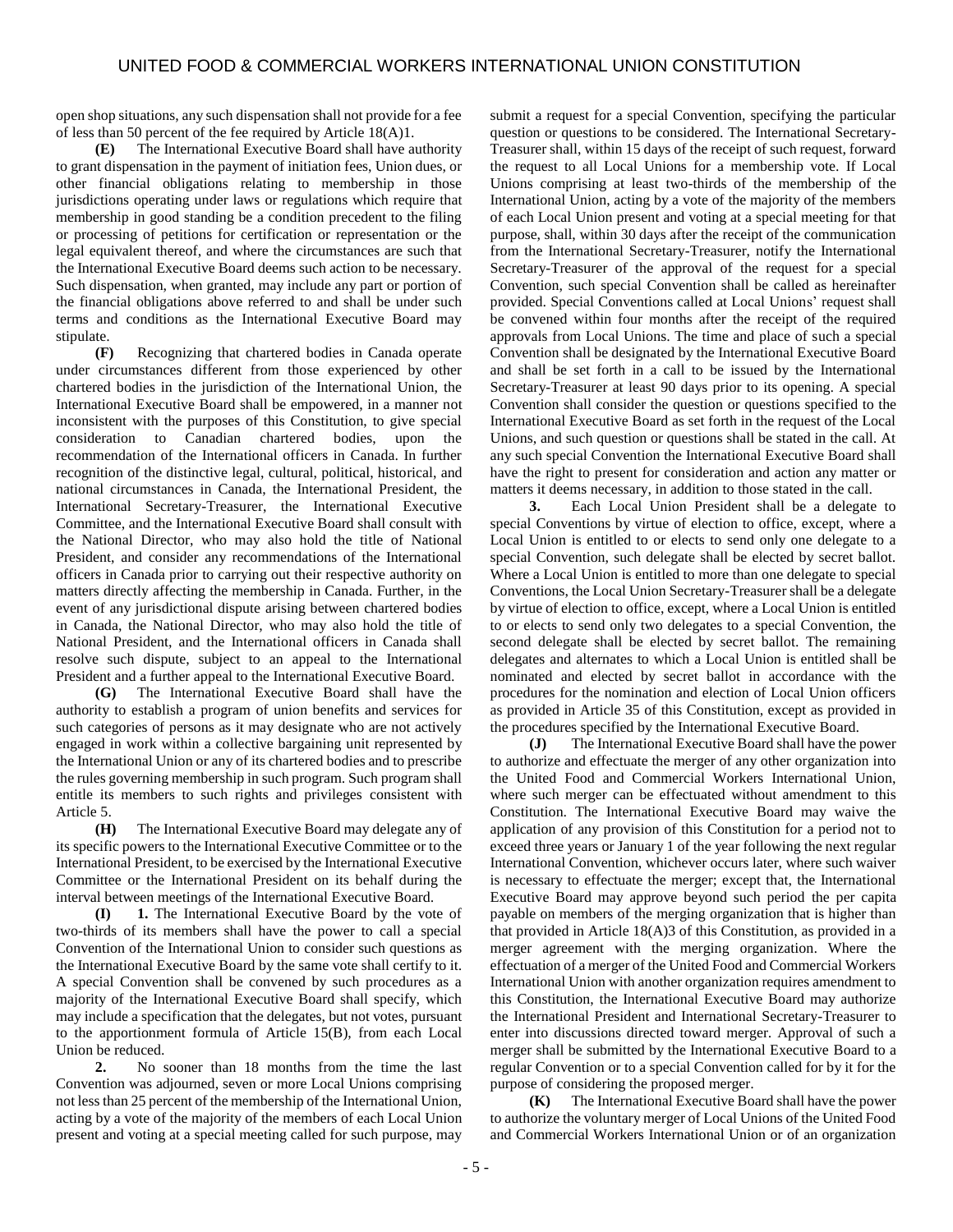open shop situations, any such dispensation shall not provide for a fee of less than 50 percent of the fee required by Article 18(A)1.

**(E)** The International Executive Board shall have authority to grant dispensation in the payment of initiation fees, Union dues, or other financial obligations relating to membership in those jurisdictions operating under laws or regulations which require that membership in good standing be a condition precedent to the filing or processing of petitions for certification or representation or the legal equivalent thereof, and where the circumstances are such that the International Executive Board deems such action to be necessary. Such dispensation, when granted, may include any part or portion of the financial obligations above referred to and shall be under such terms and conditions as the International Executive Board may stipulate.

**(F)** Recognizing that chartered bodies in Canada operate under circumstances different from those experienced by other chartered bodies in the jurisdiction of the International Union, the International Executive Board shall be empowered, in a manner not inconsistent with the purposes of this Constitution, to give special consideration to Canadian chartered bodies, upon the recommendation of the International officers in Canada. In further recognition of the distinctive legal, cultural, political, historical, and national circumstances in Canada, the International President, the International Secretary-Treasurer, the International Executive Committee, and the International Executive Board shall consult with the National Director, who may also hold the title of National President, and consider any recommendations of the International officers in Canada prior to carrying out their respective authority on matters directly affecting the membership in Canada. Further, in the event of any jurisdictional dispute arising between chartered bodies in Canada, the National Director, who may also hold the title of National President, and the International officers in Canada shall resolve such dispute, subject to an appeal to the International President and a further appeal to the International Executive Board.

**(G)** The International Executive Board shall have the authority to establish a program of union benefits and services for such categories of persons as it may designate who are not actively engaged in work within a collective bargaining unit represented by the International Union or any of its chartered bodies and to prescribe the rules governing membership in such program. Such program shall entitle its members to such rights and privileges consistent with Article 5.

**(H)** The International Executive Board may delegate any of its specific powers to the International Executive Committee or to the International President, to be exercised by the International Executive Committee or the International President on its behalf during the interval between meetings of the International Executive Board.

**(I)** **1.** The International Executive Board by the vote of two-thirds of its members shall have the power to call a special Convention of the International Union to consider such questions as the International Executive Board by the same vote shall certify to it. A special Convention shall be convened by such procedures as a majority of the International Executive Board shall specify, which may include a specification that the delegates, but not votes, pursuant to the apportionment formula of Article 15(B), from each Local Union be reduced.

**2.** No sooner than 18 months from the time the last Convention was adjourned, seven or more Local Unions comprising not less than 25 percent of the membership of the International Union, acting by a vote of the majority of the members of each Local Union present and voting at a special meeting called for such purpose, may submit a request for a special Convention, specifying the particular question or questions to be considered. The International Secretary-Treasurer shall, within 15 days of the receipt of such request, forward the request to all Local Unions for a membership vote. If Local Unions comprising at least two-thirds of the membership of the International Union, acting by a vote of the majority of the members of each Local Union present and voting at a special meeting for that purpose, shall, within 30 days after the receipt of the communication from the International Secretary-Treasurer, notify the International Secretary-Treasurer of the approval of the request for a special Convention, such special Convention shall be called as hereinafter provided. Special Conventions called at Local Unions' request shall be convened within four months after the receipt of the required approvals from Local Unions. The time and place of such a special Convention shall be designated by the International Executive Board and shall be set forth in a call to be issued by the International Secretary-Treasurer at least 90 days prior to its opening. A special Convention shall consider the question or questions specified to the International Executive Board as set forth in the request of the Local Unions, and such question or questions shall be stated in the call. At any such special Convention the International Executive Board shall have the right to present for consideration and action any matter or matters it deems necessary, in addition to those stated in the call.

**3.** Each Local Union President shall be a delegate to special Conventions by virtue of election to office, except, where a Local Union is entitled to or elects to send only one delegate to a special Convention, such delegate shall be elected by secret ballot. Where a Local Union is entitled to more than one delegate to special Conventions, the Local Union Secretary-Treasurer shall be a delegate by virtue of election to office, except, where a Local Union is entitled to or elects to send only two delegates to a special Convention, the second delegate shall be elected by secret ballot. The remaining delegates and alternates to which a Local Union is entitled shall be nominated and elected by secret ballot in accordance with the procedures for the nomination and election of Local Union officers as provided in Article 35 of this Constitution, except as provided in the procedures specified by the International Executive Board.

**(J)** The International Executive Board shall have the power to authorize and effectuate the merger of any other organization into the United Food and Commercial Workers International Union, where such merger can be effectuated without amendment to this Constitution. The International Executive Board may waive the application of any provision of this Constitution for a period not to exceed three years or January 1 of the year following the next regular International Convention, whichever occurs later, where such waiver is necessary to effectuate the merger; except that, the International Executive Board may approve beyond such period the per capita payable on members of the merging organization that is higher than that provided in Article 18(A)3 of this Constitution, as provided in a merger agreement with the merging organization. Where the effectuation of a merger of the United Food and Commercial Workers International Union with another organization requires amendment to this Constitution, the International Executive Board may authorize the International President and International Secretary-Treasurer to enter into discussions directed toward merger. Approval of such a merger shall be submitted by the International Executive Board to a regular Convention or to a special Convention called for by it for the purpose of considering the proposed merger.

**(K)** The International Executive Board shall have the power to authorize the voluntary merger of Local Unions of the United Food and Commercial Workers International Union or of an organization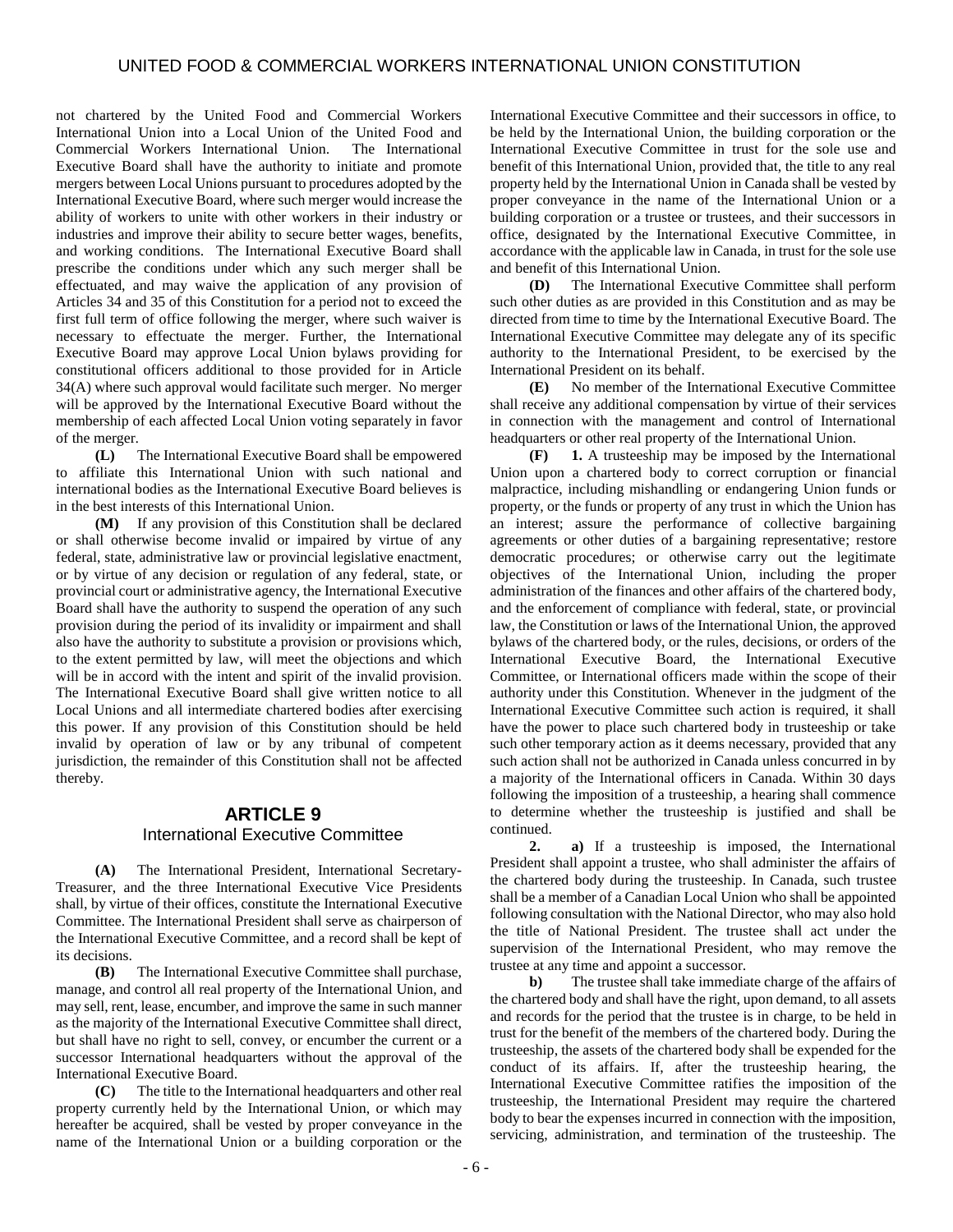not chartered by the United Food and Commercial Workers International Union into a Local Union of the United Food and Commercial Workers International Union. The International Executive Board shall have the authority to initiate and promote mergers between Local Unions pursuant to procedures adopted by the International Executive Board, where such merger would increase the ability of workers to unite with other workers in their industry or industries and improve their ability to secure better wages, benefits, and working conditions. The International Executive Board shall prescribe the conditions under which any such merger shall be effectuated, and may waive the application of any provision of Articles 34 and 35 of this Constitution for a period not to exceed the first full term of office following the merger, where such waiver is necessary to effectuate the merger. Further, the International Executive Board may approve Local Union bylaws providing for constitutional officers additional to those provided for in Article 34(A) where such approval would facilitate such merger. No merger will be approved by the International Executive Board without the membership of each affected Local Union voting separately in favor of the merger.

**(L)** The International Executive Board shall be empowered to affiliate this International Union with such national and international bodies as the International Executive Board believes is in the best interests of this International Union.

**(M)** If any provision of this Constitution shall be declared or shall otherwise become invalid or impaired by virtue of any federal, state, administrative law or provincial legislative enactment, or by virtue of any decision or regulation of any federal, state, or provincial court or administrative agency, the International Executive Board shall have the authority to suspend the operation of any such provision during the period of its invalidity or impairment and shall also have the authority to substitute a provision or provisions which, to the extent permitted by law, will meet the objections and which will be in accord with the intent and spirit of the invalid provision. The International Executive Board shall give written notice to all Local Unions and all intermediate chartered bodies after exercising this power. If any provision of this Constitution should be held invalid by operation of law or by any tribunal of competent jurisdiction, the remainder of this Constitution shall not be affected thereby.

## ARTICLE 9
### International Executive Committee

**(A)** The International President, International Secretary-Treasurer, and the three International Executive Vice Presidents shall, by virtue of their offices, constitute the International Executive Committee. The International President shall serve as chairperson of the International Executive Committee, and a record shall be kept of its decisions.

**(B)** The International Executive Committee shall purchase, manage, and control all real property of the International Union, and may sell, rent, lease, encumber, and improve the same in such manner as the majority of the International Executive Committee shall direct, but shall have no right to sell, convey, or encumber the current or a successor International headquarters without the approval of the International Executive Board.

**(C)** The title to the International headquarters and other real property currently held by the International Union, or which may hereafter be acquired, shall be vested by proper conveyance in the name of the International Union or a building corporation or the International Executive Committee and their successors in office, to be held by the International Union, the building corporation or the International Executive Committee in trust for the sole use and benefit of this International Union, provided that, the title to any real property held by the International Union in Canada shall be vested by proper conveyance in the name of the International Union or a building corporation or a trustee or trustees, and their successors in office, designated by the International Executive Committee, in accordance with the applicable law in Canada, in trust for the sole use and benefit of this International Union.

**(D)** The International Executive Committee shall perform such other duties as are provided in this Constitution and as may be directed from time to time by the International Executive Board. The International Executive Committee may delegate any of its specific authority to the International President, to be exercised by the International President on its behalf.

**(E)** No member of the International Executive Committee shall receive any additional compensation by virtue of their services in connection with the management and control of International headquarters or other real property of the International Union.

**(F)** **1.** A trusteeship may be imposed by the International Union upon a chartered body to correct corruption or financial malpractice, including mishandling or endangering Union funds or property, or the funds or property of any trust in which the Union has an interest; assure the performance of collective bargaining agreements or other duties of a bargaining representative; restore democratic procedures; or otherwise carry out the legitimate objectives of the International Union, including the proper administration of the finances and other affairs of the chartered body, and the enforcement of compliance with federal, state, or provincial law, the Constitution or laws of the International Union, the approved bylaws of the chartered body, or the rules, decisions, or orders of the International Executive Board, the International Executive Committee, or International officers made within the scope of their authority under this Constitution. Whenever in the judgment of the International Executive Committee such action is required, it shall have the power to place such chartered body in trusteeship or take such other temporary action as it deems necessary, provided that any such action shall not be authorized in Canada unless concurred in by a majority of the International officers in Canada. Within 30 days following the imposition of a trusteeship, a hearing shall commence to determine whether the trusteeship is justified and shall be continued.

**2.** **a)** If a trusteeship is imposed, the International President shall appoint a trustee, who shall administer the affairs of the chartered body during the trusteeship. In Canada, such trustee shall be a member of a Canadian Local Union who shall be appointed following consultation with the National Director, who may also hold the title of National President. The trustee shall act under the supervision of the International President, who may remove the trustee at any time and appoint a successor.

**b)** The trustee shall take immediate charge of the affairs of the chartered body and shall have the right, upon demand, to all assets and records for the period that the trustee is in charge, to be held in trust for the benefit of the members of the chartered body. During the trusteeship, the assets of the chartered body shall be expended for the conduct of its affairs. If, after the trusteeship hearing, the International Executive Committee ratifies the imposition of the trusteeship, the International President may require the chartered body to bear the expenses incurred in connection with the imposition, servicing, administration, and termination of the trusteeship. The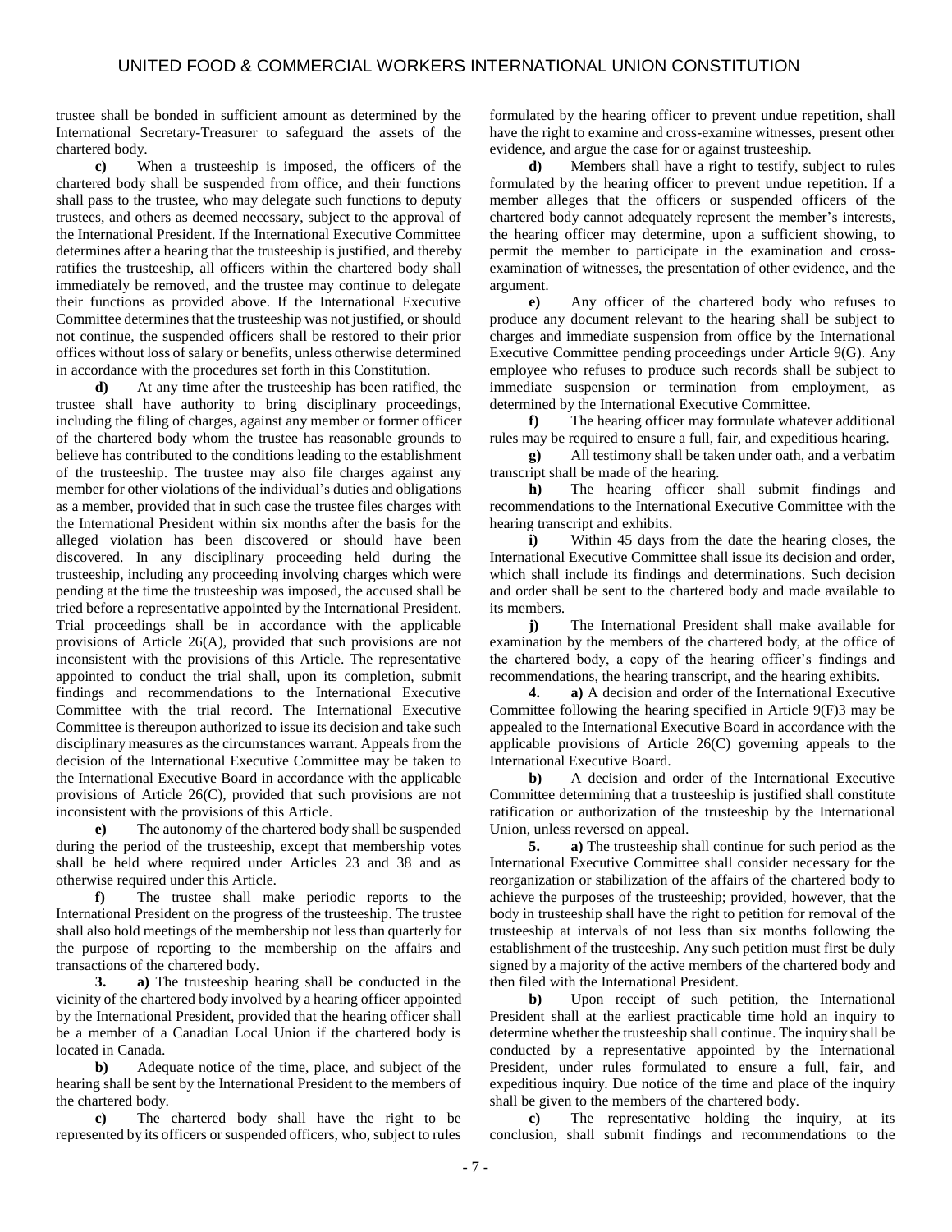trustee shall be bonded in sufficient amount as determined by the International Secretary-Treasurer to safeguard the assets of the chartered body.

**c)** When a trusteeship is imposed, the officers of the chartered body shall be suspended from office, and their functions shall pass to the trustee, who may delegate such functions to deputy trustees, and others as deemed necessary, subject to the approval of the International President. If the International Executive Committee determines after a hearing that the trusteeship is justified, and thereby ratifies the trusteeship, all officers within the chartered body shall immediately be removed, and the trustee may continue to delegate their functions as provided above. If the International Executive Committee determines that the trusteeship was not justified, or should not continue, the suspended officers shall be restored to their prior offices without loss of salary or benefits, unless otherwise determined in accordance with the procedures set forth in this Constitution.

**d)** At any time after the trusteeship has been ratified, the trustee shall have authority to bring disciplinary proceedings, including the filing of charges, against any member or former officer of the chartered body whom the trustee has reasonable grounds to believe has contributed to the conditions leading to the establishment of the trusteeship. The trustee may also file charges against any member for other violations of the individual's duties and obligations as a member, provided that in such case the trustee files charges with the International President within six months after the basis for the alleged violation has been discovered or should have been discovered. In any disciplinary proceeding held during the trusteeship, including any proceeding involving charges which were pending at the time the trusteeship was imposed, the accused shall be tried before a representative appointed by the International President. Trial proceedings shall be in accordance with the applicable provisions of Article 26(A), provided that such provisions are not inconsistent with the provisions of this Article. The representative appointed to conduct the trial shall, upon its completion, submit findings and recommendations to the International Executive Committee with the trial record. The International Executive Committee is thereupon authorized to issue its decision and take such disciplinary measures as the circumstances warrant. Appeals from the decision of the International Executive Committee may be taken to the International Executive Board in accordance with the applicable provisions of Article 26(C), provided that such provisions are not inconsistent with the provisions of this Article.

**e)** The autonomy of the chartered body shall be suspended during the period of the trusteeship, except that membership votes shall be held where required under Articles 23 and 38 and as otherwise required under this Article.

**f)** The trustee shall make periodic reports to the International President on the progress of the trusteeship. The trustee shall also hold meetings of the membership not less than quarterly for the purpose of reporting to the membership on the affairs and transactions of the chartered body.

**3. a)** The trusteeship hearing shall be conducted in the vicinity of the chartered body involved by a hearing officer appointed by the International President, provided that the hearing officer shall be a member of a Canadian Local Union if the chartered body is located in Canada.

**b)** Adequate notice of the time, place, and subject of the hearing shall be sent by the International President to the members of the chartered body.

**c)** The chartered body shall have the right to be represented by its officers or suspended officers, who, subject to rules formulated by the hearing officer to prevent undue repetition, shall have the right to examine and cross-examine witnesses, present other evidence, and argue the case for or against trusteeship.

**d)** Members shall have a right to testify, subject to rules formulated by the hearing officer to prevent undue repetition. If a member alleges that the officers or suspended officers of the chartered body cannot adequately represent the member's interests, the hearing officer may determine, upon a sufficient showing, to permit the member to participate in the examination and cross-examination of witnesses, the presentation of other evidence, and the argument.

**e)** Any officer of the chartered body who refuses to produce any document relevant to the hearing shall be subject to charges and immediate suspension from office by the International Executive Committee pending proceedings under Article 9(G). Any employee who refuses to produce such records shall be subject to immediate suspension or termination from employment, as determined by the International Executive Committee.

**f)** The hearing officer may formulate whatever additional rules may be required to ensure a full, fair, and expeditious hearing.

**g)** All testimony shall be taken under oath, and a verbatim transcript shall be made of the hearing.

**h)** The hearing officer shall submit findings and recommendations to the International Executive Committee with the hearing transcript and exhibits.

**i)** Within 45 days from the date the hearing closes, the International Executive Committee shall issue its decision and order, which shall include its findings and determinations. Such decision and order shall be sent to the chartered body and made available to its members.

**j)** The International President shall make available for examination by the members of the chartered body, at the office of the chartered body, a copy of the hearing officer's findings and recommendations, the hearing transcript, and the hearing exhibits.

**4. a)** A decision and order of the International Executive Committee following the hearing specified in Article 9(F)3 may be appealed to the International Executive Board in accordance with the applicable provisions of Article 26(C) governing appeals to the International Executive Board.

**b)** A decision and order of the International Executive Committee determining that a trusteeship is justified shall constitute ratification or authorization of the trusteeship by the International Union, unless reversed on appeal.

**5. a)** The trusteeship shall continue for such period as the International Executive Committee shall consider necessary for the reorganization or stabilization of the affairs of the chartered body to achieve the purposes of the trusteeship; provided, however, that the body in trusteeship shall have the right to petition for removal of the trusteeship at intervals of not less than six months following the establishment of the trusteeship. Any such petition must first be duly signed by a majority of the active members of the chartered body and then filed with the International President.

**b)** Upon receipt of such petition, the International President shall at the earliest practicable time hold an inquiry to determine whether the trusteeship shall continue. The inquiry shall be conducted by a representative appointed by the International President, under rules formulated to ensure a full, fair, and expeditious inquiry. Due notice of the time and place of the inquiry shall be given to the members of the chartered body.

**c)** The representative holding the inquiry, at its conclusion, shall submit findings and recommendations to the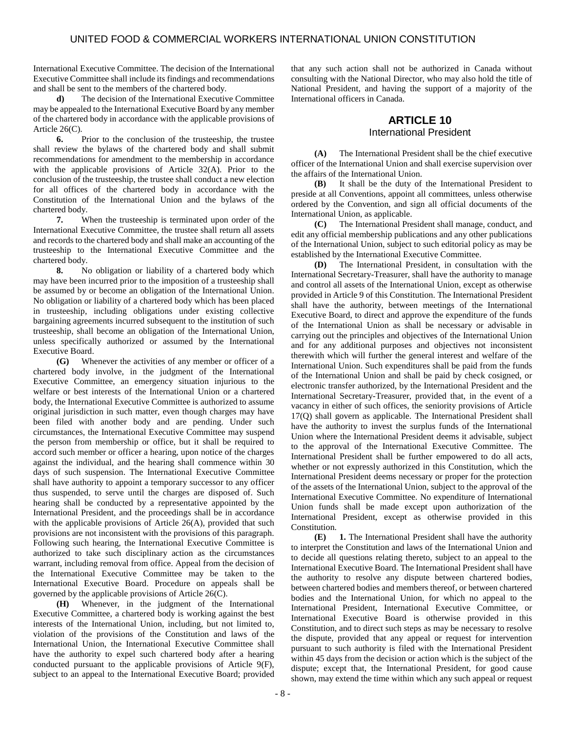International Executive Committee. The decision of the International Executive Committee shall include its findings and recommendations and shall be sent to the members of the chartered body.

**d)** The decision of the International Executive Committee may be appealed to the International Executive Board by any member of the chartered body in accordance with the applicable provisions of Article 26(C).

**6.** Prior to the conclusion of the trusteeship, the trustee shall review the bylaws of the chartered body and shall submit recommendations for amendment to the membership in accordance with the applicable provisions of Article 32(A). Prior to the conclusion of the trusteeship, the trustee shall conduct a new election for all offices of the chartered body in accordance with the Constitution of the International Union and the bylaws of the chartered body.

**7.** When the trusteeship is terminated upon order of the International Executive Committee, the trustee shall return all assets and records to the chartered body and shall make an accounting of the trusteeship to the International Executive Committee and the chartered body.

**8.** No obligation or liability of a chartered body which may have been incurred prior to the imposition of a trusteeship shall be assumed by or become an obligation of the International Union. No obligation or liability of a chartered body which has been placed in trusteeship, including obligations under existing collective bargaining agreements incurred subsequent to the institution of such trusteeship, shall become an obligation of the International Union, unless specifically authorized or assumed by the International Executive Board.

**(G)** Whenever the activities of any member or officer of a chartered body involve, in the judgment of the International Executive Committee, an emergency situation injurious to the welfare or best interests of the International Union or a chartered body, the International Executive Committee is authorized to assume original jurisdiction in such matter, even though charges may have been filed with another body and are pending. Under such circumstances, the International Executive Committee may suspend the person from membership or office, but it shall be required to accord such member or officer a hearing, upon notice of the charges against the individual, and the hearing shall commence within 30 days of such suspension. The International Executive Committee shall have authority to appoint a temporary successor to any officer thus suspended, to serve until the charges are disposed of. Such hearing shall be conducted by a representative appointed by the International President, and the proceedings shall be in accordance with the applicable provisions of Article 26(A), provided that such provisions are not inconsistent with the provisions of this paragraph. Following such hearing, the International Executive Committee is authorized to take such disciplinary action as the circumstances warrant, including removal from office. Appeal from the decision of the International Executive Committee may be taken to the International Executive Board. Procedure on appeals shall be governed by the applicable provisions of Article 26(C).

**(H)** Whenever, in the judgment of the International Executive Committee, a chartered body is working against the best interests of the International Union, including, but not limited to, violation of the provisions of the Constitution and laws of the International Union, the International Executive Committee shall have the authority to expel such chartered body after a hearing conducted pursuant to the applicable provisions of Article 9(F), subject to an appeal to the International Executive Board; provided that any such action shall not be authorized in Canada without consulting with the National Director, who may also hold the title of National President, and having the support of a majority of the International officers in Canada.

## ARTICLE 10
### International President

**(A)** The International President shall be the chief executive officer of the International Union and shall exercise supervision over the affairs of the International Union.

**(B)** It shall be the duty of the International President to preside at all Conventions, appoint all committees, unless otherwise ordered by the Convention, and sign all official documents of the International Union, as applicable.

**(C)** The International President shall manage, conduct, and edit any official membership publications and any other publications of the International Union, subject to such editorial policy as may be established by the International Executive Committee.

**(D)** The International President, in consultation with the International Secretary-Treasurer, shall have the authority to manage and control all assets of the International Union, except as otherwise provided in Article 9 of this Constitution. The International President shall have the authority, between meetings of the International Executive Board, to direct and approve the expenditure of the funds of the International Union as shall be necessary or advisable in carrying out the principles and objectives of the International Union and for any additional purposes and objectives not inconsistent therewith which will further the general interest and welfare of the International Union. Such expenditures shall be paid from the funds of the International Union and shall be paid by check cosigned, or electronic transfer authorized, by the International President and the International Secretary-Treasurer, provided that, in the event of a vacancy in either of such offices, the seniority provisions of Article 17(Q) shall govern as applicable. The International President shall have the authority to invest the surplus funds of the International Union where the International President deems it advisable, subject to the approval of the International Executive Committee. The International President shall be further empowered to do all acts, whether or not expressly authorized in this Constitution, which the International President deems necessary or proper for the protection of the assets of the International Union, subject to the approval of the International Executive Committee. No expenditure of International Union funds shall be made except upon authorization of the International President, except as otherwise provided in this Constitution.

**(E)** **1.** The International President shall have the authority to interpret the Constitution and laws of the International Union and to decide all questions relating thereto, subject to an appeal to the International Executive Board. The International President shall have the authority to resolve any dispute between chartered bodies, between chartered bodies and members thereof, or between chartered bodies and the International Union, for which no appeal to the International President, International Executive Committee, or International Executive Board is otherwise provided in this Constitution, and to direct such steps as may be necessary to resolve the dispute, provided that any appeal or request for intervention pursuant to such authority is filed with the International President within 45 days from the decision or action which is the subject of the dispute; except that, the International President, for good cause shown, may extend the time within which any such appeal or request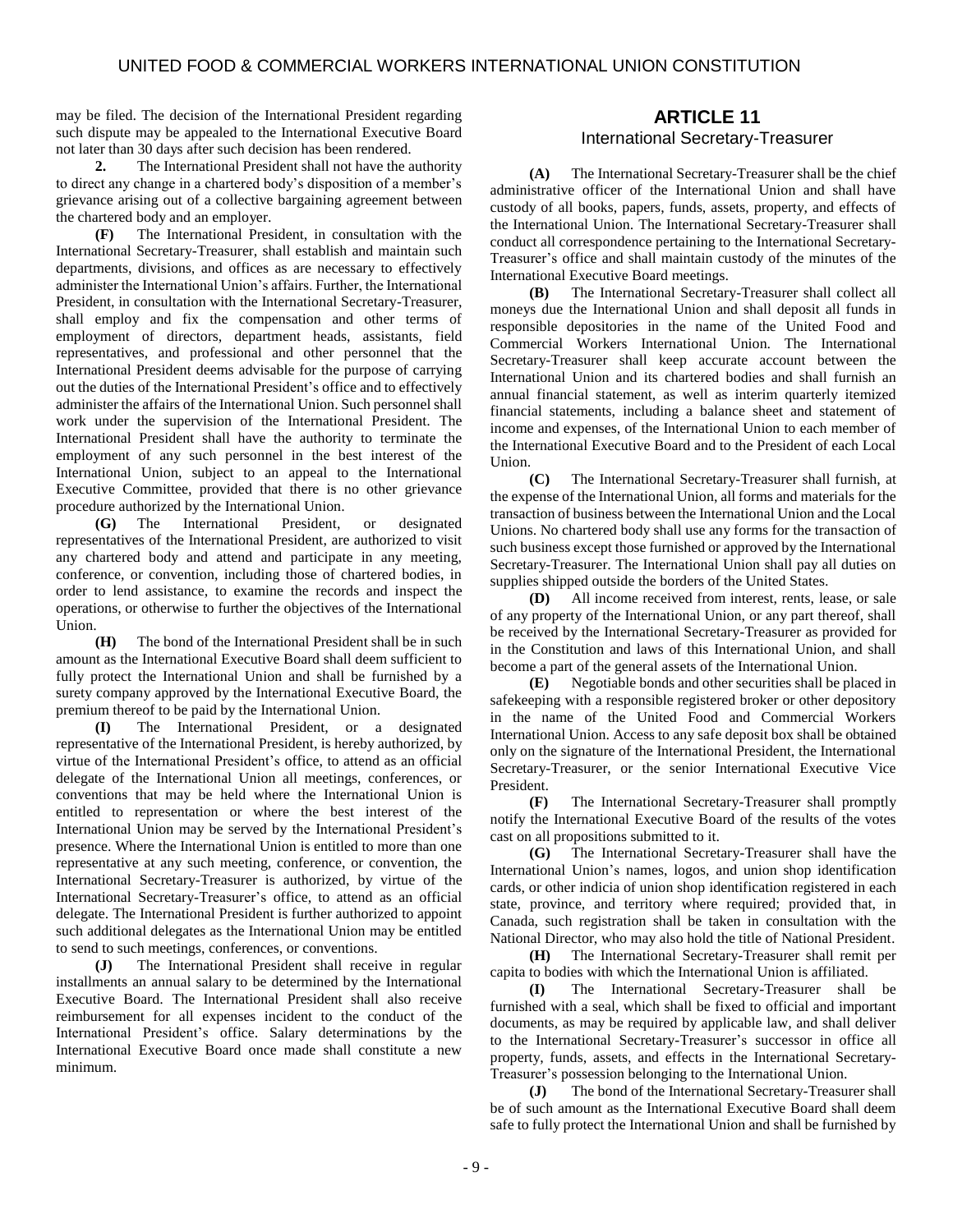may be filed. The decision of the International President regarding such dispute may be appealed to the International Executive Board not later than 30 days after such decision has been rendered.

**2.** The International President shall not have the authority to direct any change in a chartered body's disposition of a member's grievance arising out of a collective bargaining agreement between the chartered body and an employer.

**(F)** The International President, in consultation with the International Secretary-Treasurer, shall establish and maintain such departments, divisions, and offices as are necessary to effectively administer the International Union's affairs. Further, the International President, in consultation with the International Secretary-Treasurer, shall employ and fix the compensation and other terms of employment of directors, department heads, assistants, field representatives, and professional and other personnel that the International President deems advisable for the purpose of carrying out the duties of the International President's office and to effectively administer the affairs of the International Union. Such personnel shall work under the supervision of the International President. The International President shall have the authority to terminate the employment of any such personnel in the best interest of the International Union, subject to an appeal to the International Executive Committee, provided that there is no other grievance procedure authorized by the International Union.

**(G)** The International President, or designated representatives of the International President, are authorized to visit any chartered body and attend and participate in any meeting, conference, or convention, including those of chartered bodies, in order to lend assistance, to examine the records and inspect the operations, or otherwise to further the objectives of the International Union.

**(H)** The bond of the International President shall be in such amount as the International Executive Board shall deem sufficient to fully protect the International Union and shall be furnished by a surety company approved by the International Executive Board, the premium thereof to be paid by the International Union.

**(I)** The International President, or a designated representative of the International President, is hereby authorized, by virtue of the International President's office, to attend as an official delegate of the International Union all meetings, conferences, or conventions that may be held where the International Union is entitled to representation or where the best interest of the International Union may be served by the International President's presence. Where the International Union is entitled to more than one representative at any such meeting, conference, or convention, the International Secretary-Treasurer is authorized, by virtue of the International Secretary-Treasurer's office, to attend as an official delegate. The International President is further authorized to appoint such additional delegates as the International Union may be entitled to send to such meetings, conferences, or conventions.

**(J)** The International President shall receive in regular installments an annual salary to be determined by the International Executive Board. The International President shall also receive reimbursement for all expenses incident to the conduct of the International President's office. Salary determinations by the International Executive Board once made shall constitute a new minimum.

## ARTICLE 11

### International Secretary-Treasurer

**(A)** The International Secretary-Treasurer shall be the chief administrative officer of the International Union and shall have custody of all books, papers, funds, assets, property, and effects of the International Union. The International Secretary-Treasurer shall conduct all correspondence pertaining to the International Secretary-Treasurer's office and shall maintain custody of the minutes of the International Executive Board meetings.

**(B)** The International Secretary-Treasurer shall collect all moneys due the International Union and shall deposit all funds in responsible depositories in the name of the United Food and Commercial Workers International Union. The International Secretary-Treasurer shall keep accurate account between the International Union and its chartered bodies and shall furnish an annual financial statement, as well as interim quarterly itemized financial statements, including a balance sheet and statement of income and expenses, of the International Union to each member of the International Executive Board and to the President of each Local Union.

**(C)** The International Secretary-Treasurer shall furnish, at the expense of the International Union, all forms and materials for the transaction of business between the International Union and the Local Unions. No chartered body shall use any forms for the transaction of such business except those furnished or approved by the International Secretary-Treasurer. The International Union shall pay all duties on supplies shipped outside the borders of the United States.

**(D)** All income received from interest, rents, lease, or sale of any property of the International Union, or any part thereof, shall be received by the International Secretary-Treasurer as provided for in the Constitution and laws of this International Union, and shall become a part of the general assets of the International Union.

**(E)** Negotiable bonds and other securities shall be placed in safekeeping with a responsible registered broker or other depository in the name of the United Food and Commercial Workers International Union. Access to any safe deposit box shall be obtained only on the signature of the International President, the International Secretary-Treasurer, or the senior International Executive Vice President.

**(F)** The International Secretary-Treasurer shall promptly notify the International Executive Board of the results of the votes cast on all propositions submitted to it.

**(G)** The International Secretary-Treasurer shall have the International Union's names, logos, and union shop identification cards, or other indicia of union shop identification registered in each state, province, and territory where required; provided that, in Canada, such registration shall be taken in consultation with the National Director, who may also hold the title of National President.

**(H)** The International Secretary-Treasurer shall remit per capita to bodies with which the International Union is affiliated.

**(I)** The International Secretary-Treasurer shall be furnished with a seal, which shall be fixed to official and important documents, as may be required by applicable law, and shall deliver to the International Secretary-Treasurer's successor in office all property, funds, assets, and effects in the International Secretary-Treasurer's possession belonging to the International Union.

**(J)** The bond of the International Secretary-Treasurer shall be of such amount as the International Executive Board shall deem safe to fully protect the International Union and shall be furnished by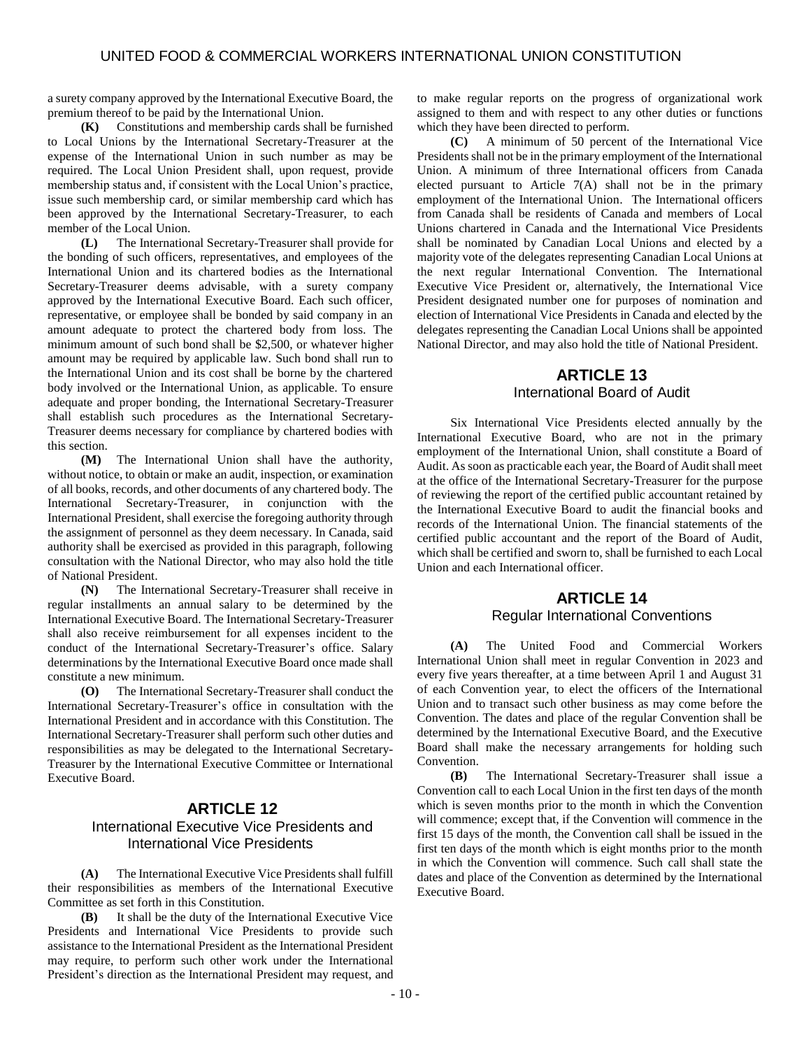a surety company approved by the International Executive Board, the premium thereof to be paid by the International Union.

**(K)** Constitutions and membership cards shall be furnished to Local Unions by the International Secretary-Treasurer at the expense of the International Union in such number as may be required. The Local Union President shall, upon request, provide membership status and, if consistent with the Local Union's practice, issue such membership card, or similar membership card which has been approved by the International Secretary-Treasurer, to each member of the Local Union.

**(L)** The International Secretary-Treasurer shall provide for the bonding of such officers, representatives, and employees of the International Union and its chartered bodies as the International Secretary-Treasurer deems advisable, with a surety company approved by the International Executive Board. Each such officer, representative, or employee shall be bonded by said company in an amount adequate to protect the chartered body from loss. The minimum amount of such bond shall be $2,500, or whatever higher amount may be required by applicable law. Such bond shall run to the International Union and its cost shall be borne by the chartered body involved or the International Union, as applicable. To ensure adequate and proper bonding, the International Secretary-Treasurer shall establish such procedures as the International Secretary-Treasurer deems necessary for compliance by chartered bodies with this section.

**(M)** The International Union shall have the authority, without notice, to obtain or make an audit, inspection, or examination of all books, records, and other documents of any chartered body. The International Secretary-Treasurer, in conjunction with the International President, shall exercise the foregoing authority through the assignment of personnel as they deem necessary. In Canada, said authority shall be exercised as provided in this paragraph, following consultation with the National Director, who may also hold the title of National President.

**(N)** The International Secretary-Treasurer shall receive in regular installments an annual salary to be determined by the International Executive Board. The International Secretary-Treasurer shall also receive reimbursement for all expenses incident to the conduct of the International Secretary-Treasurer's office. Salary determinations by the International Executive Board once made shall constitute a new minimum.

**(O)** The International Secretary-Treasurer shall conduct the International Secretary-Treasurer's office in consultation with the International President and in accordance with this Constitution. The International Secretary-Treasurer shall perform such other duties and responsibilities as may be delegated to the International Secretary-Treasurer by the International Executive Committee or International Executive Board.

## ARTICLE 12
### International Executive Vice Presidents and International Vice Presidents

**(A)** The International Executive Vice Presidents shall fulfill their responsibilities as members of the International Executive Committee as set forth in this Constitution.

**(B)** It shall be the duty of the International Executive Vice Presidents and International Vice Presidents to provide such assistance to the International President as the International President may require, to perform such other work under the International President's direction as the International President may request, and to make regular reports on the progress of organizational work assigned to them and with respect to any other duties or functions which they have been directed to perform.

**(C)** A minimum of 50 percent of the International Vice Presidents shall not be in the primary employment of the International Union. A minimum of three International officers from Canada elected pursuant to Article 7(A) shall not be in the primary employment of the International Union. The International officers from Canada shall be residents of Canada and members of Local Unions chartered in Canada and the International Vice Presidents shall be nominated by Canadian Local Unions and elected by a majority vote of the delegates representing Canadian Local Unions at the next regular International Convention. The International Executive Vice President or, alternatively, the International Vice President designated number one for purposes of nomination and election of International Vice Presidents in Canada and elected by the delegates representing the Canadian Local Unions shall be appointed National Director, and may also hold the title of National President.

## ARTICLE 13
### International Board of Audit

Six International Vice Presidents elected annually by the International Executive Board, who are not in the primary employment of the International Union, shall constitute a Board of Audit. As soon as practicable each year, the Board of Audit shall meet at the office of the International Secretary-Treasurer for the purpose of reviewing the report of the certified public accountant retained by the International Executive Board to audit the financial books and records of the International Union. The financial statements of the certified public accountant and the report of the Board of Audit, which shall be certified and sworn to, shall be furnished to each Local Union and each International officer.

## ARTICLE 14
### Regular International Conventions

**(A)** The United Food and Commercial Workers International Union shall meet in regular Convention in 2023 and every five years thereafter, at a time between April 1 and August 31 of each Convention year, to elect the officers of the International Union and to transact such other business as may come before the Convention. The dates and place of the regular Convention shall be determined by the International Executive Board, and the Executive Board shall make the necessary arrangements for holding such Convention.

**(B)** The International Secretary-Treasurer shall issue a Convention call to each Local Union in the first ten days of the month which is seven months prior to the month in which the Convention will commence; except that, if the Convention will commence in the first 15 days of the month, the Convention call shall be issued in the first ten days of the month which is eight months prior to the month in which the Convention will commence. Such call shall state the dates and place of the Convention as determined by the International Executive Board.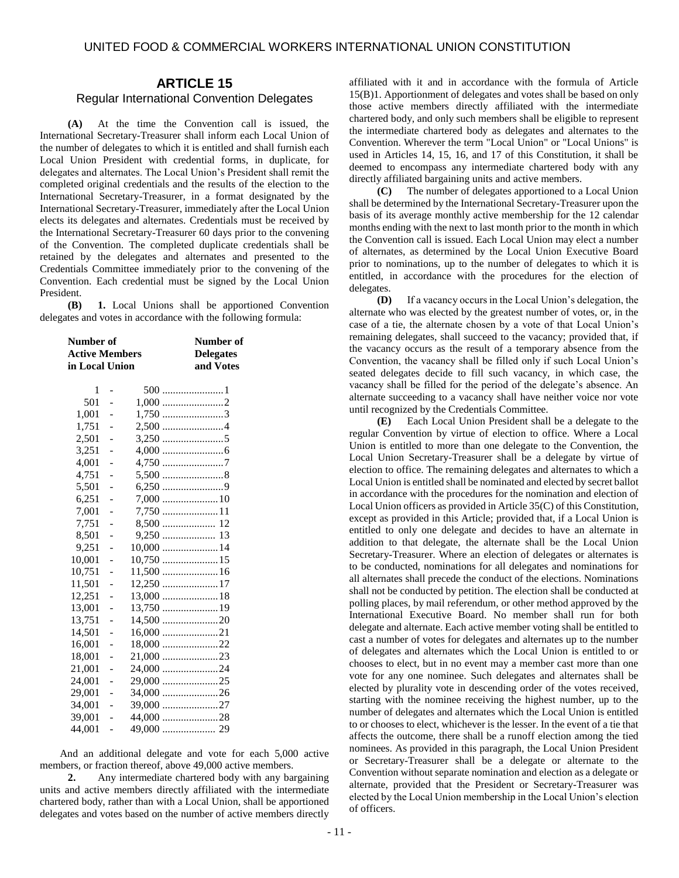## ARTICLE 15

### Regular International Convention Delegates

**(A)** At the time the Convention call is issued, the International Secretary-Treasurer shall inform each Local Union of the number of delegates to which it is entitled and shall furnish each Local Union President with credential forms, in duplicate, for delegates and alternates. The Local Union's President shall remit the completed original credentials and the results of the election to the International Secretary-Treasurer, in a format designated by the International Secretary-Treasurer, immediately after the Local Union elects its delegates and alternates. Credentials must be received by the International Secretary-Treasurer 60 days prior to the convening of the Convention. The completed duplicate credentials shall be retained by the delegates and alternates and presented to the Credentials Committee immediately prior to the convening of the Convention. Each credential must be signed by the Local Union President.

**(B) 1.** Local Unions shall be apportioned Convention delegates and votes in accordance with the following formula:

| Number of Active Members in Local Union | Number of Delegates and Votes |
|---|---|
| 1 - 500 | 1 |
| 501 - 1,000 | 2 |
| 1,001 - 1,750 | 3 |
| 1,751 - 2,500 | 4 |
| 2,501 - 3,250 | 5 |
| 3,251 - 4,000 | 6 |
| 4,001 - 4,750 | 7 |
| 4,751 - 5,500 | 8 |
| 5,501 - 6,250 | 9 |
| 6,251 - 7,000 | 10 |
| 7,001 - 7,750 | 11 |
| 7,751 - 8,500 | 12 |
| 8,501 - 9,250 | 13 |
| 9,251 - 10,000 | 14 |
| 10,001 - 10,750 | 15 |
| 10,751 - 11,500 | 16 |
| 11,501 - 12,250 | 17 |
| 12,251 - 13,000 | 18 |
| 13,001 - 13,750 | 19 |
| 13,751 - 14,500 | 20 |
| 14,501 - 16,000 | 21 |
| 16,001 - 18,000 | 22 |
| 18,001 - 21,000 | 23 |
| 21,001 - 24,000 | 24 |
| 24,001 - 29,000 | 25 |
| 29,001 - 34,000 | 26 |
| 34,001 - 39,000 | 27 |
| 39,001 - 44,000 | 28 |
| 44,001 - 49,000 | 29 |

And an additional delegate and vote for each 5,000 active members, or fraction thereof, above 49,000 active members.

**2.** Any intermediate chartered body with any bargaining units and active members directly affiliated with the intermediate chartered body, rather than with a Local Union, shall be apportioned delegates and votes based on the number of active members directly affiliated with it and in accordance with the formula of Article 15(B)1. Apportionment of delegates and votes shall be based on only those active members directly affiliated with the intermediate chartered body, and only such members shall be eligible to represent the intermediate chartered body as delegates and alternates to the Convention. Wherever the term "Local Union" or "Local Unions" is used in Articles 14, 15, 16, and 17 of this Constitution, it shall be deemed to encompass any intermediate chartered body with any directly affiliated bargaining units and active members.

**(C)** The number of delegates apportioned to a Local Union shall be determined by the International Secretary-Treasurer upon the basis of its average monthly active membership for the 12 calendar months ending with the next to last month prior to the month in which the Convention call is issued. Each Local Union may elect a number of alternates, as determined by the Local Union Executive Board prior to nominations, up to the number of delegates to which it is entitled, in accordance with the procedures for the election of delegates.

**(D)** If a vacancy occurs in the Local Union's delegation, the alternate who was elected by the greatest number of votes, or, in the case of a tie, the alternate chosen by a vote of that Local Union's remaining delegates, shall succeed to the vacancy; provided that, if the vacancy occurs as the result of a temporary absence from the Convention, the vacancy shall be filled only if such Local Union's seated delegates decide to fill such vacancy, in which case, the vacancy shall be filled for the period of the delegate's absence. An alternate succeeding to a vacancy shall have neither voice nor vote until recognized by the Credentials Committee.

**(E)** Each Local Union President shall be a delegate to the regular Convention by virtue of election to office. Where a Local Union is entitled to more than one delegate to the Convention, the Local Union Secretary-Treasurer shall be a delegate by virtue of election to office. The remaining delegates and alternates to which a Local Union is entitled shall be nominated and elected by secret ballot in accordance with the procedures for the nomination and election of Local Union officers as provided in Article 35(C) of this Constitution, except as provided in this Article; provided that, if a Local Union is entitled to only one delegate and decides to have an alternate in addition to that delegate, the alternate shall be the Local Union Secretary-Treasurer. Where an election of delegates or alternates is to be conducted, nominations for all delegates and nominations for all alternates shall precede the conduct of the elections. Nominations shall not be conducted by petition. The election shall be conducted at polling places, by mail referendum, or other method approved by the International Executive Board. No member shall run for both delegate and alternate. Each active member voting shall be entitled to cast a number of votes for delegates and alternates up to the number of delegates and alternates which the Local Union is entitled to or chooses to elect, but in no event may a member cast more than one vote for any one nominee. Such delegates and alternates shall be elected by plurality vote in descending order of the votes received, starting with the nominee receiving the highest number, up to the number of delegates and alternates which the Local Union is entitled to or chooses to elect, whichever is the lesser. In the event of a tie that affects the outcome, there shall be a runoff election among the tied nominees. As provided in this paragraph, the Local Union President or Secretary-Treasurer shall be a delegate or alternate to the Convention without separate nomination and election as a delegate or alternate, provided that the President or Secretary-Treasurer was elected by the Local Union membership in the Local Union's election of officers.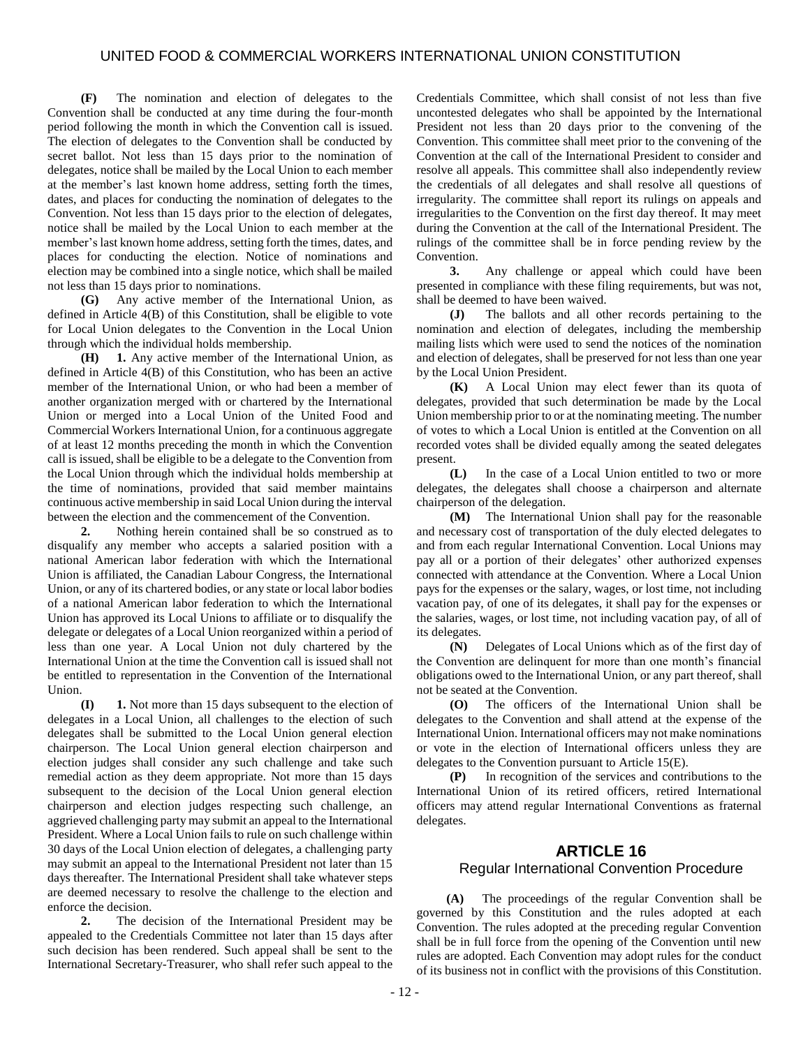**(F)** The nomination and election of delegates to the Convention shall be conducted at any time during the four-month period following the month in which the Convention call is issued. The election of delegates to the Convention shall be conducted by secret ballot. Not less than 15 days prior to the nomination of delegates, notice shall be mailed by the Local Union to each member at the member's last known home address, setting forth the times, dates, and places for conducting the nomination of delegates to the Convention. Not less than 15 days prior to the election of delegates, notice shall be mailed by the Local Union to each member at the member's last known home address, setting forth the times, dates, and places for conducting the election. Notice of nominations and election may be combined into a single notice, which shall be mailed not less than 15 days prior to nominations.

**(G)** Any active member of the International Union, as defined in Article 4(B) of this Constitution, shall be eligible to vote for Local Union delegates to the Convention in the Local Union through which the individual holds membership.

**(H)** **1.** Any active member of the International Union, as defined in Article 4(B) of this Constitution, who has been an active member of the International Union, or who had been a member of another organization merged with or chartered by the International Union or merged into a Local Union of the United Food and Commercial Workers International Union, for a continuous aggregate of at least 12 months preceding the month in which the Convention call is issued, shall be eligible to be a delegate to the Convention from the Local Union through which the individual holds membership at the time of nominations, provided that said member maintains continuous active membership in said Local Union during the interval between the election and the commencement of the Convention.

**2.** Nothing herein contained shall be so construed as to disqualify any member who accepts a salaried position with a national American labor federation with which the International Union is affiliated, the Canadian Labour Congress, the International Union, or any of its chartered bodies, or any state or local labor bodies of a national American labor federation to which the International Union has approved its Local Unions to affiliate or to disqualify the delegate or delegates of a Local Union reorganized within a period of less than one year. A Local Union not duly chartered by the International Union at the time the Convention call is issued shall not be entitled to representation in the Convention of the International Union.

**(I)** **1.** Not more than 15 days subsequent to the election of delegates in a Local Union, all challenges to the election of such delegates shall be submitted to the Local Union general election chairperson. The Local Union general election chairperson and election judges shall consider any such challenge and take such remedial action as they deem appropriate. Not more than 15 days subsequent to the decision of the Local Union general election chairperson and election judges respecting such challenge, an aggrieved challenging party may submit an appeal to the International President. Where a Local Union fails to rule on such challenge within 30 days of the Local Union election of delegates, a challenging party may submit an appeal to the International President not later than 15 days thereafter. The International President shall take whatever steps are deemed necessary to resolve the challenge to the election and enforce the decision.

**2.** The decision of the International President may be appealed to the Credentials Committee not later than 15 days after such decision has been rendered. Such appeal shall be sent to the International Secretary-Treasurer, who shall refer such appeal to the Credentials Committee, which shall consist of not less than five uncontested delegates who shall be appointed by the International President not less than 20 days prior to the convening of the Convention. This committee shall meet prior to the convening of the Convention at the call of the International President to consider and resolve all appeals. This committee shall also independently review the credentials of all delegates and shall resolve all questions of irregularity. The committee shall report its rulings on appeals and irregularities to the Convention on the first day thereof. It may meet during the Convention at the call of the International President. The rulings of the committee shall be in force pending review by the Convention.

**3.** Any challenge or appeal which could have been presented in compliance with these filing requirements, but was not, shall be deemed to have been waived.

**(J)** The ballots and all other records pertaining to the nomination and election of delegates, including the membership mailing lists which were used to send the notices of the nomination and election of delegates, shall be preserved for not less than one year by the Local Union President.

**(K)** A Local Union may elect fewer than its quota of delegates, provided that such determination be made by the Local Union membership prior to or at the nominating meeting. The number of votes to which a Local Union is entitled at the Convention on all recorded votes shall be divided equally among the seated delegates present.

**(L)** In the case of a Local Union entitled to two or more delegates, the delegates shall choose a chairperson and alternate chairperson of the delegation.

**(M)** The International Union shall pay for the reasonable and necessary cost of transportation of the duly elected delegates to and from each regular International Convention. Local Unions may pay all or a portion of their delegates' other authorized expenses connected with attendance at the Convention. Where a Local Union pays for the expenses or the salary, wages, or lost time, not including vacation pay, of one of its delegates, it shall pay for the expenses or the salaries, wages, or lost time, not including vacation pay, of all of its delegates.

**(N)** Delegates of Local Unions which as of the first day of the Convention are delinquent for more than one month's financial obligations owed to the International Union, or any part thereof, shall not be seated at the Convention.

**(O)** The officers of the International Union shall be delegates to the Convention and shall attend at the expense of the International Union. International officers may not make nominations or vote in the election of International officers unless they are delegates to the Convention pursuant to Article 15(E).

**(P)** In recognition of the services and contributions to the International Union of its retired officers, retired International officers may attend regular International Conventions as fraternal delegates.

## ARTICLE 16
### Regular International Convention Procedure

**(A)** The proceedings of the regular Convention shall be governed by this Constitution and the rules adopted at each Convention. The rules adopted at the preceding regular Convention shall be in full force from the opening of the Convention until new rules are adopted. Each Convention may adopt rules for the conduct of its business not in conflict with the provisions of this Constitution.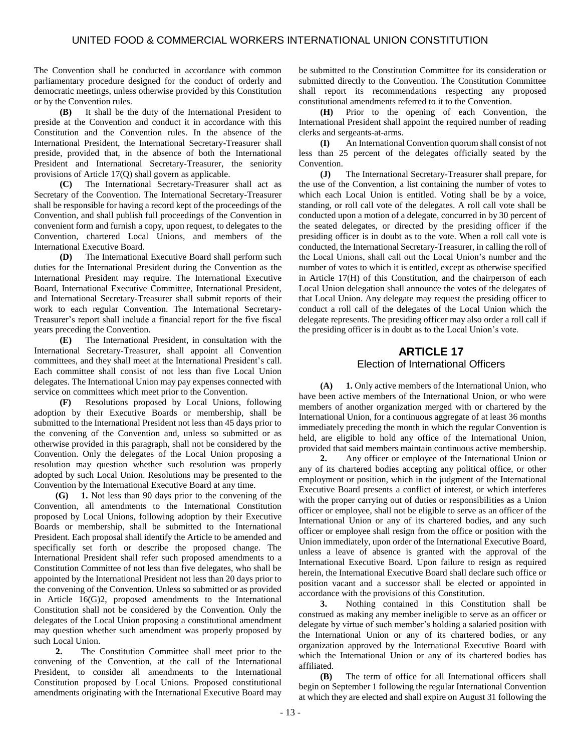The Convention shall be conducted in accordance with common parliamentary procedure designed for the conduct of orderly and democratic meetings, unless otherwise provided by this Constitution or by the Convention rules.

**(B)** It shall be the duty of the International President to preside at the Convention and conduct it in accordance with this Constitution and the Convention rules. In the absence of the International President, the International Secretary-Treasurer shall preside, provided that, in the absence of both the International President and International Secretary-Treasurer, the seniority provisions of Article 17(Q) shall govern as applicable.

**(C)** The International Secretary-Treasurer shall act as Secretary of the Convention. The International Secretary-Treasurer shall be responsible for having a record kept of the proceedings of the Convention, and shall publish full proceedings of the Convention in convenient form and furnish a copy, upon request, to delegates to the Convention, chartered Local Unions, and members of the International Executive Board.

**(D)** The International Executive Board shall perform such duties for the International President during the Convention as the International President may require. The International Executive Board, International Executive Committee, International President, and International Secretary-Treasurer shall submit reports of their work to each regular Convention. The International Secretary-Treasurer's report shall include a financial report for the five fiscal years preceding the Convention.

**(E)** The International President, in consultation with the International Secretary-Treasurer, shall appoint all Convention committees, and they shall meet at the International President's call. Each committee shall consist of not less than five Local Union delegates. The International Union may pay expenses connected with service on committees which meet prior to the Convention.

**(F)** Resolutions proposed by Local Unions, following adoption by their Executive Boards or membership, shall be submitted to the International President not less than 45 days prior to the convening of the Convention and, unless so submitted or as otherwise provided in this paragraph, shall not be considered by the Convention. Only the delegates of the Local Union proposing a resolution may question whether such resolution was properly adopted by such Local Union. Resolutions may be presented to the Convention by the International Executive Board at any time.

**(G)** **1.** Not less than 90 days prior to the convening of the Convention, all amendments to the International Constitution proposed by Local Unions, following adoption by their Executive Boards or membership, shall be submitted to the International President. Each proposal shall identify the Article to be amended and specifically set forth or describe the proposed change. The International President shall refer such proposed amendments to a Constitution Committee of not less than five delegates, who shall be appointed by the International President not less than 20 days prior to the convening of the Convention. Unless so submitted or as provided in Article 16(G)2, proposed amendments to the International Constitution shall not be considered by the Convention. Only the delegates of the Local Union proposing a constitutional amendment may question whether such amendment was properly proposed by such Local Union.

**2.** The Constitution Committee shall meet prior to the convening of the Convention, at the call of the International President, to consider all amendments to the International Constitution proposed by Local Unions. Proposed constitutional amendments originating with the International Executive Board may be submitted to the Constitution Committee for its consideration or submitted directly to the Convention. The Constitution Committee shall report its recommendations respecting any proposed constitutional amendments referred to it to the Convention.

**(H)** Prior to the opening of each Convention, the International President shall appoint the required number of reading clerks and sergeants-at-arms.

**(I)** An International Convention quorum shall consist of not less than 25 percent of the delegates officially seated by the Convention.

**(J)** The International Secretary-Treasurer shall prepare, for the use of the Convention, a list containing the number of votes to which each Local Union is entitled. Voting shall be by a voice, standing, or roll call vote of the delegates. A roll call vote shall be conducted upon a motion of a delegate, concurred in by 30 percent of the seated delegates, or directed by the presiding officer if the presiding officer is in doubt as to the vote. When a roll call vote is conducted, the International Secretary-Treasurer, in calling the roll of the Local Unions, shall call out the Local Union's number and the number of votes to which it is entitled, except as otherwise specified in Article 17(H) of this Constitution, and the chairperson of each Local Union delegation shall announce the votes of the delegates of that Local Union. Any delegate may request the presiding officer to conduct a roll call of the delegates of the Local Union which the delegate represents. The presiding officer may also order a roll call if the presiding officer is in doubt as to the Local Union's vote.

## ARTICLE 17
### Election of International Officers

**(A)** **1.** Only active members of the International Union, who have been active members of the International Union, or who were members of another organization merged with or chartered by the International Union, for a continuous aggregate of at least 36 months immediately preceding the month in which the regular Convention is held, are eligible to hold any office of the International Union, provided that said members maintain continuous active membership.

**2.** Any officer or employee of the International Union or any of its chartered bodies accepting any political office, or other employment or position, which in the judgment of the International Executive Board presents a conflict of interest, or which interferes with the proper carrying out of duties or responsibilities as a Union officer or employee, shall not be eligible to serve as an officer of the International Union or any of its chartered bodies, and any such officer or employee shall resign from the office or position with the Union immediately, upon order of the International Executive Board, unless a leave of absence is granted with the approval of the International Executive Board. Upon failure to resign as required herein, the International Executive Board shall declare such office or position vacant and a successor shall be elected or appointed in accordance with the provisions of this Constitution.

**3.** Nothing contained in this Constitution shall be construed as making any member ineligible to serve as an officer or delegate by virtue of such member's holding a salaried position with the International Union or any of its chartered bodies, or any organization approved by the International Executive Board with which the International Union or any of its chartered bodies has affiliated.

**(B)** The term of office for all International officers shall begin on September 1 following the regular International Convention at which they are elected and shall expire on August 31 following the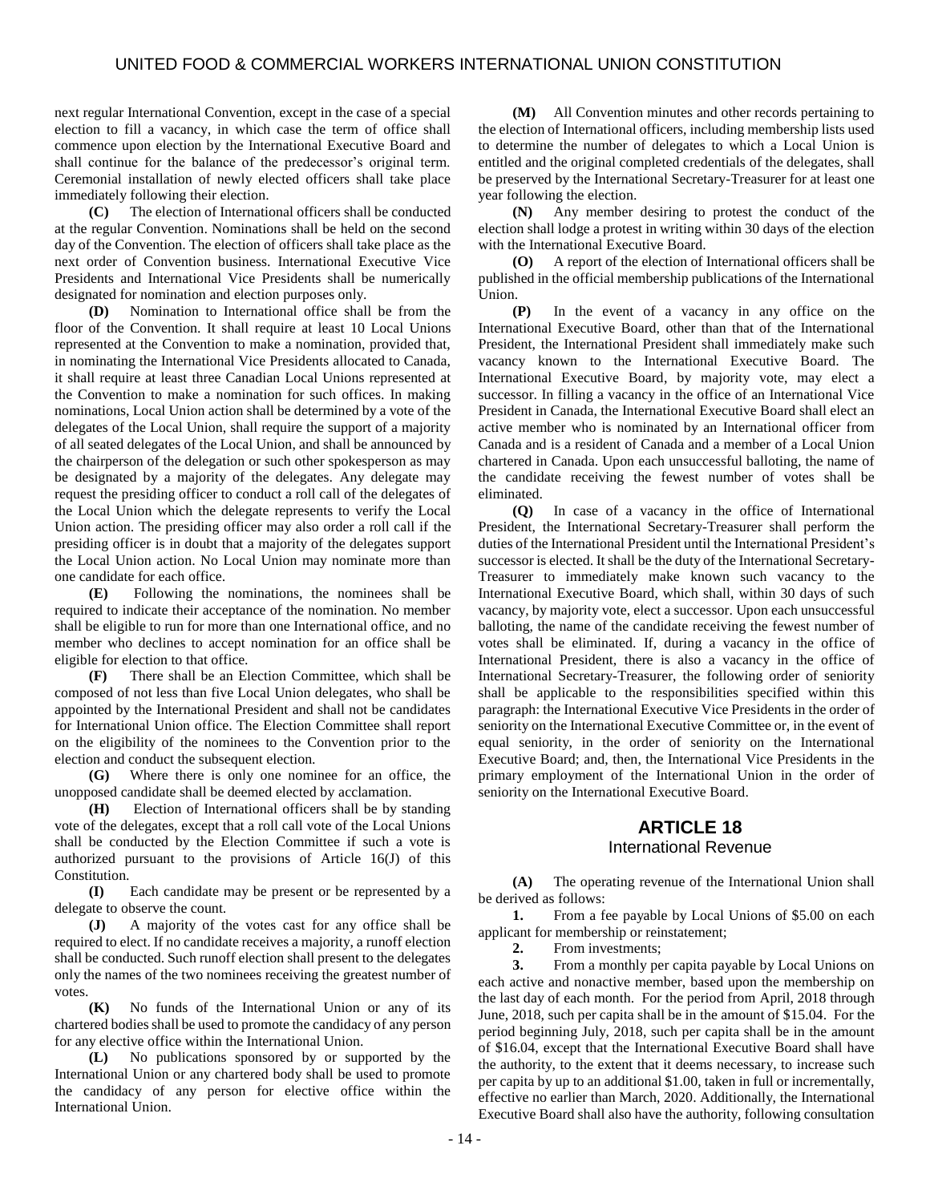next regular International Convention, except in the case of a special election to fill a vacancy, in which case the term of office shall commence upon election by the International Executive Board and shall continue for the balance of the predecessor's original term. Ceremonial installation of newly elected officers shall take place immediately following their election.

**(C)** The election of International officers shall be conducted at the regular Convention. Nominations shall be held on the second day of the Convention. The election of officers shall take place as the next order of Convention business. International Executive Vice Presidents and International Vice Presidents shall be numerically designated for nomination and election purposes only.

**(D)** Nomination to International office shall be from the floor of the Convention. It shall require at least 10 Local Unions represented at the Convention to make a nomination, provided that, in nominating the International Vice Presidents allocated to Canada, it shall require at least three Canadian Local Unions represented at the Convention to make a nomination for such offices. In making nominations, Local Union action shall be determined by a vote of the delegates of the Local Union, shall require the support of a majority of all seated delegates of the Local Union, and shall be announced by the chairperson of the delegation or such other spokesperson as may be designated by a majority of the delegates. Any delegate may request the presiding officer to conduct a roll call of the delegates of the Local Union which the delegate represents to verify the Local Union action. The presiding officer may also order a roll call if the presiding officer is in doubt that a majority of the delegates support the Local Union action. No Local Union may nominate more than one candidate for each office.

**(E)** Following the nominations, the nominees shall be required to indicate their acceptance of the nomination. No member shall be eligible to run for more than one International office, and no member who declines to accept nomination for an office shall be eligible for election to that office.

**(F)** There shall be an Election Committee, which shall be composed of not less than five Local Union delegates, who shall be appointed by the International President and shall not be candidates for International Union office. The Election Committee shall report on the eligibility of the nominees to the Convention prior to the election and conduct the subsequent election.

**(G)** Where there is only one nominee for an office, the unopposed candidate shall be deemed elected by acclamation.

**(H)** Election of International officers shall be by standing vote of the delegates, except that a roll call vote of the Local Unions shall be conducted by the Election Committee if such a vote is authorized pursuant to the provisions of Article 16(J) of this Constitution.

**(I)** Each candidate may be present or be represented by a delegate to observe the count.

**(J)** A majority of the votes cast for any office shall be required to elect. If no candidate receives a majority, a runoff election shall be conducted. Such runoff election shall present to the delegates only the names of the two nominees receiving the greatest number of votes.

**(K)** No funds of the International Union or any of its chartered bodies shall be used to promote the candidacy of any person for any elective office within the International Union.

**(L)** No publications sponsored by or supported by the International Union or any chartered body shall be used to promote the candidacy of any person for elective office within the International Union.

**(M)** All Convention minutes and other records pertaining to the election of International officers, including membership lists used to determine the number of delegates to which a Local Union is entitled and the original completed credentials of the delegates, shall be preserved by the International Secretary-Treasurer for at least one year following the election.

**(N)** Any member desiring to protest the conduct of the election shall lodge a protest in writing within 30 days of the election with the International Executive Board.

**(O)** A report of the election of International officers shall be published in the official membership publications of the International Union.

**(P)** In the event of a vacancy in any office on the International Executive Board, other than that of the International President, the International President shall immediately make such vacancy known to the International Executive Board. The International Executive Board, by majority vote, may elect a successor. In filling a vacancy in the office of an International Vice President in Canada, the International Executive Board shall elect an active member who is nominated by an International officer from Canada and is a resident of Canada and a member of a Local Union chartered in Canada. Upon each unsuccessful balloting, the name of the candidate receiving the fewest number of votes shall be eliminated.

**(Q)** In case of a vacancy in the office of International President, the International Secretary-Treasurer shall perform the duties of the International President until the International President's successor is elected. It shall be the duty of the International Secretary-Treasurer to immediately make known such vacancy to the International Executive Board, which shall, within 30 days of such vacancy, by majority vote, elect a successor. Upon each unsuccessful balloting, the name of the candidate receiving the fewest number of votes shall be eliminated. If, during a vacancy in the office of International President, there is also a vacancy in the office of International Secretary-Treasurer, the following order of seniority shall be applicable to the responsibilities specified within this paragraph: the International Executive Vice Presidents in the order of seniority on the International Executive Committee or, in the event of equal seniority, in the order of seniority on the International Executive Board; and, then, the International Vice Presidents in the primary employment of the International Union in the order of seniority on the International Executive Board.

## ARTICLE 18
### International Revenue

**(A)** The operating revenue of the International Union shall be derived as follows:

**1.** From a fee payable by Local Unions of $5.00 on each applicant for membership or reinstatement;

**2.** From investments;

**3.** From a monthly per capita payable by Local Unions on each active and nonactive member, based upon the membership on the last day of each month. For the period from April, 2018 through June, 2018, such per capita shall be in the amount of $15.04. For the period beginning July, 2018, such per capita shall be in the amount of $16.04, except that the International Executive Board shall have the authority, to the extent that it deems necessary, to increase such per capita by up to an additional $1.00, taken in full or incrementally, effective no earlier than March, 2020. Additionally, the International Executive Board shall also have the authority, following consultation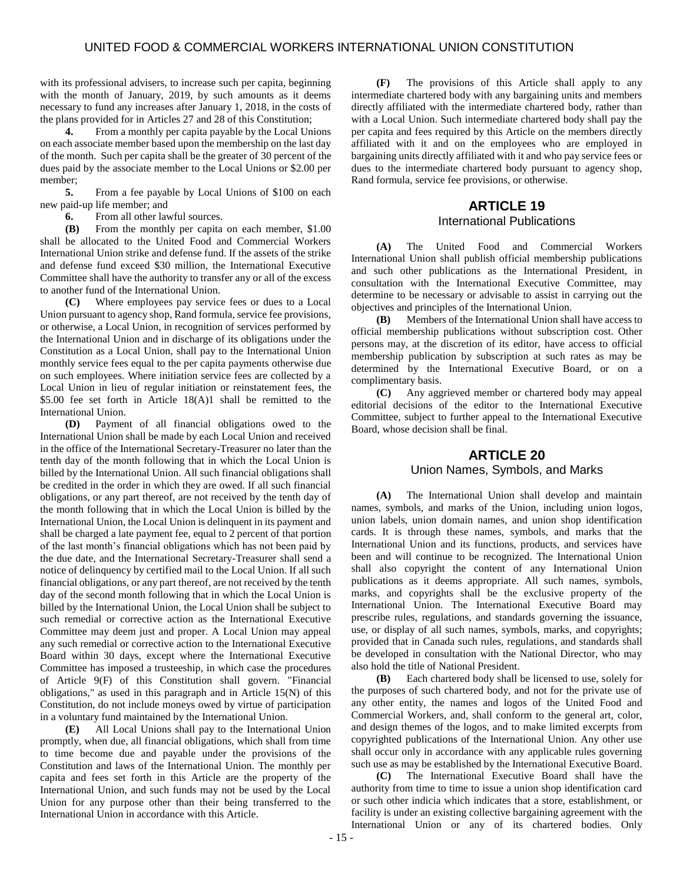with its professional advisers, to increase such per capita, beginning with the month of January, 2019, by such amounts as it deems necessary to fund any increases after January 1, 2018, in the costs of the plans provided for in Articles 27 and 28 of this Constitution;

**4.** From a monthly per capita payable by the Local Unions on each associate member based upon the membership on the last day of the month. Such per capita shall be the greater of 30 percent of the dues paid by the associate member to the Local Unions or $2.00 per member;

**5.** From a fee payable by Local Unions of $100 on each new paid-up life member; and

**6.** From all other lawful sources.

**(B)** From the monthly per capita on each member, $1.00 shall be allocated to the United Food and Commercial Workers International Union strike and defense fund. If the assets of the strike and defense fund exceed $30 million, the International Executive Committee shall have the authority to transfer any or all of the excess to another fund of the International Union.

**(C)** Where employees pay service fees or dues to a Local Union pursuant to agency shop, Rand formula, service fee provisions, or otherwise, a Local Union, in recognition of services performed by the International Union and in discharge of its obligations under the Constitution as a Local Union, shall pay to the International Union monthly service fees equal to the per capita payments otherwise due on such employees. Where initiation service fees are collected by a Local Union in lieu of regular initiation or reinstatement fees, the $5.00 fee set forth in Article 18(A)1 shall be remitted to the International Union.

**(D)** Payment of all financial obligations owed to the International Union shall be made by each Local Union and received in the office of the International Secretary-Treasurer no later than the tenth day of the month following that in which the Local Union is billed by the International Union. All such financial obligations shall be credited in the order in which they are owed. If all such financial obligations, or any part thereof, are not received by the tenth day of the month following that in which the Local Union is billed by the International Union, the Local Union is delinquent in its payment and shall be charged a late payment fee, equal to 2 percent of that portion of the last month's financial obligations which has not been paid by the due date, and the International Secretary-Treasurer shall send a notice of delinquency by certified mail to the Local Union. If all such financial obligations, or any part thereof, are not received by the tenth day of the second month following that in which the Local Union is billed by the International Union, the Local Union shall be subject to such remedial or corrective action as the International Executive Committee may deem just and proper. A Local Union may appeal any such remedial or corrective action to the International Executive Board within 30 days, except where the International Executive Committee has imposed a trusteeship, in which case the procedures of Article 9(F) of this Constitution shall govern. "Financial obligations," as used in this paragraph and in Article 15(N) of this Constitution, do not include moneys owed by virtue of participation in a voluntary fund maintained by the International Union.

**(E)** All Local Unions shall pay to the International Union promptly, when due, all financial obligations, which shall from time to time become due and payable under the provisions of the Constitution and laws of the International Union. The monthly per capita and fees set forth in this Article are the property of the International Union, and such funds may not be used by the Local Union for any purpose other than their being transferred to the International Union in accordance with this Article.

**(F)** The provisions of this Article shall apply to any intermediate chartered body with any bargaining units and members directly affiliated with the intermediate chartered body, rather than with a Local Union. Such intermediate chartered body shall pay the per capita and fees required by this Article on the members directly affiliated with it and on the employees who are employed in bargaining units directly affiliated with it and who pay service fees or dues to the intermediate chartered body pursuant to agency shop, Rand formula, service fee provisions, or otherwise.

## ARTICLE 19

### International Publications

**(A)** The United Food and Commercial Workers International Union shall publish official membership publications and such other publications as the International President, in consultation with the International Executive Committee, may determine to be necessary or advisable to assist in carrying out the objectives and principles of the International Union.

**(B)** Members of the International Union shall have access to official membership publications without subscription cost. Other persons may, at the discretion of its editor, have access to official membership publication by subscription at such rates as may be determined by the International Executive Board, or on a complimentary basis.

**(C)** Any aggrieved member or chartered body may appeal editorial decisions of the editor to the International Executive Committee, subject to further appeal to the International Executive Board, whose decision shall be final.

## ARTICLE 20

### Union Names, Symbols, and Marks

**(A)** The International Union shall develop and maintain names, symbols, and marks of the Union, including union logos, union labels, union domain names, and union shop identification cards. It is through these names, symbols, and marks that the International Union and its functions, products, and services have been and will continue to be recognized. The International Union shall also copyright the content of any International Union publications as it deems appropriate. All such names, symbols, marks, and copyrights shall be the exclusive property of the International Union. The International Executive Board may prescribe rules, regulations, and standards governing the issuance, use, or display of all such names, symbols, marks, and copyrights; provided that in Canada such rules, regulations, and standards shall be developed in consultation with the National Director, who may also hold the title of National President.

**(B)** Each chartered body shall be licensed to use, solely for the purposes of such chartered body, and not for the private use of any other entity, the names and logos of the United Food and Commercial Workers, and, shall conform to the general art, color, and design themes of the logos, and to make limited excerpts from copyrighted publications of the International Union. Any other use shall occur only in accordance with any applicable rules governing such use as may be established by the International Executive Board.

**(C)** The International Executive Board shall have the authority from time to time to issue a union shop identification card or such other indicia which indicates that a store, establishment, or facility is under an existing collective bargaining agreement with the International Union or any of its chartered bodies. Only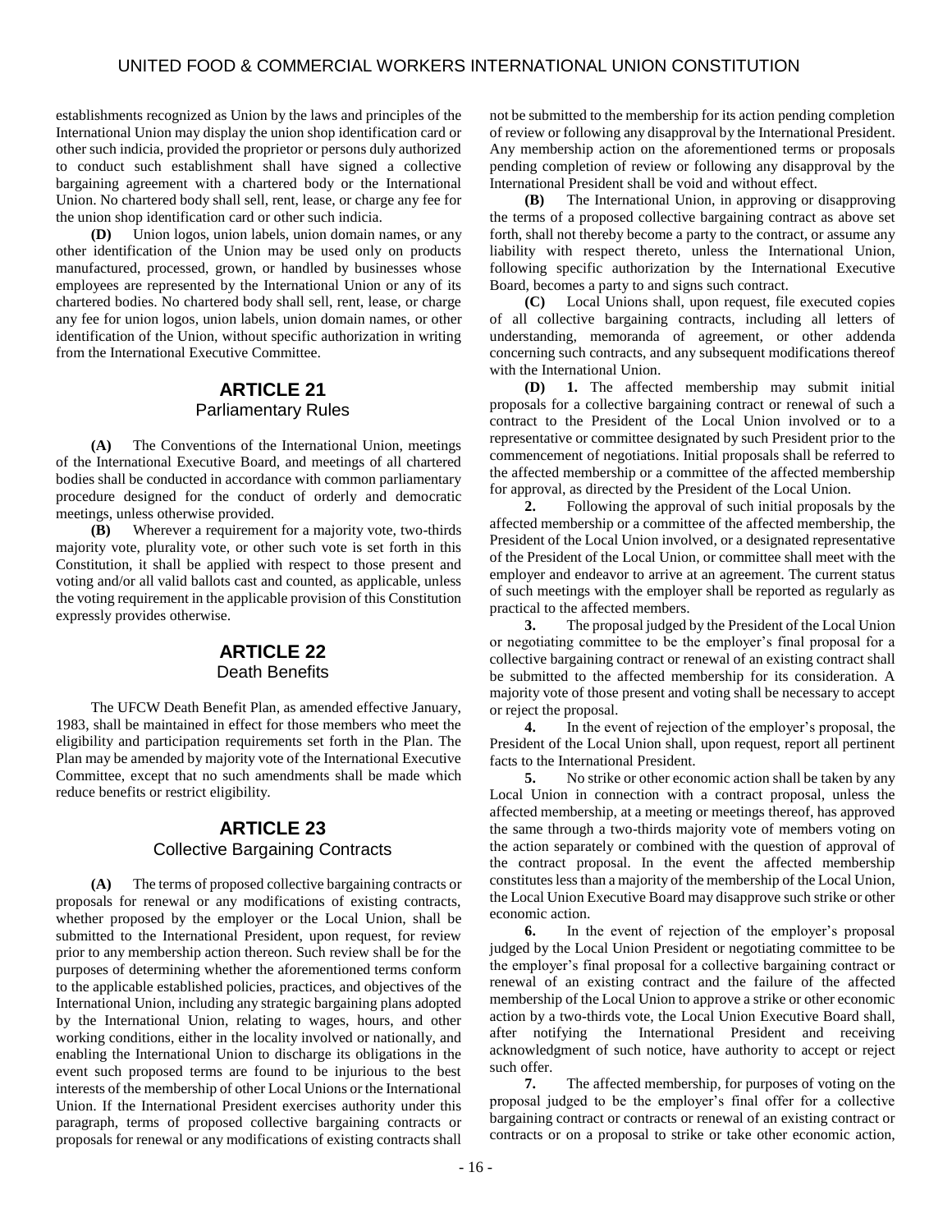establishments recognized as Union by the laws and principles of the International Union may display the union shop identification card or other such indicia, provided the proprietor or persons duly authorized to conduct such establishment shall have signed a collective bargaining agreement with a chartered body or the International Union. No chartered body shall sell, rent, lease, or charge any fee for the union shop identification card or other such indicia.

**(D)** Union logos, union labels, union domain names, or any other identification of the Union may be used only on products manufactured, processed, grown, or handled by businesses whose employees are represented by the International Union or any of its chartered bodies. No chartered body shall sell, rent, lease, or charge any fee for union logos, union labels, union domain names, or other identification of the Union, without specific authorization in writing from the International Executive Committee.

## ARTICLE 21
### Parliamentary Rules

**(A)** The Conventions of the International Union, meetings of the International Executive Board, and meetings of all chartered bodies shall be conducted in accordance with common parliamentary procedure designed for the conduct of orderly and democratic meetings, unless otherwise provided.

**(B)** Wherever a requirement for a majority vote, two-thirds majority vote, plurality vote, or other such vote is set forth in this Constitution, it shall be applied with respect to those present and voting and/or all valid ballots cast and counted, as applicable, unless the voting requirement in the applicable provision of this Constitution expressly provides otherwise.

## ARTICLE 22
### Death Benefits

The UFCW Death Benefit Plan, as amended effective January, 1983, shall be maintained in effect for those members who meet the eligibility and participation requirements set forth in the Plan. The Plan may be amended by majority vote of the International Executive Committee, except that no such amendments shall be made which reduce benefits or restrict eligibility.

## ARTICLE 23
### Collective Bargaining Contracts

**(A)** The terms of proposed collective bargaining contracts or proposals for renewal or any modifications of existing contracts, whether proposed by the employer or the Local Union, shall be submitted to the International President, upon request, for review prior to any membership action thereon. Such review shall be for the purposes of determining whether the aforementioned terms conform to the applicable established policies, practices, and objectives of the International Union, including any strategic bargaining plans adopted by the International Union, relating to wages, hours, and other working conditions, either in the locality involved or nationally, and enabling the International Union to discharge its obligations in the event such proposed terms are found to be injurious to the best interests of the membership of other Local Unions or the International Union. If the International President exercises authority under this paragraph, terms of proposed collective bargaining contracts or proposals for renewal or any modifications of existing contracts shall not be submitted to the membership for its action pending completion of review or following any disapproval by the International President. Any membership action on the aforementioned terms or proposals pending completion of review or following any disapproval by the International President shall be void and without effect.

**(B)** The International Union, in approving or disapproving the terms of a proposed collective bargaining contract as above set forth, shall not thereby become a party to the contract, or assume any liability with respect thereto, unless the International Union, following specific authorization by the International Executive Board, becomes a party to and signs such contract.

**(C)** Local Unions shall, upon request, file executed copies of all collective bargaining contracts, including all letters of understanding, memoranda of agreement, or other addenda concerning such contracts, and any subsequent modifications thereof with the International Union.

**(D)** **1.** The affected membership may submit initial proposals for a collective bargaining contract or renewal of such a contract to the President of the Local Union involved or to a representative or committee designated by such President prior to the commencement of negotiations. Initial proposals shall be referred to the affected membership or a committee of the affected membership for approval, as directed by the President of the Local Union.

**2.** Following the approval of such initial proposals by the affected membership or a committee of the affected membership, the President of the Local Union involved, or a designated representative of the President of the Local Union, or committee shall meet with the employer and endeavor to arrive at an agreement. The current status of such meetings with the employer shall be reported as regularly as practical to the affected members.

**3.** The proposal judged by the President of the Local Union or negotiating committee to be the employer's final proposal for a collective bargaining contract or renewal of an existing contract shall be submitted to the affected membership for its consideration. A majority vote of those present and voting shall be necessary to accept or reject the proposal.

**4.** In the event of rejection of the employer's proposal, the President of the Local Union shall, upon request, report all pertinent facts to the International President.

**5.** No strike or other economic action shall be taken by any Local Union in connection with a contract proposal, unless the affected membership, at a meeting or meetings thereof, has approved the same through a two-thirds majority vote of members voting on the action separately or combined with the question of approval of the contract proposal. In the event the affected membership constitutes less than a majority of the membership of the Local Union, the Local Union Executive Board may disapprove such strike or other economic action.

**6.** In the event of rejection of the employer's proposal judged by the Local Union President or negotiating committee to be the employer's final proposal for a collective bargaining contract or renewal of an existing contract and the failure of the affected membership of the Local Union to approve a strike or other economic action by a two-thirds vote, the Local Union Executive Board shall, after notifying the International President and receiving acknowledgment of such notice, have authority to accept or reject such offer.

**7.** The affected membership, for purposes of voting on the proposal judged to be the employer's final offer for a collective bargaining contract or contracts or renewal of an existing contract or contracts or on a proposal to strike or take other economic action,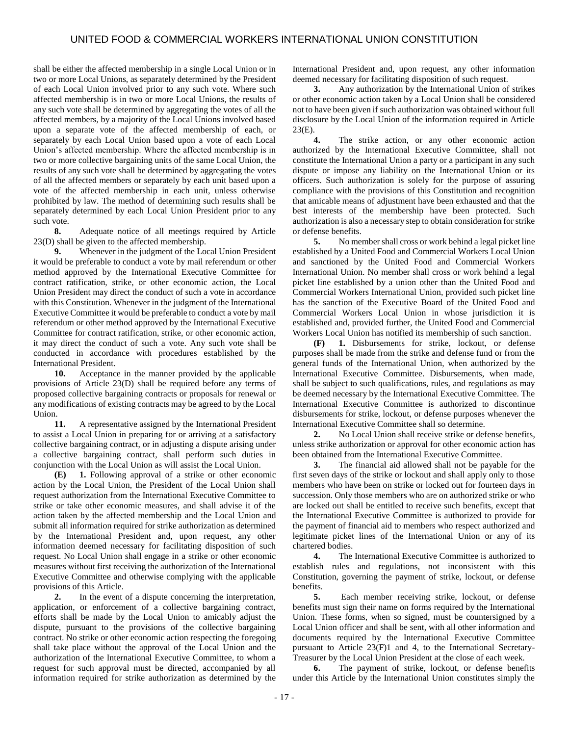shall be either the affected membership in a single Local Union or in two or more Local Unions, as separately determined by the President of each Local Union involved prior to any such vote. Where such affected membership is in two or more Local Unions, the results of any such vote shall be determined by aggregating the votes of all the affected members, by a majority of the Local Unions involved based upon a separate vote of the affected membership of each, or separately by each Local Union based upon a vote of each Local Union's affected membership. Where the affected membership is in two or more collective bargaining units of the same Local Union, the results of any such vote shall be determined by aggregating the votes of all the affected members or separately by each unit based upon a vote of the affected membership in each unit, unless otherwise prohibited by law. The method of determining such results shall be separately determined by each Local Union President prior to any such vote.

**8.** Adequate notice of all meetings required by Article 23(D) shall be given to the affected membership.

**9.** Whenever in the judgment of the Local Union President it would be preferable to conduct a vote by mail referendum or other method approved by the International Executive Committee for contract ratification, strike, or other economic action, the Local Union President may direct the conduct of such a vote in accordance with this Constitution. Whenever in the judgment of the International Executive Committee it would be preferable to conduct a vote by mail referendum or other method approved by the International Executive Committee for contract ratification, strike, or other economic action, it may direct the conduct of such a vote. Any such vote shall be conducted in accordance with procedures established by the International President.

**10.** Acceptance in the manner provided by the applicable provisions of Article 23(D) shall be required before any terms of proposed collective bargaining contracts or proposals for renewal or any modifications of existing contracts may be agreed to by the Local Union.

**11.** A representative assigned by the International President to assist a Local Union in preparing for or arriving at a satisfactory collective bargaining contract, or in adjusting a dispute arising under a collective bargaining contract, shall perform such duties in conjunction with the Local Union as will assist the Local Union.

**(E) 1.** Following approval of a strike or other economic action by the Local Union, the President of the Local Union shall request authorization from the International Executive Committee to strike or take other economic measures, and shall advise it of the action taken by the affected membership and the Local Union and submit all information required for strike authorization as determined by the International President and, upon request, any other information deemed necessary for facilitating disposition of such request. No Local Union shall engage in a strike or other economic measures without first receiving the authorization of the International Executive Committee and otherwise complying with the applicable provisions of this Article.

**2.** In the event of a dispute concerning the interpretation, application, or enforcement of a collective bargaining contract, efforts shall be made by the Local Union to amicably adjust the dispute, pursuant to the provisions of the collective bargaining contract. No strike or other economic action respecting the foregoing shall take place without the approval of the Local Union and the authorization of the International Executive Committee, to whom a request for such approval must be directed, accompanied by all information required for strike authorization as determined by the International President and, upon request, any other information deemed necessary for facilitating disposition of such request.

**3.** Any authorization by the International Union of strikes or other economic action taken by a Local Union shall be considered not to have been given if such authorization was obtained without full disclosure by the Local Union of the information required in Article 23(E).

**4.** The strike action, or any other economic action authorized by the International Executive Committee, shall not constitute the International Union a party or a participant in any such dispute or impose any liability on the International Union or its officers. Such authorization is solely for the purpose of assuring compliance with the provisions of this Constitution and recognition that amicable means of adjustment have been exhausted and that the best interests of the membership have been protected. Such authorization is also a necessary step to obtain consideration for strike or defense benefits.

**5.** No member shall cross or work behind a legal picket line established by a United Food and Commercial Workers Local Union and sanctioned by the United Food and Commercial Workers International Union. No member shall cross or work behind a legal picket line established by a union other than the United Food and Commercial Workers International Union, provided such picket line has the sanction of the Executive Board of the United Food and Commercial Workers Local Union in whose jurisdiction it is established and, provided further, the United Food and Commercial Workers Local Union has notified its membership of such sanction.

**(F) 1.** Disbursements for strike, lockout, or defense purposes shall be made from the strike and defense fund or from the general funds of the International Union, when authorized by the International Executive Committee. Disbursements, when made, shall be subject to such qualifications, rules, and regulations as may be deemed necessary by the International Executive Committee. The International Executive Committee is authorized to discontinue disbursements for strike, lockout, or defense purposes whenever the International Executive Committee shall so determine.

**2.** No Local Union shall receive strike or defense benefits, unless strike authorization or approval for other economic action has been obtained from the International Executive Committee.

**3.** The financial aid allowed shall not be payable for the first seven days of the strike or lockout and shall apply only to those members who have been on strike or locked out for fourteen days in succession. Only those members who are on authorized strike or who are locked out shall be entitled to receive such benefits, except that the International Executive Committee is authorized to provide for the payment of financial aid to members who respect authorized and legitimate picket lines of the International Union or any of its chartered bodies.

**4.** The International Executive Committee is authorized to establish rules and regulations, not inconsistent with this Constitution, governing the payment of strike, lockout, or defense benefits.

**5.** Each member receiving strike, lockout, or defense benefits must sign their name on forms required by the International Union. These forms, when so signed, must be countersigned by a Local Union officer and shall be sent, with all other information and documents required by the International Executive Committee pursuant to Article 23(F)1 and 4, to the International Secretary-Treasurer by the Local Union President at the close of each week.

**6.** The payment of strike, lockout, or defense benefits under this Article by the International Union constitutes simply the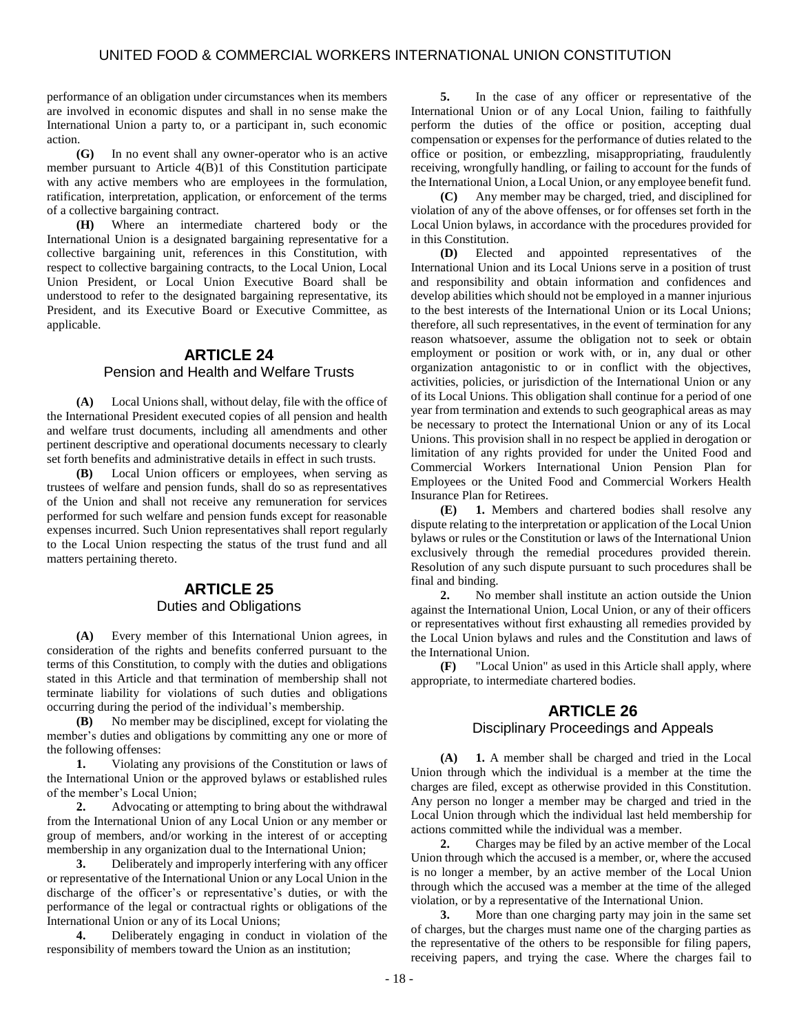performance of an obligation under circumstances when its members are involved in economic disputes and shall in no sense make the International Union a party to, or a participant in, such economic action.

**(G)** In no event shall any owner-operator who is an active member pursuant to Article 4(B)1 of this Constitution participate with any active members who are employees in the formulation, ratification, interpretation, application, or enforcement of the terms of a collective bargaining contract.

**(H)** Where an intermediate chartered body or the International Union is a designated bargaining representative for a collective bargaining unit, references in this Constitution, with respect to collective bargaining contracts, to the Local Union, Local Union President, or Local Union Executive Board shall be understood to refer to the designated bargaining representative, its President, and its Executive Board or Executive Committee, as applicable.

## ARTICLE 24
### Pension and Health and Welfare Trusts

**(A)** Local Unions shall, without delay, file with the office of the International President executed copies of all pension and health and welfare trust documents, including all amendments and other pertinent descriptive and operational documents necessary to clearly set forth benefits and administrative details in effect in such trusts.

**(B)** Local Union officers or employees, when serving as trustees of welfare and pension funds, shall do so as representatives of the Union and shall not receive any remuneration for services performed for such welfare and pension funds except for reasonable expenses incurred. Such Union representatives shall report regularly to the Local Union respecting the status of the trust fund and all matters pertaining thereto.

## ARTICLE 25
### Duties and Obligations

**(A)** Every member of this International Union agrees, in consideration of the rights and benefits conferred pursuant to the terms of this Constitution, to comply with the duties and obligations stated in this Article and that termination of membership shall not terminate liability for violations of such duties and obligations occurring during the period of the individual's membership.

**(B)** No member may be disciplined, except for violating the member's duties and obligations by committing any one or more of the following offenses:

**1.** Violating any provisions of the Constitution or laws of the International Union or the approved bylaws or established rules of the member's Local Union;

**2.** Advocating or attempting to bring about the withdrawal from the International Union of any Local Union or any member or group of members, and/or working in the interest of or accepting membership in any organization dual to the International Union;

**3.** Deliberately and improperly interfering with any officer or representative of the International Union or any Local Union in the discharge of the officer's or representative's duties, or with the performance of the legal or contractual rights or obligations of the International Union or any of its Local Unions;

**4.** Deliberately engaging in conduct in violation of the responsibility of members toward the Union as an institution;

**5.** In the case of any officer or representative of the International Union or of any Local Union, failing to faithfully perform the duties of the office or position, accepting dual compensation or expenses for the performance of duties related to the office or position, or embezzling, misappropriating, fraudulently receiving, wrongfully handling, or failing to account for the funds of the International Union, a Local Union, or any employee benefit fund.

**(C)** Any member may be charged, tried, and disciplined for violation of any of the above offenses, or for offenses set forth in the Local Union bylaws, in accordance with the procedures provided for in this Constitution.

**(D)** Elected and appointed representatives of the International Union and its Local Unions serve in a position of trust and responsibility and obtain information and confidences and develop abilities which should not be employed in a manner injurious to the best interests of the International Union or its Local Unions; therefore, all such representatives, in the event of termination for any reason whatsoever, assume the obligation not to seek or obtain employment or position or work with, or in, any dual or other organization antagonistic to or in conflict with the objectives, activities, policies, or jurisdiction of the International Union or any of its Local Unions. This obligation shall continue for a period of one year from termination and extends to such geographical areas as may be necessary to protect the International Union or any of its Local Unions. This provision shall in no respect be applied in derogation or limitation of any rights provided for under the United Food and Commercial Workers International Union Pension Plan for Employees or the United Food and Commercial Workers Health Insurance Plan for Retirees.

**(E)** **1.** Members and chartered bodies shall resolve any dispute relating to the interpretation or application of the Local Union bylaws or rules or the Constitution or laws of the International Union exclusively through the remedial procedures provided therein. Resolution of any such dispute pursuant to such procedures shall be final and binding.

**2.** No member shall institute an action outside the Union against the International Union, Local Union, or any of their officers or representatives without first exhausting all remedies provided by the Local Union bylaws and rules and the Constitution and laws of the International Union.

**(F)** "Local Union" as used in this Article shall apply, where appropriate, to intermediate chartered bodies.

## ARTICLE 26
### Disciplinary Proceedings and Appeals

**(A)** **1.** A member shall be charged and tried in the Local Union through which the individual is a member at the time the charges are filed, except as otherwise provided in this Constitution. Any person no longer a member may be charged and tried in the Local Union through which the individual last held membership for actions committed while the individual was a member.

**2.** Charges may be filed by an active member of the Local Union through which the accused is a member, or, where the accused is no longer a member, by an active member of the Local Union through which the accused was a member at the time of the alleged violation, or by a representative of the International Union.

**3.** More than one charging party may join in the same set of charges, but the charges must name one of the charging parties as the representative of the others to be responsible for filing papers, receiving papers, and trying the case. Where the charges fail to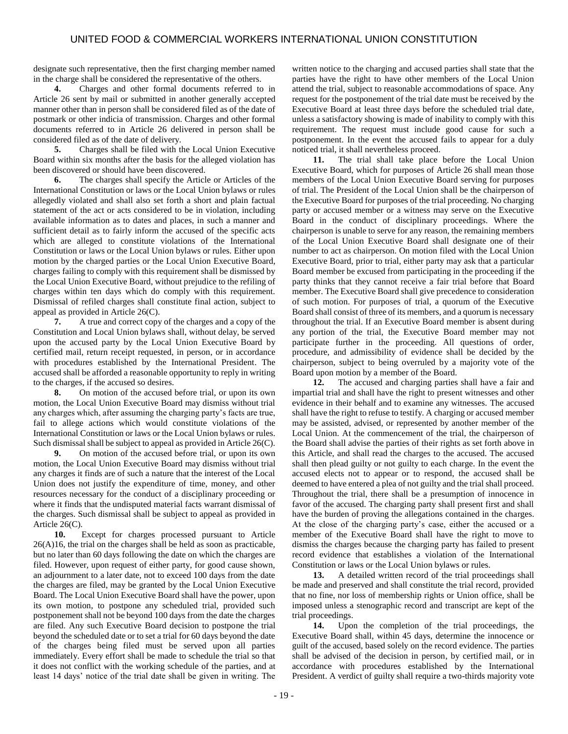designate such representative, then the first charging member named in the charge shall be considered the representative of the others.

**4.** Charges and other formal documents referred to in Article 26 sent by mail or submitted in another generally accepted manner other than in person shall be considered filed as of the date of postmark or other indicia of transmission. Charges and other formal documents referred to in Article 26 delivered in person shall be considered filed as of the date of delivery.

**5.** Charges shall be filed with the Local Union Executive Board within six months after the basis for the alleged violation has been discovered or should have been discovered.

**6.** The charges shall specify the Article or Articles of the International Constitution or laws or the Local Union bylaws or rules allegedly violated and shall also set forth a short and plain factual statement of the act or acts considered to be in violation, including available information as to dates and places, in such a manner and sufficient detail as to fairly inform the accused of the specific acts which are alleged to constitute violations of the International Constitution or laws or the Local Union bylaws or rules. Either upon motion by the charged parties or the Local Union Executive Board, charges failing to comply with this requirement shall be dismissed by the Local Union Executive Board, without prejudice to the refiling of charges within ten days which do comply with this requirement. Dismissal of refiled charges shall constitute final action, subject to appeal as provided in Article 26(C).

**7.** A true and correct copy of the charges and a copy of the Constitution and Local Union bylaws shall, without delay, be served upon the accused party by the Local Union Executive Board by certified mail, return receipt requested, in person, or in accordance with procedures established by the International President. The accused shall be afforded a reasonable opportunity to reply in writing to the charges, if the accused so desires.

**8.** On motion of the accused before trial, or upon its own motion, the Local Union Executive Board may dismiss without trial any charges which, after assuming the charging party's facts are true, fail to allege actions which would constitute violations of the International Constitution or laws or the Local Union bylaws or rules. Such dismissal shall be subject to appeal as provided in Article 26(C).

**9.** On motion of the accused before trial, or upon its own motion, the Local Union Executive Board may dismiss without trial any charges it finds are of such a nature that the interest of the Local Union does not justify the expenditure of time, money, and other resources necessary for the conduct of a disciplinary proceeding or where it finds that the undisputed material facts warrant dismissal of the charges. Such dismissal shall be subject to appeal as provided in Article 26(C).

**10.** Except for charges processed pursuant to Article 26(A)16, the trial on the charges shall be held as soon as practicable, but no later than 60 days following the date on which the charges are filed. However, upon request of either party, for good cause shown, an adjournment to a later date, not to exceed 100 days from the date the charges are filed, may be granted by the Local Union Executive Board. The Local Union Executive Board shall have the power, upon its own motion, to postpone any scheduled trial, provided such postponement shall not be beyond 100 days from the date the charges are filed. Any such Executive Board decision to postpone the trial beyond the scheduled date or to set a trial for 60 days beyond the date of the charges being filed must be served upon all parties immediately. Every effort shall be made to schedule the trial so that it does not conflict with the working schedule of the parties, and at least 14 days' notice of the trial date shall be given in writing. The written notice to the charging and accused parties shall state that the parties have the right to have other members of the Local Union attend the trial, subject to reasonable accommodations of space. Any request for the postponement of the trial date must be received by the Executive Board at least three days before the scheduled trial date, unless a satisfactory showing is made of inability to comply with this requirement. The request must include good cause for such a postponement. In the event the accused fails to appear for a duly noticed trial, it shall nevertheless proceed.

**11.** The trial shall take place before the Local Union Executive Board, which for purposes of Article 26 shall mean those members of the Local Union Executive Board serving for purposes of trial. The President of the Local Union shall be the chairperson of the Executive Board for purposes of the trial proceeding. No charging party or accused member or a witness may serve on the Executive Board in the conduct of disciplinary proceedings. Where the chairperson is unable to serve for any reason, the remaining members of the Local Union Executive Board shall designate one of their number to act as chairperson. On motion filed with the Local Union Executive Board, prior to trial, either party may ask that a particular Board member be excused from participating in the proceeding if the party thinks that they cannot receive a fair trial before that Board member. The Executive Board shall give precedence to consideration of such motion. For purposes of trial, a quorum of the Executive Board shall consist of three of its members, and a quorum is necessary throughout the trial. If an Executive Board member is absent during any portion of the trial, the Executive Board member may not participate further in the proceeding. All questions of order, procedure, and admissibility of evidence shall be decided by the chairperson, subject to being overruled by a majority vote of the Board upon motion by a member of the Board.

**12.** The accused and charging parties shall have a fair and impartial trial and shall have the right to present witnesses and other evidence in their behalf and to examine any witnesses. The accused shall have the right to refuse to testify. A charging or accused member may be assisted, advised, or represented by another member of the Local Union. At the commencement of the trial, the chairperson of the Board shall advise the parties of their rights as set forth above in this Article, and shall read the charges to the accused. The accused shall then plead guilty or not guilty to each charge. In the event the accused elects not to appear or to respond, the accused shall be deemed to have entered a plea of not guilty and the trial shall proceed. Throughout the trial, there shall be a presumption of innocence in favor of the accused. The charging party shall present first and shall have the burden of proving the allegations contained in the charges. At the close of the charging party's case, either the accused or a member of the Executive Board shall have the right to move to dismiss the charges because the charging party has failed to present record evidence that establishes a violation of the International Constitution or laws or the Local Union bylaws or rules.

**13.** A detailed written record of the trial proceedings shall be made and preserved and shall constitute the trial record, provided that no fine, nor loss of membership rights or Union office, shall be imposed unless a stenographic record and transcript are kept of the trial proceedings.

**14.** Upon the completion of the trial proceedings, the Executive Board shall, within 45 days, determine the innocence or guilt of the accused, based solely on the record evidence. The parties shall be advised of the decision in person, by certified mail, or in accordance with procedures established by the International President. A verdict of guilty shall require a two-thirds majority vote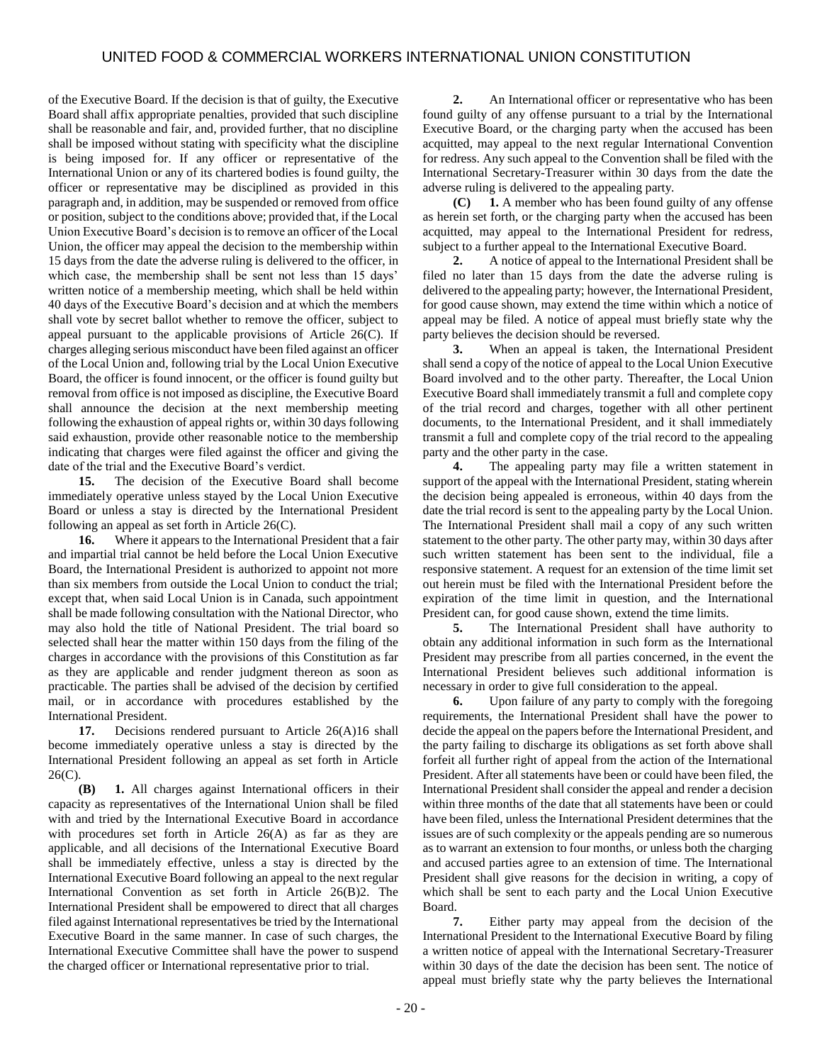of the Executive Board. If the decision is that of guilty, the Executive Board shall affix appropriate penalties, provided that such discipline shall be reasonable and fair, and, provided further, that no discipline shall be imposed without stating with specificity what the discipline is being imposed for. If any officer or representative of the International Union or any of its chartered bodies is found guilty, the officer or representative may be disciplined as provided in this paragraph and, in addition, may be suspended or removed from office or position, subject to the conditions above; provided that, if the Local Union Executive Board's decision is to remove an officer of the Local Union, the officer may appeal the decision to the membership within 15 days from the date the adverse ruling is delivered to the officer, in which case, the membership shall be sent not less than 15 days' written notice of a membership meeting, which shall be held within 40 days of the Executive Board's decision and at which the members shall vote by secret ballot whether to remove the officer, subject to appeal pursuant to the applicable provisions of Article 26(C). If charges alleging serious misconduct have been filed against an officer of the Local Union and, following trial by the Local Union Executive Board, the officer is found innocent, or the officer is found guilty but removal from office is not imposed as discipline, the Executive Board shall announce the decision at the next membership meeting following the exhaustion of appeal rights or, within 30 days following said exhaustion, provide other reasonable notice to the membership indicating that charges were filed against the officer and giving the date of the trial and the Executive Board's verdict.

**15.** The decision of the Executive Board shall become immediately operative unless stayed by the Local Union Executive Board or unless a stay is directed by the International President following an appeal as set forth in Article 26(C).

**16.** Where it appears to the International President that a fair and impartial trial cannot be held before the Local Union Executive Board, the International President is authorized to appoint not more than six members from outside the Local Union to conduct the trial; except that, when said Local Union is in Canada, such appointment shall be made following consultation with the National Director, who may also hold the title of National President. The trial board so selected shall hear the matter within 150 days from the filing of the charges in accordance with the provisions of this Constitution as far as they are applicable and render judgment thereon as soon as practicable. The parties shall be advised of the decision by certified mail, or in accordance with procedures established by the International President.

**17.** Decisions rendered pursuant to Article 26(A)16 shall become immediately operative unless a stay is directed by the International President following an appeal as set forth in Article 26(C).

**(B) 1.** All charges against International officers in their capacity as representatives of the International Union shall be filed with and tried by the International Executive Board in accordance with procedures set forth in Article 26(A) as far as they are applicable, and all decisions of the International Executive Board shall be immediately effective, unless a stay is directed by the International Executive Board following an appeal to the next regular International Convention as set forth in Article 26(B)2. The International President shall be empowered to direct that all charges filed against International representatives be tried by the International Executive Board in the same manner. In case of such charges, the International Executive Committee shall have the power to suspend the charged officer or International representative prior to trial.

**2.** An International officer or representative who has been found guilty of any offense pursuant to a trial by the International Executive Board, or the charging party when the accused has been acquitted, may appeal to the next regular International Convention for redress. Any such appeal to the Convention shall be filed with the International Secretary-Treasurer within 30 days from the date the adverse ruling is delivered to the appealing party.

**(C) 1.** A member who has been found guilty of any offense as herein set forth, or the charging party when the accused has been acquitted, may appeal to the International President for redress, subject to a further appeal to the International Executive Board.

**2.** A notice of appeal to the International President shall be filed no later than 15 days from the date the adverse ruling is delivered to the appealing party; however, the International President, for good cause shown, may extend the time within which a notice of appeal may be filed. A notice of appeal must briefly state why the party believes the decision should be reversed.

**3.** When an appeal is taken, the International President shall send a copy of the notice of appeal to the Local Union Executive Board involved and to the other party. Thereafter, the Local Union Executive Board shall immediately transmit a full and complete copy of the trial record and charges, together with all other pertinent documents, to the International President, and it shall immediately transmit a full and complete copy of the trial record to the appealing party and the other party in the case.

**4.** The appealing party may file a written statement in support of the appeal with the International President, stating wherein the decision being appealed is erroneous, within 40 days from the date the trial record is sent to the appealing party by the Local Union. The International President shall mail a copy of any such written statement to the other party. The other party may, within 30 days after such written statement has been sent to the individual, file a responsive statement. A request for an extension of the time limit set out herein must be filed with the International President before the expiration of the time limit in question, and the International President can, for good cause shown, extend the time limits.

**5.** The International President shall have authority to obtain any additional information in such form as the International President may prescribe from all parties concerned, in the event the International President believes such additional information is necessary in order to give full consideration to the appeal.

**6.** Upon failure of any party to comply with the foregoing requirements, the International President shall have the power to decide the appeal on the papers before the International President, and the party failing to discharge its obligations as set forth above shall forfeit all further right of appeal from the action of the International President. After all statements have been or could have been filed, the International President shall consider the appeal and render a decision within three months of the date that all statements have been or could have been filed, unless the International President determines that the issues are of such complexity or the appeals pending are so numerous as to warrant an extension to four months, or unless both the charging and accused parties agree to an extension of time. The International President shall give reasons for the decision in writing, a copy of which shall be sent to each party and the Local Union Executive Board.

**7.** Either party may appeal from the decision of the International President to the International Executive Board by filing a written notice of appeal with the International Secretary-Treasurer within 30 days of the date the decision has been sent. The notice of appeal must briefly state why the party believes the International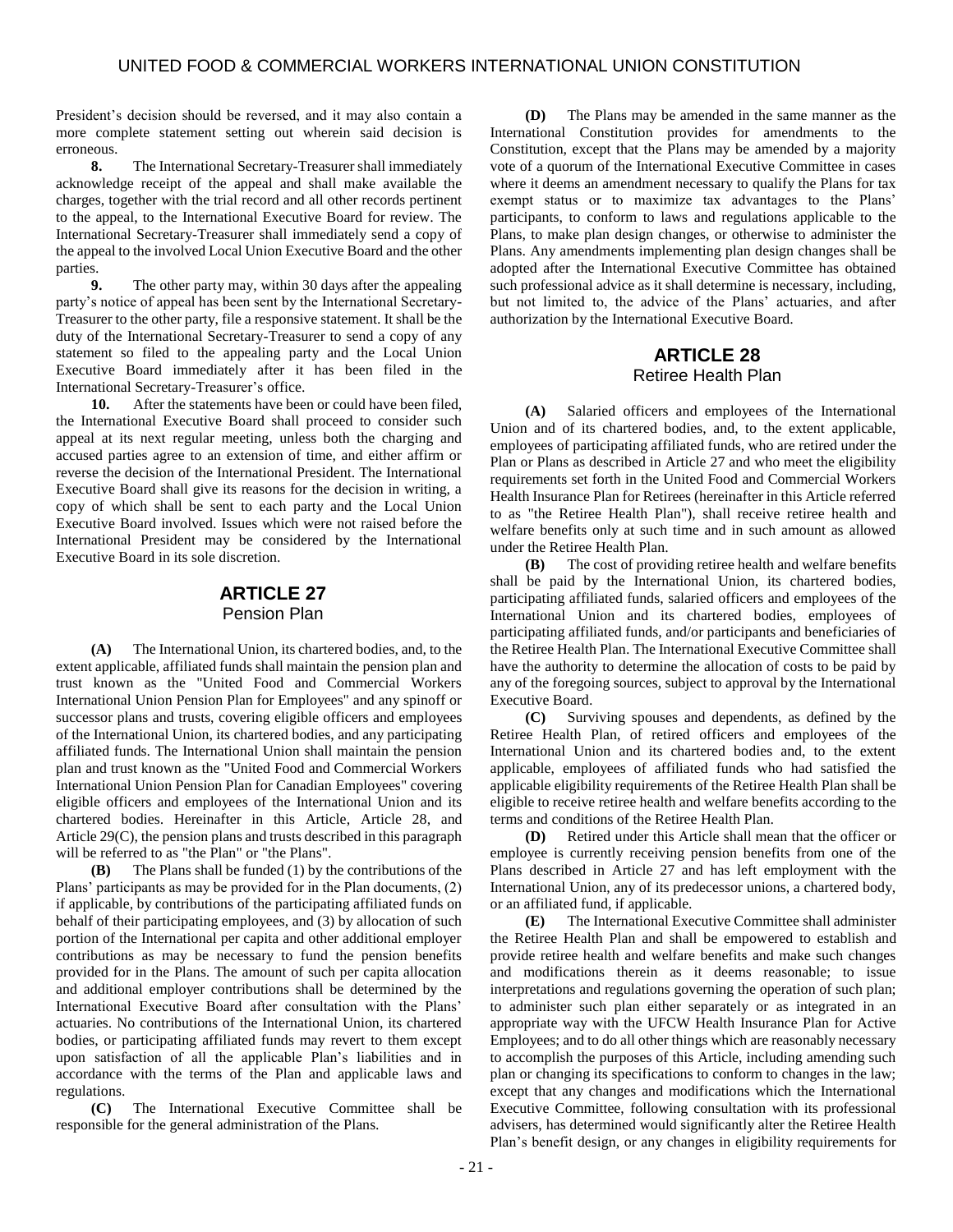President's decision should be reversed, and it may also contain a more complete statement setting out wherein said decision is erroneous.

**8.** The International Secretary-Treasurer shall immediately acknowledge receipt of the appeal and shall make available the charges, together with the trial record and all other records pertinent to the appeal, to the International Executive Board for review. The International Secretary-Treasurer shall immediately send a copy of the appeal to the involved Local Union Executive Board and the other parties.

**9.** The other party may, within 30 days after the appealing party's notice of appeal has been sent by the International Secretary-Treasurer to the other party, file a responsive statement. It shall be the duty of the International Secretary-Treasurer to send a copy of any statement so filed to the appealing party and the Local Union Executive Board immediately after it has been filed in the International Secretary-Treasurer's office.

**10.** After the statements have been or could have been filed, the International Executive Board shall proceed to consider such appeal at its next regular meeting, unless both the charging and accused parties agree to an extension of time, and either affirm or reverse the decision of the International President. The International Executive Board shall give its reasons for the decision in writing, a copy of which shall be sent to each party and the Local Union Executive Board involved. Issues which were not raised before the International President may be considered by the International Executive Board in its sole discretion.

## ARTICLE 27
### Pension Plan

**(A)** The International Union, its chartered bodies, and, to the extent applicable, affiliated funds shall maintain the pension plan and trust known as the "United Food and Commercial Workers International Union Pension Plan for Employees" and any spinoff or successor plans and trusts, covering eligible officers and employees of the International Union, its chartered bodies, and any participating affiliated funds. The International Union shall maintain the pension plan and trust known as the "United Food and Commercial Workers International Union Pension Plan for Canadian Employees" covering eligible officers and employees of the International Union and its chartered bodies. Hereinafter in this Article, Article 28, and Article 29(C), the pension plans and trusts described in this paragraph will be referred to as "the Plan" or "the Plans".

**(B)** The Plans shall be funded (1) by the contributions of the Plans' participants as may be provided for in the Plan documents, (2) if applicable, by contributions of the participating affiliated funds on behalf of their participating employees, and (3) by allocation of such portion of the International per capita and other additional employer contributions as may be necessary to fund the pension benefits provided for in the Plans. The amount of such per capita allocation and additional employer contributions shall be determined by the International Executive Board after consultation with the Plans' actuaries. No contributions of the International Union, its chartered bodies, or participating affiliated funds may revert to them except upon satisfaction of all the applicable Plan's liabilities and in accordance with the terms of the Plan and applicable laws and regulations.

**(C)** The International Executive Committee shall be responsible for the general administration of the Plans.

**(D)** The Plans may be amended in the same manner as the International Constitution provides for amendments to the Constitution, except that the Plans may be amended by a majority vote of a quorum of the International Executive Committee in cases where it deems an amendment necessary to qualify the Plans for tax exempt status or to maximize tax advantages to the Plans' participants, to conform to laws and regulations applicable to the Plans, to make plan design changes, or otherwise to administer the Plans. Any amendments implementing plan design changes shall be adopted after the International Executive Committee has obtained such professional advice as it shall determine is necessary, including, but not limited to, the advice of the Plans' actuaries, and after authorization by the International Executive Board.

## ARTICLE 28
### Retiree Health Plan

**(A)** Salaried officers and employees of the International Union and of its chartered bodies, and, to the extent applicable, employees of participating affiliated funds, who are retired under the Plan or Plans as described in Article 27 and who meet the eligibility requirements set forth in the United Food and Commercial Workers Health Insurance Plan for Retirees (hereinafter in this Article referred to as "the Retiree Health Plan"), shall receive retiree health and welfare benefits only at such time and in such amount as allowed under the Retiree Health Plan.

**(B)** The cost of providing retiree health and welfare benefits shall be paid by the International Union, its chartered bodies, participating affiliated funds, salaried officers and employees of the International Union and its chartered bodies, employees of participating affiliated funds, and/or participants and beneficiaries of the Retiree Health Plan. The International Executive Committee shall have the authority to determine the allocation of costs to be paid by any of the foregoing sources, subject to approval by the International Executive Board.

**(C)** Surviving spouses and dependents, as defined by the Retiree Health Plan, of retired officers and employees of the International Union and its chartered bodies and, to the extent applicable, employees of affiliated funds who had satisfied the applicable eligibility requirements of the Retiree Health Plan shall be eligible to receive retiree health and welfare benefits according to the terms and conditions of the Retiree Health Plan.

**(D)** Retired under this Article shall mean that the officer or employee is currently receiving pension benefits from one of the Plans described in Article 27 and has left employment with the International Union, any of its predecessor unions, a chartered body, or an affiliated fund, if applicable.

**(E)** The International Executive Committee shall administer the Retiree Health Plan and shall be empowered to establish and provide retiree health and welfare benefits and make such changes and modifications therein as it deems reasonable; to issue interpretations and regulations governing the operation of such plan; to administer such plan either separately or as integrated in an appropriate way with the UFCW Health Insurance Plan for Active Employees; and to do all other things which are reasonably necessary to accomplish the purposes of this Article, including amending such plan or changing its specifications to conform to changes in the law; except that any changes and modifications which the International Executive Committee, following consultation with its professional advisers, has determined would significantly alter the Retiree Health Plan's benefit design, or any changes in eligibility requirements for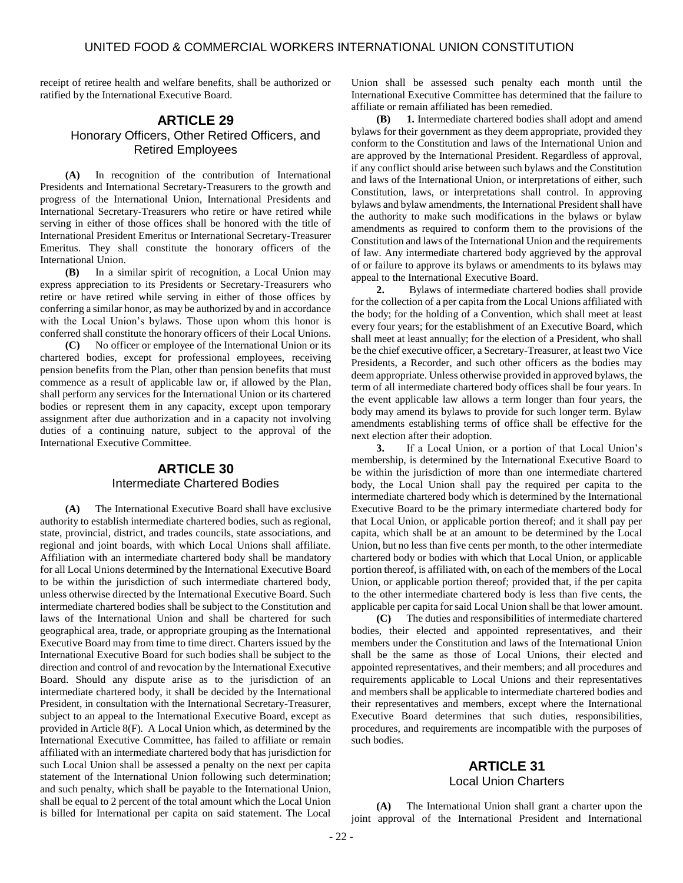receipt of retiree health and welfare benefits, shall be authorized or ratified by the International Executive Board.

## ARTICLE 29
### Honorary Officers, Other Retired Officers, and Retired Employees

**(A)** In recognition of the contribution of International Presidents and International Secretary-Treasurers to the growth and progress of the International Union, International Presidents and International Secretary-Treasurers who retire or have retired while serving in either of those offices shall be honored with the title of International President Emeritus or International Secretary-Treasurer Emeritus. They shall constitute the honorary officers of the International Union.

**(B)** In a similar spirit of recognition, a Local Union may express appreciation to its Presidents or Secretary-Treasurers who retire or have retired while serving in either of those offices by conferring a similar honor, as may be authorized by and in accordance with the Local Union's bylaws. Those upon whom this honor is conferred shall constitute the honorary officers of their Local Unions.

**(C)** No officer or employee of the International Union or its chartered bodies, except for professional employees, receiving pension benefits from the Plan, other than pension benefits that must commence as a result of applicable law or, if allowed by the Plan, shall perform any services for the International Union or its chartered bodies or represent them in any capacity, except upon temporary assignment after due authorization and in a capacity not involving duties of a continuing nature, subject to the approval of the International Executive Committee.

## ARTICLE 30
### Intermediate Chartered Bodies

**(A)** The International Executive Board shall have exclusive authority to establish intermediate chartered bodies, such as regional, state, provincial, district, and trades councils, state associations, and regional and joint boards, with which Local Unions shall affiliate. Affiliation with an intermediate chartered body shall be mandatory for all Local Unions determined by the International Executive Board to be within the jurisdiction of such intermediate chartered body, unless otherwise directed by the International Executive Board. Such intermediate chartered bodies shall be subject to the Constitution and laws of the International Union and shall be chartered for such geographical area, trade, or appropriate grouping as the International Executive Board may from time to time direct. Charters issued by the International Executive Board for such bodies shall be subject to the direction and control of and revocation by the International Executive Board. Should any dispute arise as to the jurisdiction of an intermediate chartered body, it shall be decided by the International President, in consultation with the International Secretary-Treasurer, subject to an appeal to the International Executive Board, except as provided in Article 8(F). A Local Union which, as determined by the International Executive Committee, has failed to affiliate or remain affiliated with an intermediate chartered body that has jurisdiction for such Local Union shall be assessed a penalty on the next per capita statement of the International Union following such determination; and such penalty, which shall be payable to the International Union, shall be equal to 2 percent of the total amount which the Local Union is billed for International per capita on said statement. The Local Union shall be assessed such penalty each month until the International Executive Committee has determined that the failure to affiliate or remain affiliated has been remedied.

**(B)** **1.** Intermediate chartered bodies shall adopt and amend bylaws for their government as they deem appropriate, provided they conform to the Constitution and laws of the International Union and are approved by the International President. Regardless of approval, if any conflict should arise between such bylaws and the Constitution and laws of the International Union, or interpretations of either, such Constitution, laws, or interpretations shall control. In approving bylaws and bylaw amendments, the International President shall have the authority to make such modifications in the bylaws or bylaw amendments as required to conform them to the provisions of the Constitution and laws of the International Union and the requirements of law. Any intermediate chartered body aggrieved by the approval of or failure to approve its bylaws or amendments to its bylaws may appeal to the International Executive Board.

**2.** Bylaws of intermediate chartered bodies shall provide for the collection of a per capita from the Local Unions affiliated with the body; for the holding of a Convention, which shall meet at least every four years; for the establishment of an Executive Board, which shall meet at least annually; for the election of a President, who shall be the chief executive officer, a Secretary-Treasurer, at least two Vice Presidents, a Recorder, and such other officers as the bodies may deem appropriate. Unless otherwise provided in approved bylaws, the term of all intermediate chartered body offices shall be four years. In the event applicable law allows a term longer than four years, the body may amend its bylaws to provide for such longer term. Bylaw amendments establishing terms of office shall be effective for the next election after their adoption.

**3.** If a Local Union, or a portion of that Local Union's membership, is determined by the International Executive Board to be within the jurisdiction of more than one intermediate chartered body, the Local Union shall pay the required per capita to the intermediate chartered body which is determined by the International Executive Board to be the primary intermediate chartered body for that Local Union, or applicable portion thereof; and it shall pay per capita, which shall be at an amount to be determined by the Local Union, but no less than five cents per month, to the other intermediate chartered body or bodies with which that Local Union, or applicable portion thereof, is affiliated with, on each of the members of the Local Union, or applicable portion thereof; provided that, if the per capita to the other intermediate chartered body is less than five cents, the applicable per capita for said Local Union shall be that lower amount.

**(C)** The duties and responsibilities of intermediate chartered bodies, their elected and appointed representatives, and their members under the Constitution and laws of the International Union shall be the same as those of Local Unions, their elected and appointed representatives, and their members; and all procedures and requirements applicable to Local Unions and their representatives and members shall be applicable to intermediate chartered bodies and their representatives and members, except where the International Executive Board determines that such duties, responsibilities, procedures, and requirements are incompatible with the purposes of such bodies.

## ARTICLE 31
### Local Union Charters

**(A)** The International Union shall grant a charter upon the joint approval of the International President and International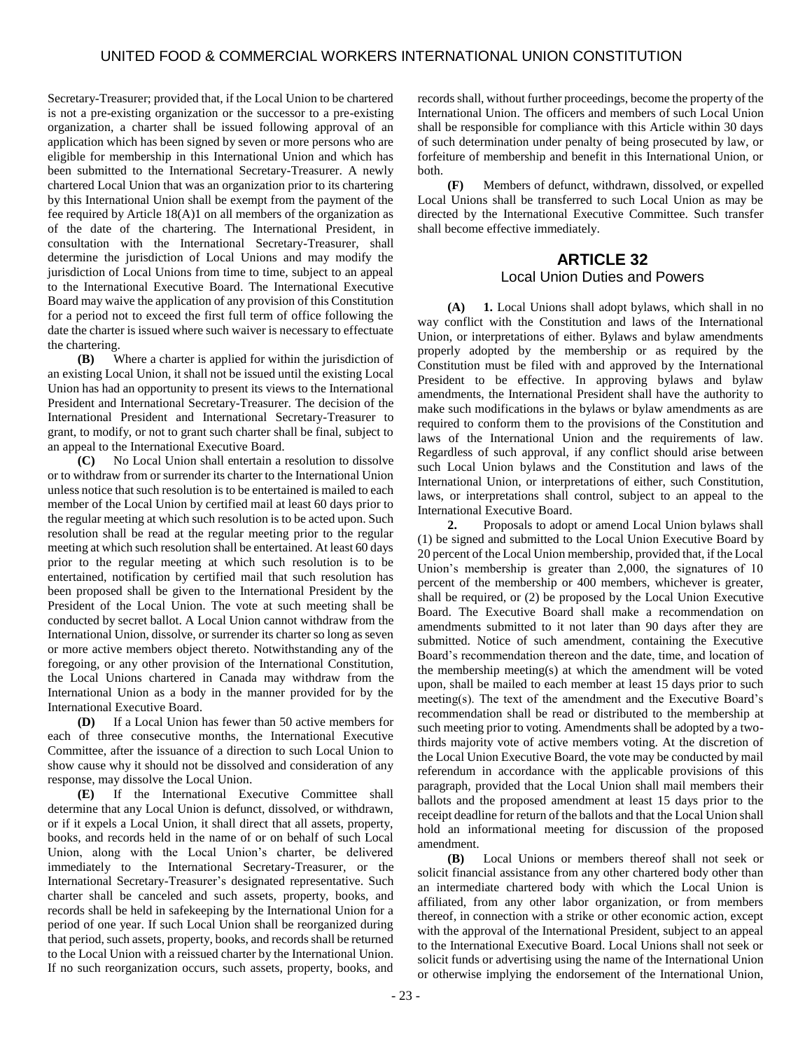Secretary-Treasurer; provided that, if the Local Union to be chartered is not a pre-existing organization or the successor to a pre-existing organization, a charter shall be issued following approval of an application which has been signed by seven or more persons who are eligible for membership in this International Union and which has been submitted to the International Secretary-Treasurer. A newly chartered Local Union that was an organization prior to its chartering by this International Union shall be exempt from the payment of the fee required by Article 18(A)1 on all members of the organization as of the date of the chartering. The International President, in consultation with the International Secretary-Treasurer, shall determine the jurisdiction of Local Unions and may modify the jurisdiction of Local Unions from time to time, subject to an appeal to the International Executive Board. The International Executive Board may waive the application of any provision of this Constitution for a period not to exceed the first full term of office following the date the charter is issued where such waiver is necessary to effectuate the chartering.

**(B)** Where a charter is applied for within the jurisdiction of an existing Local Union, it shall not be issued until the existing Local Union has had an opportunity to present its views to the International President and International Secretary-Treasurer. The decision of the International President and International Secretary-Treasurer to grant, to modify, or not to grant such charter shall be final, subject to an appeal to the International Executive Board.

**(C)** No Local Union shall entertain a resolution to dissolve or to withdraw from or surrender its charter to the International Union unless notice that such resolution is to be entertained is mailed to each member of the Local Union by certified mail at least 60 days prior to the regular meeting at which such resolution is to be acted upon. Such resolution shall be read at the regular meeting prior to the regular meeting at which such resolution shall be entertained. At least 60 days prior to the regular meeting at which such resolution is to be entertained, notification by certified mail that such resolution has been proposed shall be given to the International President by the President of the Local Union. The vote at such meeting shall be conducted by secret ballot. A Local Union cannot withdraw from the International Union, dissolve, or surrender its charter so long as seven or more active members object thereto. Notwithstanding any of the foregoing, or any other provision of the International Constitution, the Local Unions chartered in Canada may withdraw from the International Union as a body in the manner provided for by the International Executive Board.

**(D)** If a Local Union has fewer than 50 active members for each of three consecutive months, the International Executive Committee, after the issuance of a direction to such Local Union to show cause why it should not be dissolved and consideration of any response, may dissolve the Local Union.

**(E)** If the International Executive Committee shall determine that any Local Union is defunct, dissolved, or withdrawn, or if it expels a Local Union, it shall direct that all assets, property, books, and records held in the name of or on behalf of such Local Union, along with the Local Union's charter, be delivered immediately to the International Secretary-Treasurer, or the International Secretary-Treasurer's designated representative. Such charter shall be canceled and such assets, property, books, and records shall be held in safekeeping by the International Union for a period of one year. If such Local Union shall be reorganized during that period, such assets, property, books, and records shall be returned to the Local Union with a reissued charter by the International Union. If no such reorganization occurs, such assets, property, books, and records shall, without further proceedings, become the property of the International Union. The officers and members of such Local Union shall be responsible for compliance with this Article within 30 days of such determination under penalty of being prosecuted by law, or forfeiture of membership and benefit in this International Union, or both.

**(F)** Members of defunct, withdrawn, dissolved, or expelled Local Unions shall be transferred to such Local Union as may be directed by the International Executive Committee. Such transfer shall become effective immediately.

## ARTICLE 32
### Local Union Duties and Powers

**(A)** **1.** Local Unions shall adopt bylaws, which shall in no way conflict with the Constitution and laws of the International Union, or interpretations of either. Bylaws and bylaw amendments properly adopted by the membership or as required by the Constitution must be filed with and approved by the International President to be effective. In approving bylaws and bylaw amendments, the International President shall have the authority to make such modifications in the bylaws or bylaw amendments as are required to conform them to the provisions of the Constitution and laws of the International Union and the requirements of law. Regardless of such approval, if any conflict should arise between such Local Union bylaws and the Constitution and laws of the International Union, or interpretations of either, such Constitution, laws, or interpretations shall control, subject to an appeal to the International Executive Board.

**2.** Proposals to adopt or amend Local Union bylaws shall (1) be signed and submitted to the Local Union Executive Board by 20 percent of the Local Union membership, provided that, if the Local Union's membership is greater than 2,000, the signatures of 10 percent of the membership or 400 members, whichever is greater, shall be required, or (2) be proposed by the Local Union Executive Board. The Executive Board shall make a recommendation on amendments submitted to it not later than 90 days after they are submitted. Notice of such amendment, containing the Executive Board's recommendation thereon and the date, time, and location of the membership meeting(s) at which the amendment will be voted upon, shall be mailed to each member at least 15 days prior to such meeting(s). The text of the amendment and the Executive Board's recommendation shall be read or distributed to the membership at such meeting prior to voting. Amendments shall be adopted by a two-thirds majority vote of active members voting. At the discretion of the Local Union Executive Board, the vote may be conducted by mail referendum in accordance with the applicable provisions of this paragraph, provided that the Local Union shall mail members their ballots and the proposed amendment at least 15 days prior to the receipt deadline for return of the ballots and that the Local Union shall hold an informational meeting for discussion of the proposed amendment.

**(B)** Local Unions or members thereof shall not seek or solicit financial assistance from any other chartered body other than an intermediate chartered body with which the Local Union is affiliated, from any other labor organization, or from members thereof, in connection with a strike or other economic action, except with the approval of the International President, subject to an appeal to the International Executive Board. Local Unions shall not seek or solicit funds or advertising using the name of the International Union or otherwise implying the endorsement of the International Union,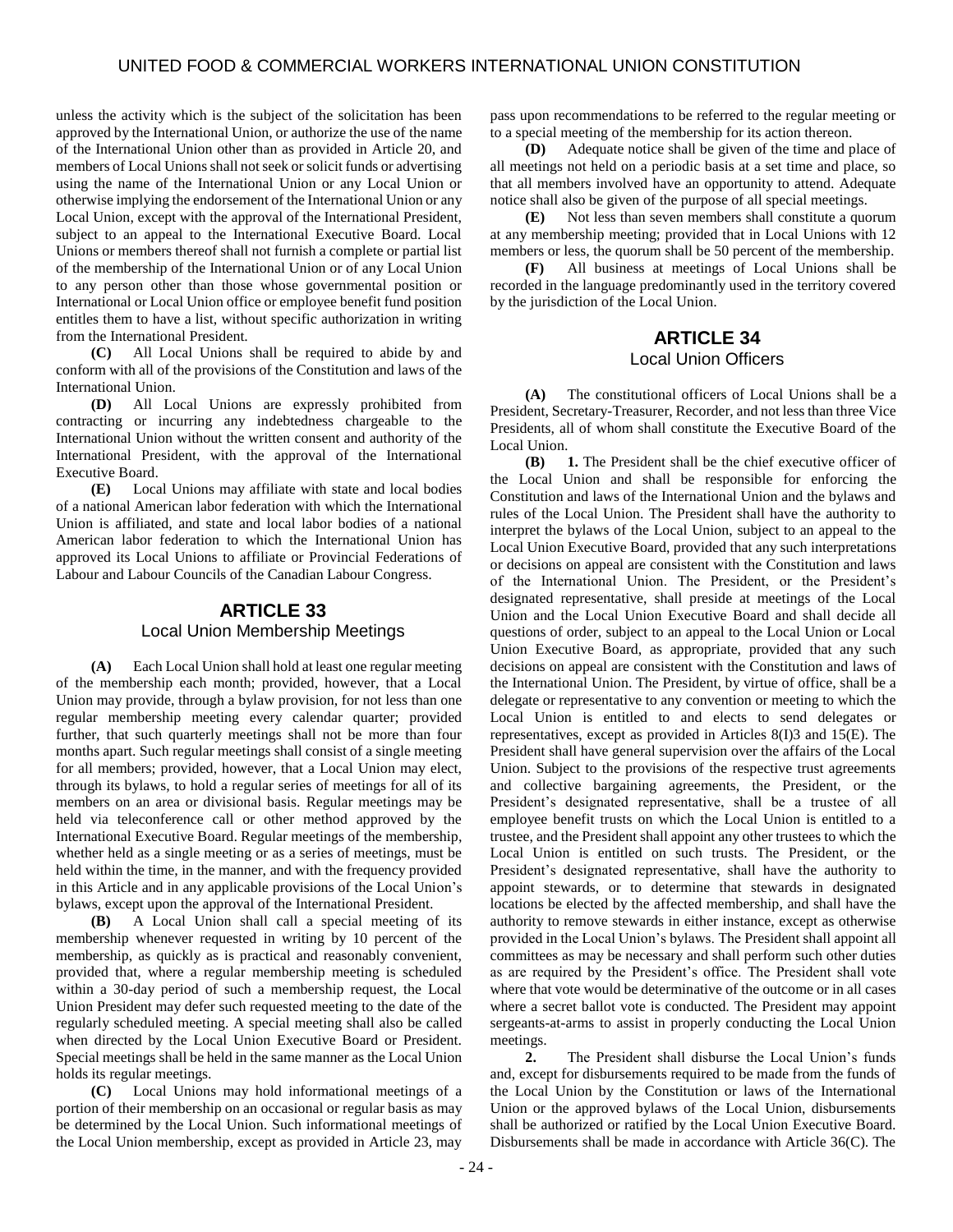unless the activity which is the subject of the solicitation has been approved by the International Union, or authorize the use of the name of the International Union other than as provided in Article 20, and members of Local Unions shall not seek or solicit funds or advertising using the name of the International Union or any Local Union or otherwise implying the endorsement of the International Union or any Local Union, except with the approval of the International President, subject to an appeal to the International Executive Board. Local Unions or members thereof shall not furnish a complete or partial list of the membership of the International Union or of any Local Union to any person other than those whose governmental position or International or Local Union office or employee benefit fund position entitles them to have a list, without specific authorization in writing from the International President.

**(C)** All Local Unions shall be required to abide by and conform with all of the provisions of the Constitution and laws of the International Union.

**(D)** All Local Unions are expressly prohibited from contracting or incurring any indebtedness chargeable to the International Union without the written consent and authority of the International President, with the approval of the International Executive Board.

**(E)** Local Unions may affiliate with state and local bodies of a national American labor federation with which the International Union is affiliated, and state and local labor bodies of a national American labor federation to which the International Union has approved its Local Unions to affiliate or Provincial Federations of Labour and Labour Councils of the Canadian Labour Congress.

## ARTICLE 33
### Local Union Membership Meetings

**(A)** Each Local Union shall hold at least one regular meeting of the membership each month; provided, however, that a Local Union may provide, through a bylaw provision, for not less than one regular membership meeting every calendar quarter; provided further, that such quarterly meetings shall not be more than four months apart. Such regular meetings shall consist of a single meeting for all members; provided, however, that a Local Union may elect, through its bylaws, to hold a regular series of meetings for all of its members on an area or divisional basis. Regular meetings may be held via teleconference call or other method approved by the International Executive Board. Regular meetings of the membership, whether held as a single meeting or as a series of meetings, must be held within the time, in the manner, and with the frequency provided in this Article and in any applicable provisions of the Local Union's bylaws, except upon the approval of the International President.

**(B)** A Local Union shall call a special meeting of its membership whenever requested in writing by 10 percent of the membership, as quickly as is practical and reasonably convenient, provided that, where a regular membership meeting is scheduled within a 30-day period of such a membership request, the Local Union President may defer such requested meeting to the date of the regularly scheduled meeting. A special meeting shall also be called when directed by the Local Union Executive Board or President. Special meetings shall be held in the same manner as the Local Union holds its regular meetings.

**(C)** Local Unions may hold informational meetings of a portion of their membership on an occasional or regular basis as may be determined by the Local Union. Such informational meetings of the Local Union membership, except as provided in Article 23, may pass upon recommendations to be referred to the regular meeting or to a special meeting of the membership for its action thereon.

**(D)** Adequate notice shall be given of the time and place of all meetings not held on a periodic basis at a set time and place, so that all members involved have an opportunity to attend. Adequate notice shall also be given of the purpose of all special meetings.

**(E)** Not less than seven members shall constitute a quorum at any membership meeting; provided that in Local Unions with 12 members or less, the quorum shall be 50 percent of the membership.

**(F)** All business at meetings of Local Unions shall be recorded in the language predominantly used in the territory covered by the jurisdiction of the Local Union.

## ARTICLE 34
### Local Union Officers

**(A)** The constitutional officers of Local Unions shall be a President, Secretary-Treasurer, Recorder, and not less than three Vice Presidents, all of whom shall constitute the Executive Board of the Local Union.

**(B)** **1.** The President shall be the chief executive officer of the Local Union and shall be responsible for enforcing the Constitution and laws of the International Union and the bylaws and rules of the Local Union. The President shall have the authority to interpret the bylaws of the Local Union, subject to an appeal to the Local Union Executive Board, provided that any such interpretations or decisions on appeal are consistent with the Constitution and laws of the International Union. The President, or the President's designated representative, shall preside at meetings of the Local Union and the Local Union Executive Board and shall decide all questions of order, subject to an appeal to the Local Union or Local Union Executive Board, as appropriate, provided that any such decisions on appeal are consistent with the Constitution and laws of the International Union. The President, by virtue of office, shall be a delegate or representative to any convention or meeting to which the Local Union is entitled to and elects to send delegates or representatives, except as provided in Articles 8(I)3 and 15(E). The President shall have general supervision over the affairs of the Local Union. Subject to the provisions of the respective trust agreements and collective bargaining agreements, the President, or the President's designated representative, shall be a trustee of all employee benefit trusts on which the Local Union is entitled to a trustee, and the President shall appoint any other trustees to which the Local Union is entitled on such trusts. The President, or the President's designated representative, shall have the authority to appoint stewards, or to determine that stewards in designated locations be elected by the affected membership, and shall have the authority to remove stewards in either instance, except as otherwise provided in the Local Union's bylaws. The President shall appoint all committees as may be necessary and shall perform such other duties as are required by the President's office. The President shall vote where that vote would be determinative of the outcome or in all cases where a secret ballot vote is conducted. The President may appoint sergeants-at-arms to assist in properly conducting the Local Union meetings.

**2.** The President shall disburse the Local Union's funds and, except for disbursements required to be made from the funds of the Local Union by the Constitution or laws of the International Union or the approved bylaws of the Local Union, disbursements shall be authorized or ratified by the Local Union Executive Board. Disbursements shall be made in accordance with Article 36(C). The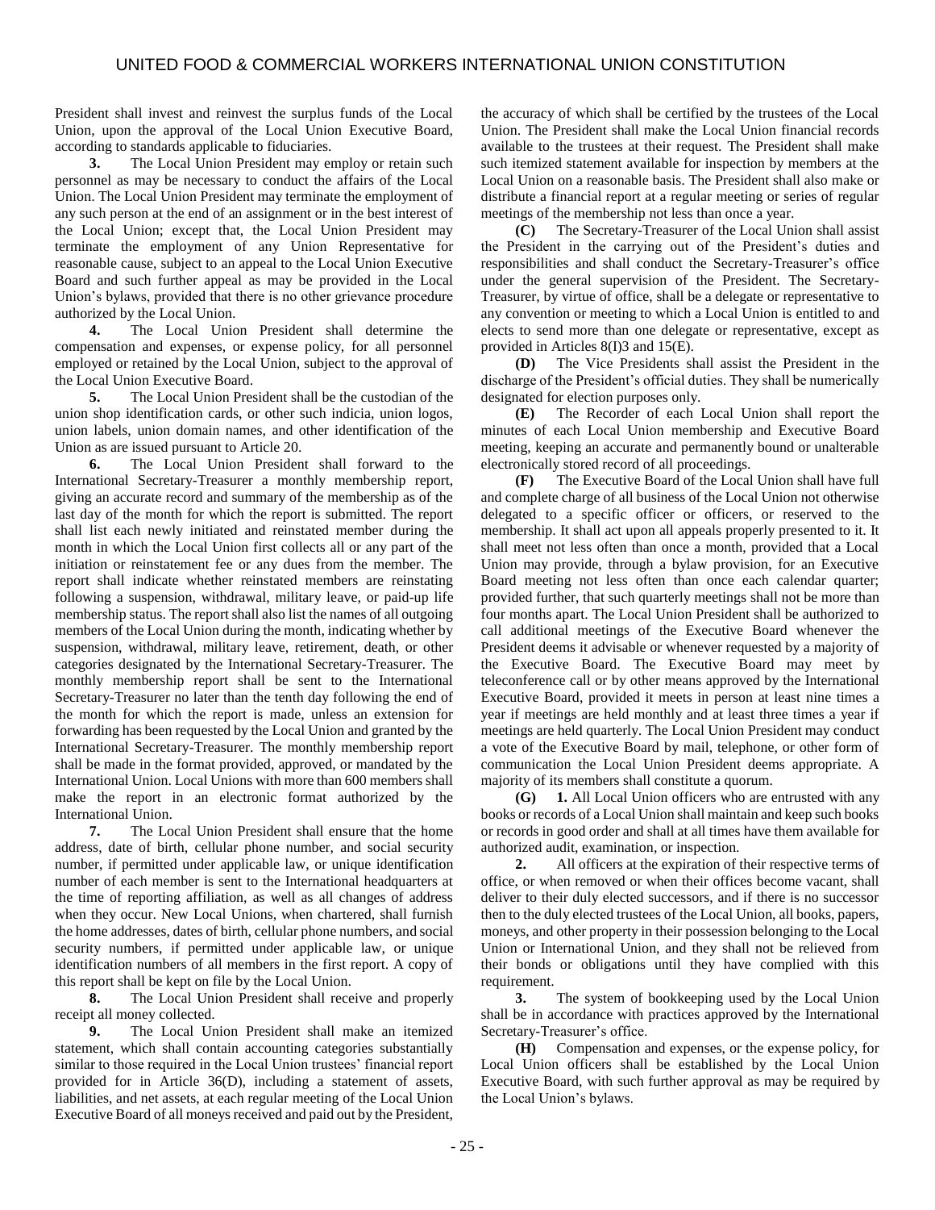President shall invest and reinvest the surplus funds of the Local Union, upon the approval of the Local Union Executive Board, according to standards applicable to fiduciaries.

**3.** The Local Union President may employ or retain such personnel as may be necessary to conduct the affairs of the Local Union. The Local Union President may terminate the employment of any such person at the end of an assignment or in the best interest of the Local Union; except that, the Local Union President may terminate the employment of any Union Representative for reasonable cause, subject to an appeal to the Local Union Executive Board and such further appeal as may be provided in the Local Union's bylaws, provided that there is no other grievance procedure authorized by the Local Union.

**4.** The Local Union President shall determine the compensation and expenses, or expense policy, for all personnel employed or retained by the Local Union, subject to the approval of the Local Union Executive Board.

**5.** The Local Union President shall be the custodian of the union shop identification cards, or other such indicia, union logos, union labels, union domain names, and other identification of the Union as are issued pursuant to Article 20.

**6.** The Local Union President shall forward to the International Secretary-Treasurer a monthly membership report, giving an accurate record and summary of the membership as of the last day of the month for which the report is submitted. The report shall list each newly initiated and reinstated member during the month in which the Local Union first collects all or any part of the initiation or reinstatement fee or any dues from the member. The report shall indicate whether reinstated members are reinstating following a suspension, withdrawal, military leave, or paid-up life membership status. The report shall also list the names of all outgoing members of the Local Union during the month, indicating whether by suspension, withdrawal, military leave, retirement, death, or other categories designated by the International Secretary-Treasurer. The monthly membership report shall be sent to the International Secretary-Treasurer no later than the tenth day following the end of the month for which the report is made, unless an extension for forwarding has been requested by the Local Union and granted by the International Secretary-Treasurer. The monthly membership report shall be made in the format provided, approved, or mandated by the International Union. Local Unions with more than 600 members shall make the report in an electronic format authorized by the International Union.

**7.** The Local Union President shall ensure that the home address, date of birth, cellular phone number, and social security number, if permitted under applicable law, or unique identification number of each member is sent to the International headquarters at the time of reporting affiliation, as well as all changes of address when they occur. New Local Unions, when chartered, shall furnish the home addresses, dates of birth, cellular phone numbers, and social security numbers, if permitted under applicable law, or unique identification numbers of all members in the first report. A copy of this report shall be kept on file by the Local Union.

**8.** The Local Union President shall receive and properly receipt all money collected.

**9.** The Local Union President shall make an itemized statement, which shall contain accounting categories substantially similar to those required in the Local Union trustees' financial report provided for in Article 36(D), including a statement of assets, liabilities, and net assets, at each regular meeting of the Local Union Executive Board of all moneys received and paid out by the President, the accuracy of which shall be certified by the trustees of the Local Union. The President shall make the Local Union financial records available to the trustees at their request. The President shall make such itemized statement available for inspection by members at the Local Union on a reasonable basis. The President shall also make or distribute a financial report at a regular meeting or series of regular meetings of the membership not less than once a year.

**(C)** The Secretary-Treasurer of the Local Union shall assist the President in the carrying out of the President's duties and responsibilities and shall conduct the Secretary-Treasurer's office under the general supervision of the President. The Secretary-Treasurer, by virtue of office, shall be a delegate or representative to any convention or meeting to which a Local Union is entitled to and elects to send more than one delegate or representative, except as provided in Articles 8(I)3 and 15(E).

**(D)** The Vice Presidents shall assist the President in the discharge of the President's official duties. They shall be numerically designated for election purposes only.

**(E)** The Recorder of each Local Union shall report the minutes of each Local Union membership and Executive Board meeting, keeping an accurate and permanently bound or unalterable electronically stored record of all proceedings.

**(F)** The Executive Board of the Local Union shall have full and complete charge of all business of the Local Union not otherwise delegated to a specific officer or officers, or reserved to the membership. It shall act upon all appeals properly presented to it. It shall meet not less often than once a month, provided that a Local Union may provide, through a bylaw provision, for an Executive Board meeting not less often than once each calendar quarter; provided further, that such quarterly meetings shall not be more than four months apart. The Local Union President shall be authorized to call additional meetings of the Executive Board whenever the President deems it advisable or whenever requested by a majority of the Executive Board. The Executive Board may meet by teleconference call or by other means approved by the International Executive Board, provided it meets in person at least nine times a year if meetings are held monthly and at least three times a year if meetings are held quarterly. The Local Union President may conduct a vote of the Executive Board by mail, telephone, or other form of communication the Local Union President deems appropriate. A majority of its members shall constitute a quorum.

**(G)** **1.** All Local Union officers who are entrusted with any books or records of a Local Union shall maintain and keep such books or records in good order and shall at all times have them available for authorized audit, examination, or inspection.

**2.** All officers at the expiration of their respective terms of office, or when removed or when their offices become vacant, shall deliver to their duly elected successors, and if there is no successor then to the duly elected trustees of the Local Union, all books, papers, moneys, and other property in their possession belonging to the Local Union or International Union, and they shall not be relieved from their bonds or obligations until they have complied with this requirement.

**3.** The system of bookkeeping used by the Local Union shall be in accordance with practices approved by the International Secretary-Treasurer's office.

**(H)** Compensation and expenses, or the expense policy, for Local Union officers shall be established by the Local Union Executive Board, with such further approval as may be required by the Local Union's bylaws.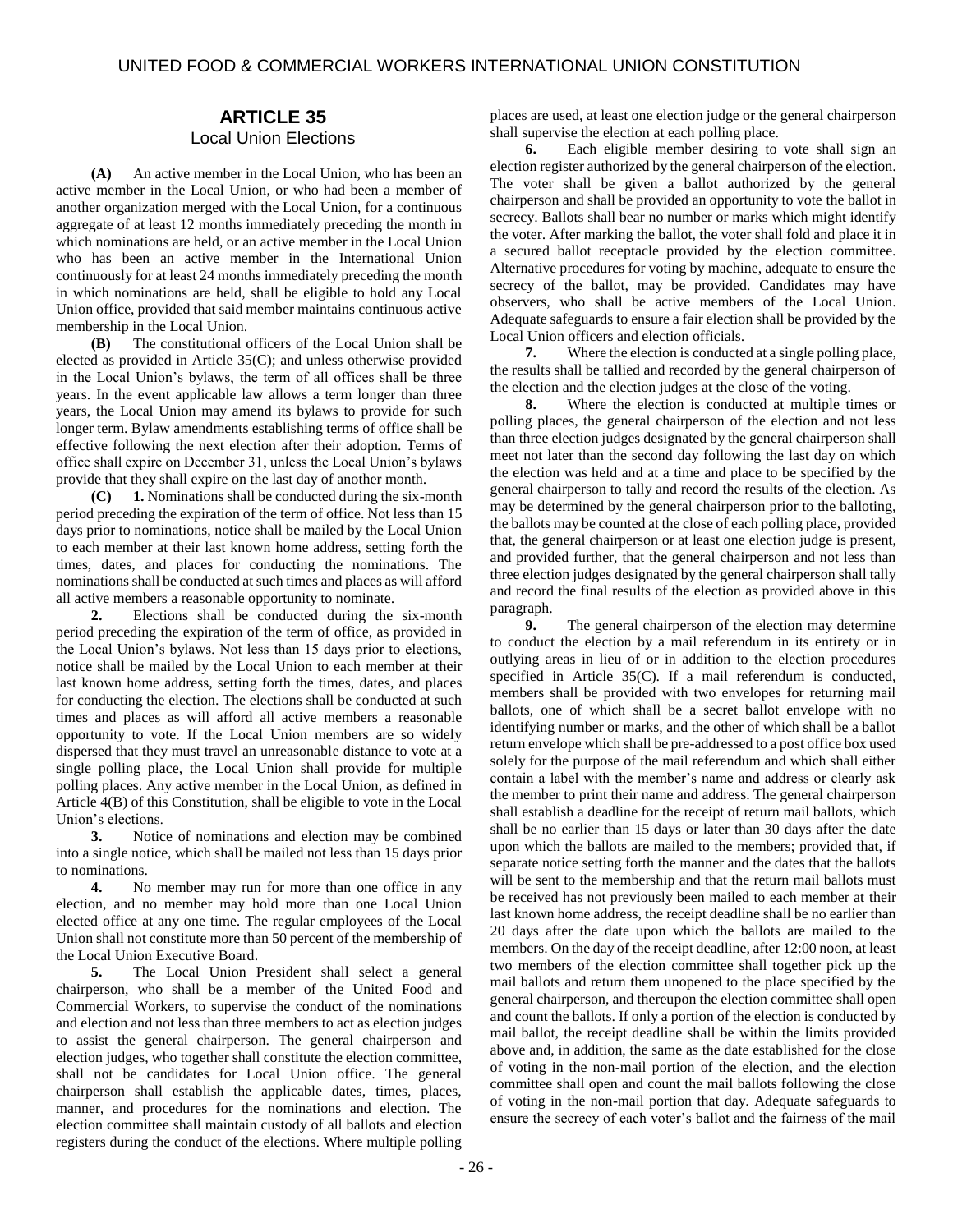## ARTICLE 35
### Local Union Elections

**(A)** An active member in the Local Union, who has been an active member in the Local Union, or who had been a member of another organization merged with the Local Union, for a continuous aggregate of at least 12 months immediately preceding the month in which nominations are held, or an active member in the Local Union who has been an active member in the International Union continuously for at least 24 months immediately preceding the month in which nominations are held, shall be eligible to hold any Local Union office, provided that said member maintains continuous active membership in the Local Union.

**(B)** The constitutional officers of the Local Union shall be elected as provided in Article 35(C); and unless otherwise provided in the Local Union's bylaws, the term of all offices shall be three years. In the event applicable law allows a term longer than three years, the Local Union may amend its bylaws to provide for such longer term. Bylaw amendments establishing terms of office shall be effective following the next election after their adoption. Terms of office shall expire on December 31, unless the Local Union's bylaws provide that they shall expire on the last day of another month.

**(C)** **1.** Nominations shall be conducted during the six-month period preceding the expiration of the term of office. Not less than 15 days prior to nominations, notice shall be mailed by the Local Union to each member at their last known home address, setting forth the times, dates, and places for conducting the nominations. The nominations shall be conducted at such times and places as will afford all active members a reasonable opportunity to nominate.

**2.** Elections shall be conducted during the six-month period preceding the expiration of the term of office, as provided in the Local Union's bylaws. Not less than 15 days prior to elections, notice shall be mailed by the Local Union to each member at their last known home address, setting forth the times, dates, and places for conducting the election. The elections shall be conducted at such times and places as will afford all active members a reasonable opportunity to vote. If the Local Union members are so widely dispersed that they must travel an unreasonable distance to vote at a single polling place, the Local Union shall provide for multiple polling places. Any active member in the Local Union, as defined in Article 4(B) of this Constitution, shall be eligible to vote in the Local Union's elections.

**3.** Notice of nominations and election may be combined into a single notice, which shall be mailed not less than 15 days prior to nominations.

**4.** No member may run for more than one office in any election, and no member may hold more than one Local Union elected office at any one time. The regular employees of the Local Union shall not constitute more than 50 percent of the membership of the Local Union Executive Board.

**5.** The Local Union President shall select a general chairperson, who shall be a member of the United Food and Commercial Workers, to supervise the conduct of the nominations and election and not less than three members to act as election judges to assist the general chairperson. The general chairperson and election judges, who together shall constitute the election committee, shall not be candidates for Local Union office. The general chairperson shall establish the applicable dates, times, places, manner, and procedures for the nominations and election. The election committee shall maintain custody of all ballots and election registers during the conduct of the elections. Where multiple polling places are used, at least one election judge or the general chairperson shall supervise the election at each polling place.

**6.** Each eligible member desiring to vote shall sign an election register authorized by the general chairperson of the election. The voter shall be given a ballot authorized by the general chairperson and shall be provided an opportunity to vote the ballot in secrecy. Ballots shall bear no number or marks which might identify the voter. After marking the ballot, the voter shall fold and place it in a secured ballot receptacle provided by the election committee. Alternative procedures for voting by machine, adequate to ensure the secrecy of the ballot, may be provided. Candidates may have observers, who shall be active members of the Local Union. Adequate safeguards to ensure a fair election shall be provided by the Local Union officers and election officials.

**7.** Where the election is conducted at a single polling place, the results shall be tallied and recorded by the general chairperson of the election and the election judges at the close of the voting.

**8.** Where the election is conducted at multiple times or polling places, the general chairperson of the election and not less than three election judges designated by the general chairperson shall meet not later than the second day following the last day on which the election was held and at a time and place to be specified by the general chairperson to tally and record the results of the election. As may be determined by the general chairperson prior to the balloting, the ballots may be counted at the close of each polling place, provided that, the general chairperson or at least one election judge is present, and provided further, that the general chairperson and not less than three election judges designated by the general chairperson shall tally and record the final results of the election as provided above in this paragraph.

**9.** The general chairperson of the election may determine to conduct the election by a mail referendum in its entirety or in outlying areas in lieu of or in addition to the election procedures specified in Article 35(C). If a mail referendum is conducted, members shall be provided with two envelopes for returning mail ballots, one of which shall be a secret ballot envelope with no identifying number or marks, and the other of which shall be a ballot return envelope which shall be pre-addressed to a post office box used solely for the purpose of the mail referendum and which shall either contain a label with the member's name and address or clearly ask the member to print their name and address. The general chairperson shall establish a deadline for the receipt of return mail ballots, which shall be no earlier than 15 days or later than 30 days after the date upon which the ballots are mailed to the members; provided that, if separate notice setting forth the manner and the dates that the ballots will be sent to the membership and that the return mail ballots must be received has not previously been mailed to each member at their last known home address, the receipt deadline shall be no earlier than 20 days after the date upon which the ballots are mailed to the members. On the day of the receipt deadline, after 12:00 noon, at least two members of the election committee shall together pick up the mail ballots and return them unopened to the place specified by the general chairperson, and thereupon the election committee shall open and count the ballots. If only a portion of the election is conducted by mail ballot, the receipt deadline shall be within the limits provided above and, in addition, the same as the date established for the close of voting in the non-mail portion of the election, and the election committee shall open and count the mail ballots following the close of voting in the non-mail portion that day. Adequate safeguards to ensure the secrecy of each voter's ballot and the fairness of the mail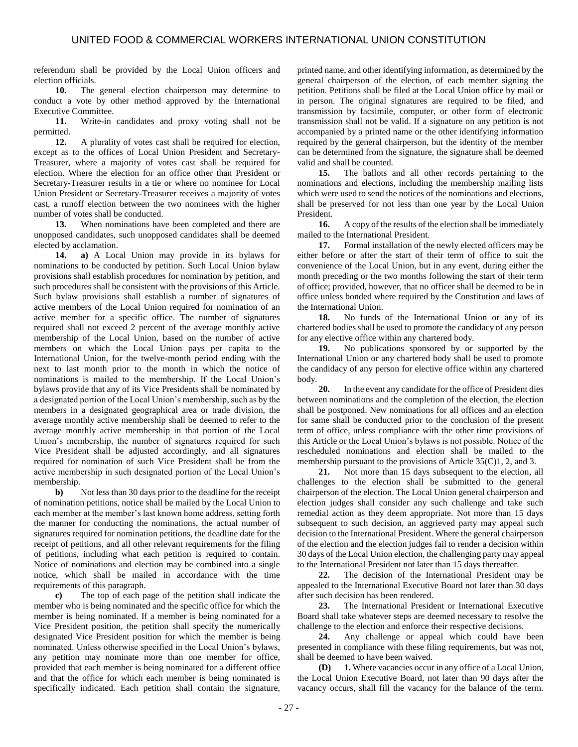referendum shall be provided by the Local Union officers and election officials.

**10.** The general election chairperson may determine to conduct a vote by other method approved by the International Executive Committee.

**11.** Write-in candidates and proxy voting shall not be permitted.

**12.** A plurality of votes cast shall be required for election, except as to the offices of Local Union President and Secretary-Treasurer, where a majority of votes cast shall be required for election. Where the election for an office other than President or Secretary-Treasurer results in a tie or where no nominee for Local Union President or Secretary-Treasurer receives a majority of votes cast, a runoff election between the two nominees with the higher number of votes shall be conducted.

**13.** When nominations have been completed and there are unopposed candidates, such unopposed candidates shall be deemed elected by acclamation.

**14.** **a)** A Local Union may provide in its bylaws for nominations to be conducted by petition. Such Local Union bylaw provisions shall establish procedures for nomination by petition, and such procedures shall be consistent with the provisions of this Article. Such bylaw provisions shall establish a number of signatures of active members of the Local Union required for nomination of an active member for a specific office. The number of signatures required shall not exceed 2 percent of the average monthly active membership of the Local Union, based on the number of active members on which the Local Union pays per capita to the International Union, for the twelve-month period ending with the next to last month prior to the month in which the notice of nominations is mailed to the membership. If the Local Union's bylaws provide that any of its Vice Presidents shall be nominated by a designated portion of the Local Union's membership, such as by the members in a designated geographical area or trade division, the average monthly active membership shall be deemed to refer to the average monthly active membership in that portion of the Local Union's membership, the number of signatures required for such Vice President shall be adjusted accordingly, and all signatures required for nomination of such Vice President shall be from the active membership in such designated portion of the Local Union's membership.

**b)** Not less than 30 days prior to the deadline for the receipt of nomination petitions, notice shall be mailed by the Local Union to each member at the member's last known home address, setting forth the manner for conducting the nominations, the actual number of signatures required for nomination petitions, the deadline date for the receipt of petitions, and all other relevant requirements for the filing of petitions, including what each petition is required to contain. Notice of nominations and election may be combined into a single notice, which shall be mailed in accordance with the time requirements of this paragraph.

**c)** The top of each page of the petition shall indicate the member who is being nominated and the specific office for which the member is being nominated. If a member is being nominated for a Vice President position, the petition shall specify the numerically designated Vice President position for which the member is being nominated. Unless otherwise specified in the Local Union's bylaws, any petition may nominate more than one member for office, provided that each member is being nominated for a different office and that the office for which each member is being nominated is specifically indicated. Each petition shall contain the signature, printed name, and other identifying information, as determined by the general chairperson of the election, of each member signing the petition. Petitions shall be filed at the Local Union office by mail or in person. The original signatures are required to be filed, and transmission by facsimile, computer, or other form of electronic transmission shall not be valid. If a signature on any petition is not accompanied by a printed name or the other identifying information required by the general chairperson, but the identity of the member can be determined from the signature, the signature shall be deemed valid and shall be counted.

**15.** The ballots and all other records pertaining to the nominations and elections, including the membership mailing lists which were used to send the notices of the nominations and elections, shall be preserved for not less than one year by the Local Union President.

**16.** A copy of the results of the election shall be immediately mailed to the International President.

**17.** Formal installation of the newly elected officers may be either before or after the start of their term of office to suit the convenience of the Local Union, but in any event, during either the month preceding or the two months following the start of their term of office; provided, however, that no officer shall be deemed to be in office unless bonded where required by the Constitution and laws of the International Union.

**18.** No funds of the International Union or any of its chartered bodies shall be used to promote the candidacy of any person for any elective office within any chartered body.

**19.** No publications sponsored by or supported by the International Union or any chartered body shall be used to promote the candidacy of any person for elective office within any chartered body.

**20.** In the event any candidate for the office of President dies between nominations and the completion of the election, the election shall be postponed. New nominations for all offices and an election for same shall be conducted prior to the conclusion of the present term of office, unless compliance with the other time provisions of this Article or the Local Union's bylaws is not possible. Notice of the rescheduled nominations and election shall be mailed to the membership pursuant to the provisions of Article 35(C)1, 2, and 3.

**21.** Not more than 15 days subsequent to the election, all challenges to the election shall be submitted to the general chairperson of the election. The Local Union general chairperson and election judges shall consider any such challenge and take such remedial action as they deem appropriate. Not more than 15 days subsequent to such decision, an aggrieved party may appeal such decision to the International President. Where the general chairperson of the election and the election judges fail to render a decision within 30 days of the Local Union election, the challenging party may appeal to the International President not later than 15 days thereafter.

**22.** The decision of the International President may be appealed to the International Executive Board not later than 30 days after such decision has been rendered.

**23.** The International President or International Executive Board shall take whatever steps are deemed necessary to resolve the challenge to the election and enforce their respective decisions.

**24.** Any challenge or appeal which could have been presented in compliance with these filing requirements, but was not, shall be deemed to have been waived.

**(D)** **1.** Where vacancies occur in any office of a Local Union, the Local Union Executive Board, not later than 90 days after the vacancy occurs, shall fill the vacancy for the balance of the term.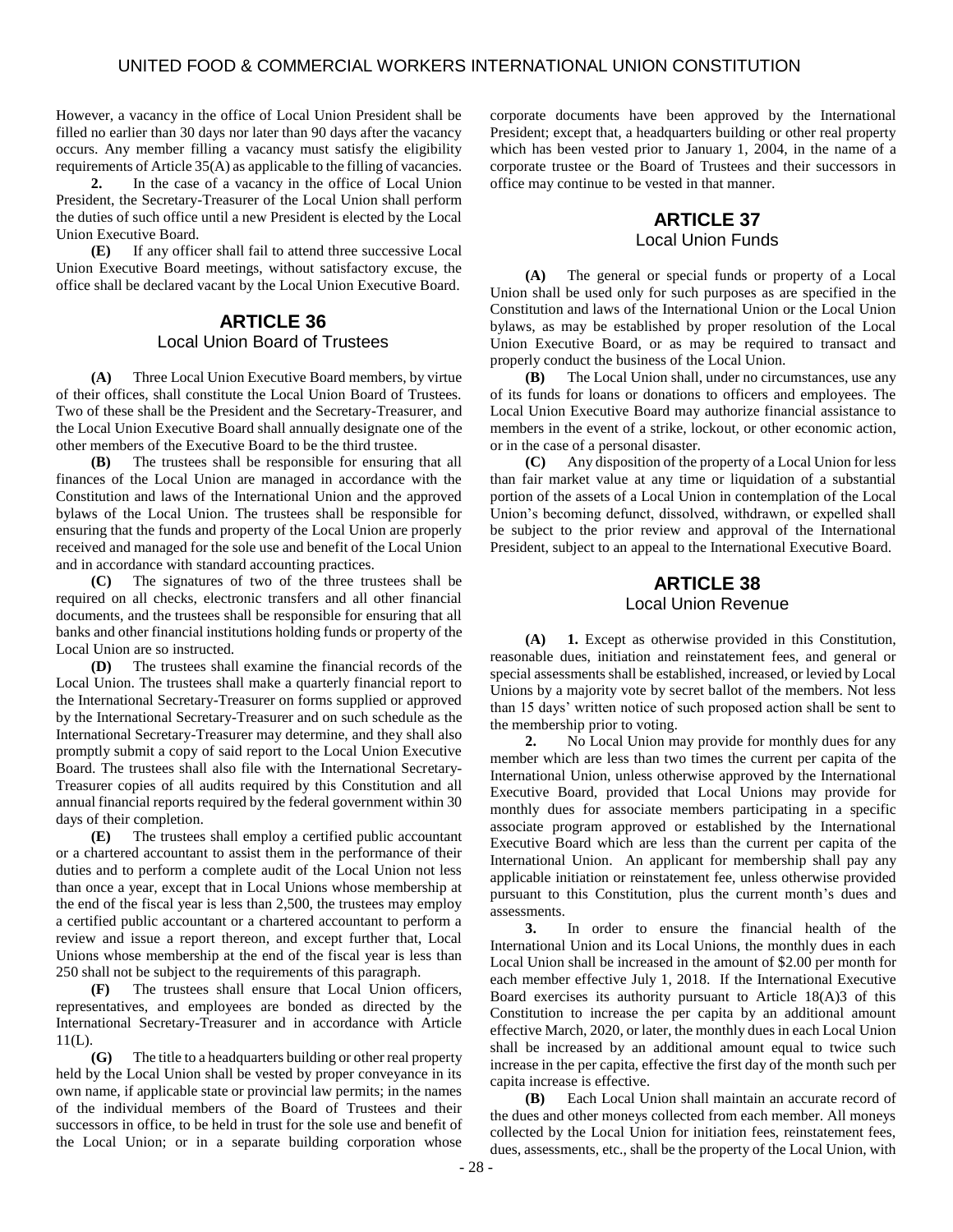However, a vacancy in the office of Local Union President shall be filled no earlier than 30 days nor later than 90 days after the vacancy occurs. Any member filling a vacancy must satisfy the eligibility requirements of Article 35(A) as applicable to the filling of vacancies.

**2.** In the case of a vacancy in the office of Local Union President, the Secretary-Treasurer of the Local Union shall perform the duties of such office until a new President is elected by the Local Union Executive Board.

**(E)** If any officer shall fail to attend three successive Local Union Executive Board meetings, without satisfactory excuse, the office shall be declared vacant by the Local Union Executive Board.

## ARTICLE 36
### Local Union Board of Trustees

**(A)** Three Local Union Executive Board members, by virtue of their offices, shall constitute the Local Union Board of Trustees. Two of these shall be the President and the Secretary-Treasurer, and the Local Union Executive Board shall annually designate one of the other members of the Executive Board to be the third trustee.

**(B)** The trustees shall be responsible for ensuring that all finances of the Local Union are managed in accordance with the Constitution and laws of the International Union and the approved bylaws of the Local Union. The trustees shall be responsible for ensuring that the funds and property of the Local Union are properly received and managed for the sole use and benefit of the Local Union and in accordance with standard accounting practices.

**(C)** The signatures of two of the three trustees shall be required on all checks, electronic transfers and all other financial documents, and the trustees shall be responsible for ensuring that all banks and other financial institutions holding funds or property of the Local Union are so instructed.

**(D)** The trustees shall examine the financial records of the Local Union. The trustees shall make a quarterly financial report to the International Secretary-Treasurer on forms supplied or approved by the International Secretary-Treasurer and on such schedule as the International Secretary-Treasurer may determine, and they shall also promptly submit a copy of said report to the Local Union Executive Board. The trustees shall also file with the International Secretary-Treasurer copies of all audits required by this Constitution and all annual financial reports required by the federal government within 30 days of their completion.

**(E)** The trustees shall employ a certified public accountant or a chartered accountant to assist them in the performance of their duties and to perform a complete audit of the Local Union not less than once a year, except that in Local Unions whose membership at the end of the fiscal year is less than 2,500, the trustees may employ a certified public accountant or a chartered accountant to perform a review and issue a report thereon, and except further that, Local Unions whose membership at the end of the fiscal year is less than 250 shall not be subject to the requirements of this paragraph.

**(F)** The trustees shall ensure that Local Union officers, representatives, and employees are bonded as directed by the International Secretary-Treasurer and in accordance with Article 11(L).

**(G)** The title to a headquarters building or other real property held by the Local Union shall be vested by proper conveyance in its own name, if applicable state or provincial law permits; in the names of the individual members of the Board of Trustees and their successors in office, to be held in trust for the sole use and benefit of the Local Union; or in a separate building corporation whose corporate documents have been approved by the International President; except that, a headquarters building or other real property which has been vested prior to January 1, 2004, in the name of a corporate trustee or the Board of Trustees and their successors in office may continue to be vested in that manner.

## ARTICLE 37
### Local Union Funds

**(A)** The general or special funds or property of a Local Union shall be used only for such purposes as are specified in the Constitution and laws of the International Union or the Local Union bylaws, as may be established by proper resolution of the Local Union Executive Board, or as may be required to transact and properly conduct the business of the Local Union.

**(B)** The Local Union shall, under no circumstances, use any of its funds for loans or donations to officers and employees. The Local Union Executive Board may authorize financial assistance to members in the event of a strike, lockout, or other economic action, or in the case of a personal disaster.

**(C)** Any disposition of the property of a Local Union for less than fair market value at any time or liquidation of a substantial portion of the assets of a Local Union in contemplation of the Local Union's becoming defunct, dissolved, withdrawn, or expelled shall be subject to the prior review and approval of the International President, subject to an appeal to the International Executive Board.

## ARTICLE 38
### Local Union Revenue

**(A)** **1.** Except as otherwise provided in this Constitution, reasonable dues, initiation and reinstatement fees, and general or special assessments shall be established, increased, or levied by Local Unions by a majority vote by secret ballot of the members. Not less than 15 days' written notice of such proposed action shall be sent to the membership prior to voting.

**2.** No Local Union may provide for monthly dues for any member which are less than two times the current per capita of the International Union, unless otherwise approved by the International Executive Board, provided that Local Unions may provide for monthly dues for associate members participating in a specific associate program approved or established by the International Executive Board which are less than the current per capita of the International Union. An applicant for membership shall pay any applicable initiation or reinstatement fee, unless otherwise provided pursuant to this Constitution, plus the current month's dues and assessments.

**3.** In order to ensure the financial health of the International Union and its Local Unions, the monthly dues in each Local Union shall be increased in the amount of $2.00 per month for each member effective July 1, 2018. If the International Executive Board exercises its authority pursuant to Article 18(A)3 of this Constitution to increase the per capita by an additional amount effective March, 2020, or later, the monthly dues in each Local Union shall be increased by an additional amount equal to twice such increase in the per capita, effective the first day of the month such per capita increase is effective.

**(B)** Each Local Union shall maintain an accurate record of the dues and other moneys collected from each member. All moneys collected by the Local Union for initiation fees, reinstatement fees, dues, assessments, etc., shall be the property of the Local Union, with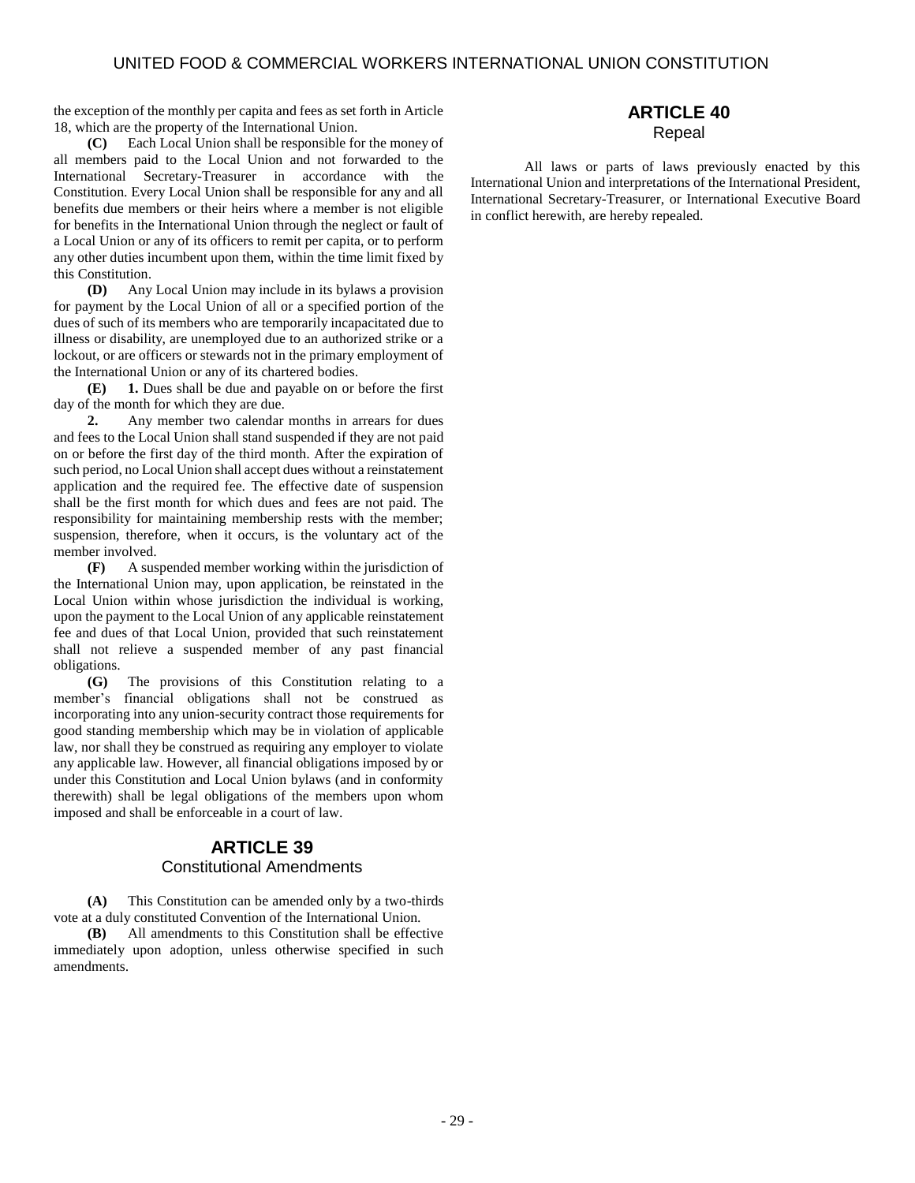the exception of the monthly per capita and fees as set forth in Article 18, which are the property of the International Union.

**(C)** Each Local Union shall be responsible for the money of all members paid to the Local Union and not forwarded to the International Secretary-Treasurer in accordance with the Constitution. Every Local Union shall be responsible for any and all benefits due members or their heirs where a member is not eligible for benefits in the International Union through the neglect or fault of a Local Union or any of its officers to remit per capita, or to perform any other duties incumbent upon them, within the time limit fixed by this Constitution.

**(D)** Any Local Union may include in its bylaws a provision for payment by the Local Union of all or a specified portion of the dues of such of its members who are temporarily incapacitated due to illness or disability, are unemployed due to an authorized strike or a lockout, or are officers or stewards not in the primary employment of the International Union or any of its chartered bodies.

**(E)** **1.** Dues shall be due and payable on or before the first day of the month for which they are due.

**2.** Any member two calendar months in arrears for dues and fees to the Local Union shall stand suspended if they are not paid on or before the first day of the third month. After the expiration of such period, no Local Union shall accept dues without a reinstatement application and the required fee. The effective date of suspension shall be the first month for which dues and fees are not paid. The responsibility for maintaining membership rests with the member; suspension, therefore, when it occurs, is the voluntary act of the member involved.

**(F)** A suspended member working within the jurisdiction of the International Union may, upon application, be reinstated in the Local Union within whose jurisdiction the individual is working, upon the payment to the Local Union of any applicable reinstatement fee and dues of that Local Union, provided that such reinstatement shall not relieve a suspended member of any past financial obligations.

**(G)** The provisions of this Constitution relating to a member's financial obligations shall not be construed as incorporating into any union-security contract those requirements for good standing membership which may be in violation of applicable law, nor shall they be construed as requiring any employer to violate any applicable law. However, all financial obligations imposed by or under this Constitution and Local Union bylaws (and in conformity therewith) shall be legal obligations of the members upon whom imposed and shall be enforceable in a court of law.

## ARTICLE 39
### Constitutional Amendments

**(A)** This Constitution can be amended only by a two-thirds vote at a duly constituted Convention of the International Union.

**(B)** All amendments to this Constitution shall be effective immediately upon adoption, unless otherwise specified in such amendments.

## ARTICLE 40
### Repeal

All laws or parts of laws previously enacted by this International Union and interpretations of the International President, International Secretary-Treasurer, or International Executive Board in conflict herewith, are hereby repealed.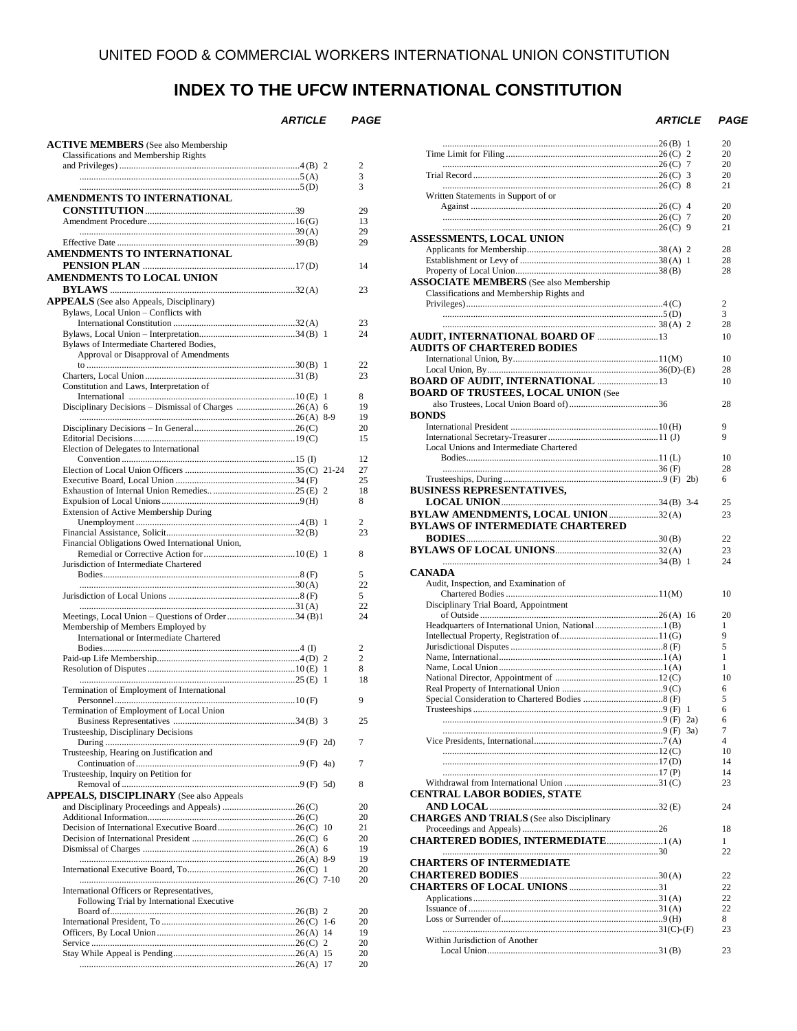# INDEX TO THE UFCW INTERNATIONAL CONSTITUTION

| | ARTICLE | PAGE |
|---|---|---|
| **ACTIVE MEMBERS** (See also Membership Classifications and Membership Rights and Privileges) | 4(B) 2 | 2 |
| | 5(A) | 3 |
| | 5(D) | 3 |
| **AMENDMENTS TO INTERNATIONAL CONSTITUTION** | 39 | 29 |
| Amendment Procedure | 16(G) | 13 |
| | 39(A) | 29 |
| Effective Date | 39(B) | 29 |
| **AMENDMENTS TO INTERNATIONAL PENSION PLAN** | 17(D) | 14 |
| **AMENDMENTS TO LOCAL UNION BYLAWS** | 32(A) | 23 |
| **APPEALS** (See also Appeals, Disciplinary) | | |
| Bylaws, Local Union – Conflicts with International Constitution | 32(A) | 23 |
| Bylaws, Local Union – Interpretation | 34(B) 1 | 24 |
| Bylaws of Intermediate Chartered Bodies, Approval or Disapproval of Amendments to | 30(B) 1 | 22 |
| Charters, Local Union | 31(B) | 23 |
| Constitution and Laws, Interpretation of International | 10(E) 1 | 8 |
| Disciplinary Decisions – Dismissal of Charges | 26(A) 6 | 19 |
| | 26(A) 8-9 | 19 |
| Disciplinary Decisions – In General | 26(C) | 20 |
| Editorial Decisions | 19(C) | 15 |
| Election of Delegates to International Convention | 15 (I) | 12 |
| Election of Local Union Officers | 35(C) 21-24 | 27 |
| Executive Board, Local Union | 34(F) | 25 |
| Exhaustion of Internal Union Remedies. | 25(E) 2 | 18 |
| Expulsion of Local Unions | 9(H) | 8 |
| Extension of Active Membership During Unemployment | 4(B) 1 | 2 |
| Financial Assistance, Solicit | 32(B) | 23 |
| Financial Obligations Owed International Union, Remedial or Corrective Action for | 10(E) 1 | 8 |
| Jurisdiction of Intermediate Chartered Bodies | 8(F) | 5 |
| | 30(A) | 22 |
| Jurisdiction of Local Unions | 8(F) | 5 |
| | 31(A) | 22 |
| Meetings, Local Union – Questions of Order | 34 (B)1 | 24 |
| Membership of Members Employed by International or Intermediate Chartered Bodies | 4 (I) | 2 |
| Paid-up Life Membership | 4(D) 2 | 2 |
| Resolution of Disputes | 10(E) 1 | 8 |
| | 25(E) 1 | 18 |
| Termination of Employment of International Personnel | 10(F) | 9 |
| Termination of Employment of Local Union Business Representatives | 34(B) 3 | 25 |
| Trusteeship, Disciplinary Decisions During | 9(F) 2d) | 7 |
| Trusteeship, Hearing on Justification and Continuation of | 9(F) 4a) | 7 |
| Trusteeship, Inquiry on Petition for Removal of | 9(F) 5d) | 8 |
| **APPEALS, DISCIPLINARY** (See also Appeals and Disciplinary Proceedings and Appeals) | 26(C) | 20 |
| Additional Information | 26(C) | 20 |
| Decision of International Executive Board | 26(C) 10 | 21 |
| Decision of International President | 26(C) 6 | 20 |
| Dismissal of Charges | 26(A) 6 | 19 |
| | 26(A) 8-9 | 19 |
| International Executive Board, To | 26(C) 1 | 20 |
| | 26(C) 7-10 | 20 |
| International Officers or Representatives, Following Trial by International Executive Board of | 26(B) 2 | 20 |
| International President, To | 26(C) 1-6 | 20 |
| Officers, By Local Union | 26(A) 14 | 19 |
| Service | 26(C) 2 | 20 |
| Stay While Appeal is Pending | 26(A) 15 | 20 |
| | 26(A) 17 | 20 |
| | 26(B) 1 | 20 |
| Time Limit for Filing | 26(C) 2 | 20 |
| | 26(C) 7 | 20 |
| Trial Record | 26(C) 3 | 20 |
| | 26(C) 8 | 21 |
| Written Statements in Support of or Against | 26(C) 4 | 20 |
| | 26(C) 7 | 20 |
| | 26(C) 9 | 21 |
| **ASSESSMENTS, LOCAL UNION** | | |
| Applicants for Membership | 38(A) 2 | 28 |
| Establishment or Levy of | 38(A) 1 | 28 |
| Property of Local Union | 38(B) | 28 |
| **ASSOCIATE MEMBERS** (See also Membership Classifications and Membership Rights and Privileges) | 4(C) | 2 |
| | 5(D) | 3 |
| | 38(A) 2 | 28 |
| **AUDIT, INTERNATIONAL BOARD OF** | 13 | 10 |
| **AUDITS OF CHARTERED BODIES** | | |
| International Union, By | 11(M) | 10 |
| Local Union, By | 36(D)-(E) | 28 |
| **BOARD OF AUDIT, INTERNATIONAL** | 13 | 10 |
| **BOARD OF TRUSTEES, LOCAL UNION** (See also Trustees, Local Union Board of) | 36 | 28 |
| **BONDS** | | |
| International President | 10(H) | 9 |
| International Secretary-Treasurer | 11 (J) | 9 |
| Local Unions and Intermediate Chartered Bodies | 11(L) | 10 |
| | 36(F) | 28 |
| Trusteeships, During | 9(F) 2b) | 6 |
| **BUSINESS REPRESENTATIVES, LOCAL UNION** | 34(B) 3-4 | 25 |
| **BYLAW AMENDMENTS, LOCAL UNION** | 32(A) | 23 |
| **BYLAWS OF INTERMEDIATE CHARTERED BODIES** | 30(B) | 22 |
| **BYLAWS OF LOCAL UNIONS** | 32(A) | 23 |
| | 34(B) 1 | 24 |
| **CANADA** | | |
| Audit, Inspection, and Examination of Chartered Bodies | 11(M) | 10 |
| Disciplinary Trial Board, Appointment of Outside | 26(A) 16 | 20 |
| Headquarters of International Union, National | 1(B) | 1 |
| Intellectual Property, Registration of | 11(G) | 9 |
| Jurisdictional Disputes | 8(F) | 5 |
| Name, International | 1(A) | 1 |
| Name, Local Union | 1(A) | 1 |
| National Director, Appointment of | 12(C) | 10 |
| Real Property of International Union | 9(C) | 6 |
| Special Consideration to Chartered Bodies | 8(F) | 5 |
| Trusteeships | 9(F) 1 | 6 |
| | 9(F) 2a) | 6 |
| | 9(F) 3a) | 7 |
| Vice Presidents, International | 7(A) | 4 |
| | 12(C) | 10 |
| | 17(D) | 14 |
| | 17(P) | 14 |
| Withdrawal from International Union | 31(C) | 23 |
| **CENTRAL LABOR BODIES, STATE AND LOCAL** | 32(E) | 24 |
| **CHARGES AND TRIALS** (See also Disciplinary Proceedings and Appeals) | 26 | 18 |
| **CHARTERED BODIES, INTERMEDIATE** | 1(A) | 1 |
| | 30 | 22 |
| **CHARTERS OF INTERMEDIATE CHARTERED BODIES** | 30(A) | 22 |
| **CHARTERS OF LOCAL UNIONS** | 31 | 22 |
| Applications | 31(A) | 22 |
| Issuance of | 31(A) | 22 |
| Loss or Surrender of | 9(H) | 8 |
| | 31(C)-(F) | 23 |
| Within Jurisdiction of Another Local Union | 31(B) | 23 |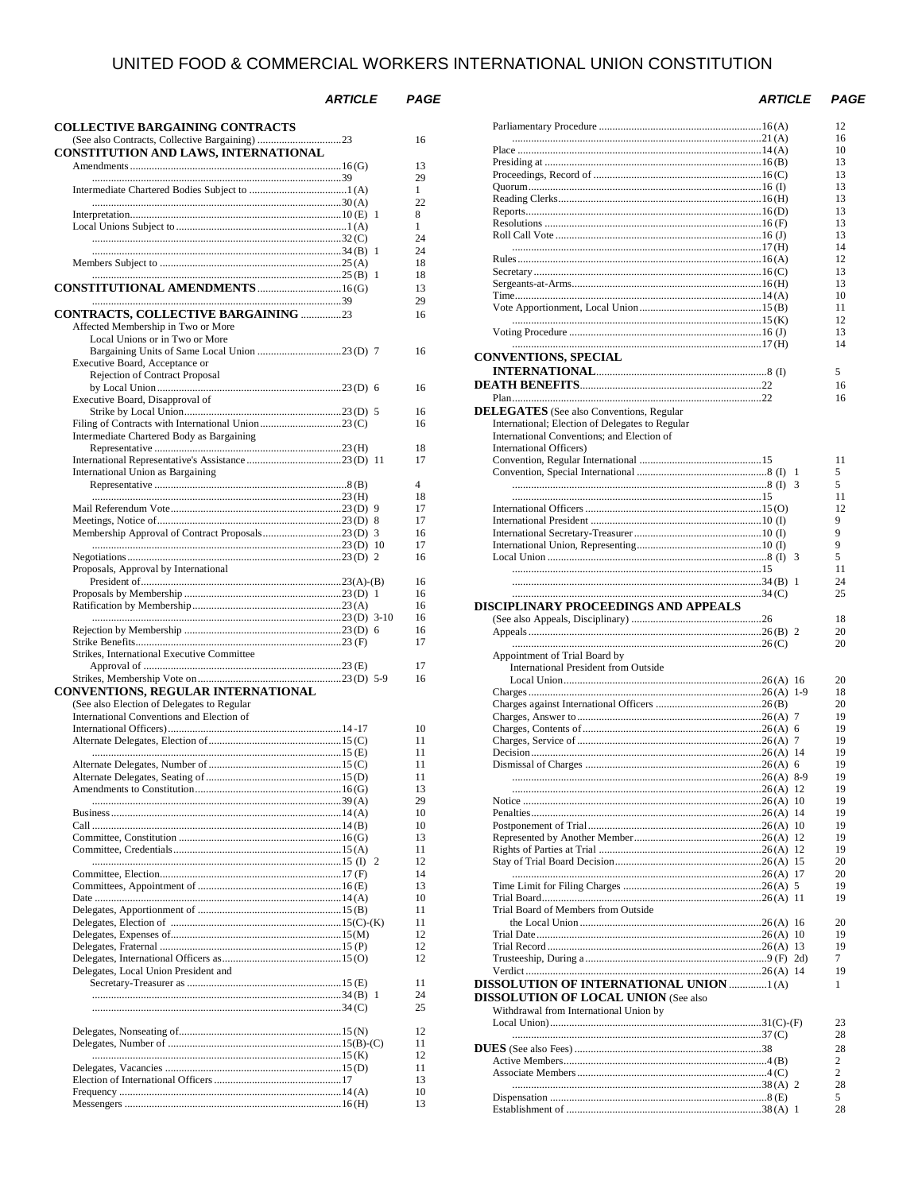# UNITED FOOD & COMMERCIAL WORKERS INTERNATIONAL UNION CONSTITUTION

| | ARTICLE | PAGE |
|---|---|---|
| **COLLECTIVE BARGAINING CONTRACTS** | | |
| (See also Contracts, Collective Bargaining) | 23 | 16 |
| **CONSTITUTION AND LAWS, INTERNATIONAL** | | |
| Amendments | 16 (G) | 13 |
| | 39 | 29 |
| Intermediate Chartered Bodies Subject to | 1 (A) | 1 |
| | 30 (A) | 22 |
| Interpretation | 10 (E) 1 | 8 |
| Local Unions Subject to | 1 (A) | 1 |
| | 32 (C) | 24 |
| | 34 (B) 1 | 24 |
| Members Subject to | 25 (A) | 18 |
| | 25 (B) 1 | 18 |
| **CONSTITUTIONAL AMENDMENTS** | 16 (G) | 13 |
| | 39 | 29 |
| **CONTRACTS, COLLECTIVE BARGAINING** | 23 | 16 |
| Affected Membership in Two or More Local Unions or in Two or More Bargaining Units of Same Local Union | 23 (D) 7 | 16 |
| Executive Board, Acceptance or Rejection of Contract Proposal by Local Union | 23 (D) 6 | 16 |
| Executive Board, Disapproval of Strike by Local Union | 23 (D) 5 | 16 |
| Filing of Contracts with International Union | 23 (C) | 16 |
| Intermediate Chartered Body as Bargaining Representative | 23 (H) | 18 |
| International Representative's Assistance | 23 (D) 11 | 17 |
| International Union as Bargaining Representative | 8 (B) | 4 |
| | 23 (H) | 18 |
| Mail Referendum Vote | 23 (D) 9 | 17 |
| Meetings, Notice of | 23 (D) 8 | 17 |
| Membership Approval of Contract Proposals | 23 (D) 3 | 16 |
| | 23 (D) 10 | 17 |
| Negotiations | 23 (D) 2 | 16 |
| Proposals, Approval by International President of | 23(A)-(B) | 16 |
| Proposals by Membership | 23 (D) 1 | 16 |
| Ratification by Membership | 23 (A) | 16 |
| | 23 (D) 3-10 | 16 |
| Rejection by Membership | 23 (D) 6 | 16 |
| Strike Benefits | 23 (F) | 17 |
| Strikes, International Executive Committee Approval of | 23 (E) | 17 |
| Strikes, Membership Vote on | 23 (D) 5-9 | 16 |
| **CONVENTIONS, REGULAR INTERNATIONAL** | | |
| (See also Election of Delegates to Regular International Conventions and Election of International Officers) | 14 -17 | 10 |
| Alternate Delegates, Election of | 15 (C) | 11 |
| | 15 (E) | 11 |
| Alternate Delegates, Number of | 15 (C) | 11 |
| Alternate Delegates, Seating of | 15 (D) | 11 |
| Amendments to Constitution | 16 (G) | 13 |
| | 39 (A) | 29 |
| Business | 14 (A) | 10 |
| Call | 14 (B) | 10 |
| Committee, Constitution | 16 (G) | 13 |
| Committee, Credentials | 15 (A) | 11 |
| | 15 (I) 2 | 12 |
| Committee, Election | 17 (F) | 14 |
| Committees, Appointment of | 16 (E) | 13 |
| Date | 14 (A) | 10 |
| Delegates, Apportionment of | 15 (B) | 11 |
| Delegates, Election of | 15(C)-(K) | 11 |
| Delegates, Expenses of | 15 (M) | 12 |
| Delegates, Fraternal | 15 (P) | 12 |
| Delegates, International Officers as | 15 (O) | 12 |
| Delegates, Local Union President and Secretary-Treasurer as | 15 (E) | 11 |
| | 34 (B) 1 | 24 |
| | 34 (C) | 25 |
| Delegates, Nonseating of | 15 (N) | 12 |
| Delegates, Number of | 15(B)-(C) | 11 |
| | 15 (K) | 12 |
| Delegates, Vacancies | 15 (D) | 11 |
| Election of International Officers | 17 | 13 |
| Frequency | 14 (A) | 10 |
| Messengers | 16 (H) | 13 |
| Parliamentary Procedure | 16 (A) | 12 |
| | 21 (A) | 16 |
| Place | 14 (A) | 10 |
| Presiding at | 16 (B) | 13 |
| Proceedings, Record of | 16 (C) | 13 |
| Quorum | 16 (I) | 13 |
| Reading Clerks | 16 (H) | 13 |
| Reports | 16 (D) | 13 |
| Resolutions | 16 (F) | 13 |
| Roll Call Vote | 16 (J) | 13 |
| | 17 (H) | 14 |
| Rules | 16 (A) | 12 |
| Secretary | 16 (C) | 13 |
| Sergeants-at-Arms | 16 (H) | 13 |
| Time | 14 (A) | 10 |
| Vote Apportionment, Local Union | 15 (B) | 11 |
| | 15 (K) | 12 |
| Voting Procedure | 16 (J) | 13 |
| | 17 (H) | 14 |
| **CONVENTIONS, SPECIAL INTERNATIONAL** | 8 (I) | 5 |
| **DEATH BENEFITS** | 22 | 16 |
| Plan | 22 | 16 |
| **DELEGATES** (See also Conventions, Regular International; Election of Delegates to Regular International Conventions; and Election of International Officers) | | |
| Convention, Regular International | 15 | 11 |
| Convention, Special International | 8 (I) 1 | 5 |
| | 8 (I) 3 | 5 |
| | 15 | 11 |
| International Officers | 15 (O) | 12 |
| International President | 10 (I) | 9 |
| International Secretary-Treasurer | 10 (I) | 9 |
| International Union, Representing | 10 (I) | 9 |
| Local Union | 8 (I) 3 | 5 |
| | 15 | 11 |
| | 34 (B) 1 | 24 |
| | 34 (C) | 25 |
| **DISCIPLINARY PROCEEDINGS AND APPEALS** | | |
| (See also Appeals, Disciplinary) | 26 | 18 |
| Appeals | 26 (B) 2 | 20 |
| | 26 (C) | 20 |
| Appointment of Trial Board by International President from Outside Local Union | 26 (A) 16 | 20 |
| Charges | 26 (A) 1-9 | 18 |
| Charges against International Officers | 26 (B) | 20 |
| Charges, Answer to | 26 (A) 7 | 19 |
| Charges, Contents of | 26 (A) 6 | 19 |
| Charges, Service of | 26 (A) 7 | 19 |
| Decision | 26 (A) 14 | 19 |
| Dismissal of Charges | 26 (A) 6 | 19 |
| | 26 (A) 8-9 | 19 |
| | 26 (A) 12 | 19 |
| Notice | 26 (A) 10 | 19 |
| Penalties | 26 (A) 14 | 19 |
| Postponement of Trial | 26 (A) 10 | 19 |
| Represented by Another Member | 26 (A) 12 | 19 |
| Rights of Parties at Trial | 26 (A) 12 | 19 |
| Stay of Trial Board Decision | 26 (A) 15 | 20 |
| | 26 (A) 17 | 20 |
| Time Limit for Filing Charges | 26 (A) 5 | 19 |
| Trial Board | 26 (A) 11 | 19 |
| Trial Board of Members from Outside the Local Union | 26 (A) 16 | 20 |
| Trial Date | 26 (A) 10 | 19 |
| Trial Record | 26 (A) 13 | 19 |
| Trusteeship, During a | 9 (F) 2d) | 7 |
| Verdict | 26 (A) 14 | 19 |
| **DISSOLUTION OF INTERNATIONAL UNION** | 1 (A) | 1 |
| **DISSOLUTION OF LOCAL UNION** (See also Withdrawal from International Union by Local Union) | 31(C)-(F) | 23 |
| | 37 (C) | 28 |
| **DUES** (See also Fees) | 38 | 28 |
| Active Members | 4 (B) | 2 |
| Associate Members | 4 (C) | 2 |
| | 38 (A) 2 | 28 |
| Dispensation | 8 (E) | 5 |
| Establishment of | 38 (A) 1 | 28 |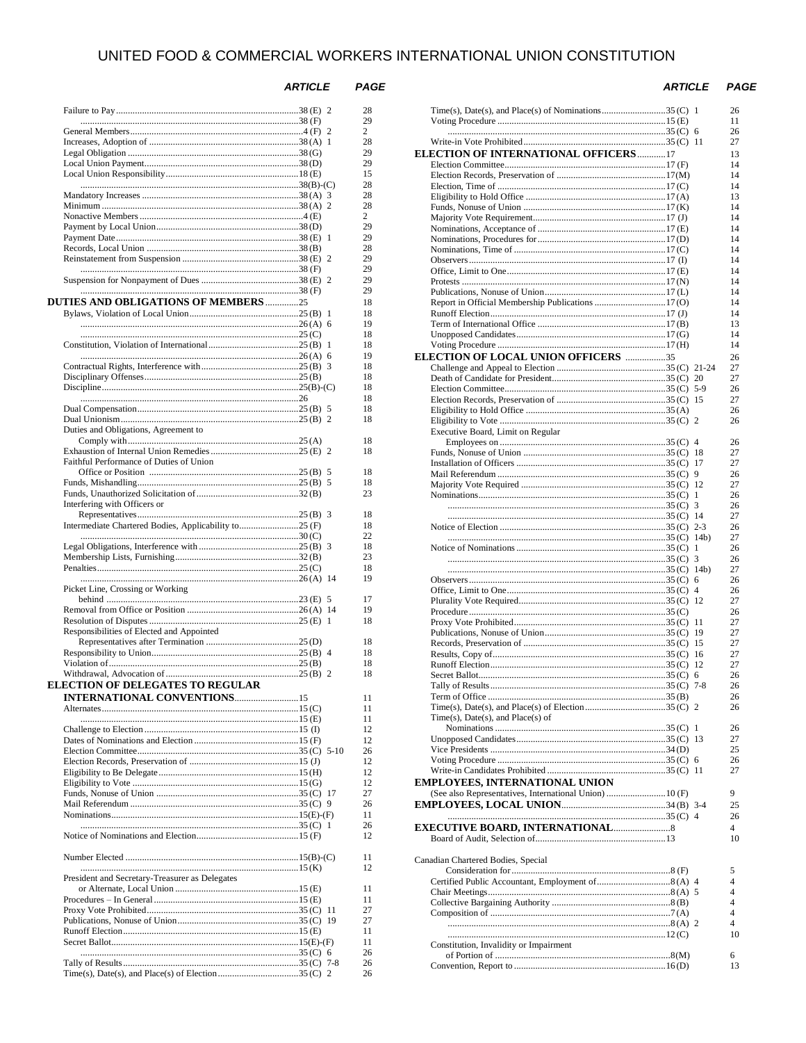# UNITED FOOD & COMMERCIAL WORKERS INTERNATIONAL UNION CONSTITUTION

| | ARTICLE | PAGE |
|---|---|---|
| Failure to Pay | 38 (E) 2 | 28 |
| | 38 (F) | 29 |
| General Members | 4 (F) 2 | 2 |
| Increases, Adoption of | 38 (A) 1 | 28 |
| Legal Obligation | 38 (G) | 29 |
| Local Union Payment | 38 (D) | 29 |
| Local Union Responsibility | 18 (E) | 15 |
| | 38(B)-(C) | 28 |
| Mandatory Increases | 38 (A) 3 | 28 |
| Minimum | 38 (A) 2 | 28 |
| Nonactive Members | 4 (E) | 2 |
| Payment by Local Union | 38 (D) | 29 |
| Payment Date | 38 (E) 1 | 29 |
| Records, Local Union | 38 (B) | 28 |
| Reinstatement from Suspension | 38 (E) 2 | 29 |
| | 38 (F) | 29 |
| Suspension for Nonpayment of Dues | 38 (E) 2 | 29 |
| | 38 (F) | 29 |
| **DUTIES AND OBLIGATIONS OF MEMBERS** | 25 | 18 |
| Bylaws, Violation of Local Union | 25 (B) 1 | 18 |
| | 26 (A) 6 | 19 |
| | 25 (C) | 18 |
| Constitution, Violation of International | 25 (B) 1 | 18 |
| | 26 (A) 6 | 19 |
| Contractual Rights, Interference with | 25 (B) 3 | 18 |
| Disciplinary Offenses | 25 (B) | 18 |
| Discipline | 25(B)-(C) | 18 |
| | 26 | 18 |
| Dual Compensation | 25 (B) 5 | 18 |
| Dual Unionism | 25 (B) 2 | 18 |
| Duties and Obligations, Agreement to Comply with | 25 (A) | 18 |
| Exhaustion of Internal Union Remedies | 25 (E) 2 | 18 |
| Faithful Performance of Duties of Union Office or Position | 25 (B) 5 | 18 |
| Funds, Mishandling | 25 (B) 5 | 18 |
| Funds, Unauthorized Solicitation of | 32 (B) | 23 |
| Interfering with Officers or Representatives | 25 (B) 3 | 18 |
| Intermediate Chartered Bodies, Applicability to | 25 (F) | 18 |
| | 30 (C) | 22 |
| Legal Obligations, Interference with | 25 (B) 3 | 18 |
| Membership Lists, Furnishing | 32 (B) | 23 |
| Penalties | 25 (C) | 18 |
| | 26 (A) 14 | 19 |
| Picket Line, Crossing or Working behind | 23 (E) 5 | 17 |
| Removal from Office or Position | 26 (A) 14 | 19 |
| Resolution of Disputes | 25 (E) 1 | 18 |
| Responsibilities of Elected and Appointed Representatives after Termination | 25 (D) | 18 |
| Responsibility to Union | 25 (B) 4 | 18 |
| Violation of | 25 (B) | 18 |
| Withdrawal, Advocation of | 25 (B) 2 | 18 |
| **ELECTION OF DELEGATES TO REGULAR INTERNATIONAL CONVENTIONS** | 15 | 11 |
| Alternates | 15 (C) | 11 |
| | 15 (E) | 11 |
| Challenge to Election | 15 (I) | 12 |
| Dates of Nominations and Election | 15 (F) | 12 |
| Election Committee | 35 (C) 5-10 | 26 |
| Election Records, Preservation of | 15 (J) | 12 |
| Eligibility to Be Delegate | 15 (H) | 12 |
| Eligibility to Vote | 15 (G) | 12 |
| Funds, Nonuse of Union | 35 (C) 17 | 27 |
| Mail Referendum | 35 (C) 9 | 26 |
| Nominations | 15(E)-(F) | 11 |
| | 35 (C) 1 | 26 |
| Notice of Nominations and Election | 15 (F) | 12 |
| Number Elected | 15(B)-(C) | 11 |
| | 15 (K) | 12 |
| President and Secretary-Treasurer as Delegates or Alternate, Local Union | 15 (E) | 11 |
| Procedures – In General | 15 (E) | 11 |
| Proxy Vote Prohibited | 35 (C) 11 | 27 |
| Publications, Nonuse of Union | 35 (C) 19 | 27 |
| Runoff Election | 15 (E) | 11 |
| Secret Ballot | 15(E)-(F) | 11 |
| | 35 (C) 6 | 26 |
| Tally of Results | 35 (C) 7-8 | 26 |
| Time(s), Date(s), and Place(s) of Election | 35 (C) 2 | 26 |
| Time(s), Date(s), and Place(s) of Nominations | 35 (C) 1 | 26 |
| Voting Procedure | 15 (E) | 11 |
| | 35 (C) 6 | 26 |
| Write-in Vote Prohibited | 35 (C) 11 | 27 |
| **ELECTION OF INTERNATIONAL OFFICERS** | 17 | 13 |
| Election Committee | 17 (F) | 14 |
| Election Records, Preservation of | 17(M) | 14 |
| Election, Time of | 17 (C) | 14 |
| Eligibility to Hold Office | 17 (A) | 13 |
| Funds, Nonuse of Union | 17 (K) | 14 |
| Majority Vote Requirement | 17 (J) | 14 |
| Nominations, Acceptance of | 17 (E) | 14 |
| Nominations, Procedures for | 17 (D) | 14 |
| Nominations, Time of | 17 (C) | 14 |
| Observers | 17 (I) | 14 |
| Office, Limit to One | 17 (E) | 14 |
| Protests | 17 (N) | 14 |
| Publications, Nonuse of Union | 17 (L) | 14 |
| Report in Official Membership Publications | 17 (O) | 14 |
| Runoff Election | 17 (J) | 14 |
| Term of International Office | 17 (B) | 13 |
| Unopposed Candidates | 17 (G) | 14 |
| Voting Procedure | 17 (H) | 14 |
| **ELECTION OF LOCAL UNION OFFICERS** | 35 | 26 |
| Challenge and Appeal to Election | 35 (C) 21-24 | 27 |
| Death of Candidate for President | 35 (C) 20 | 27 |
| Election Committee | 35 (C) 5-9 | 26 |
| Election Records, Preservation of | 35 (C) 15 | 27 |
| Eligibility to Hold Office | 35 (A) | 26 |
| Eligibility to Vote | 35 (C) 2 | 26 |
| Executive Board, Limit on Regular Employees on | 35 (C) 4 | 26 |
| Funds, Nonuse of Union | 35 (C) 18 | 27 |
| Installation of Officers | 35 (C) 17 | 27 |
| Mail Referendum | 35 (C) 9 | 26 |
| Majority Vote Required | 35 (C) 12 | 27 |
| Nominations | 35 (C) 1 | 26 |
| | 35 (C) 3 | 26 |
| | 35 (C) 14 | 27 |
| Notice of Election | 35 (C) 2-3 | 26 |
| | 35 (C) 14b) | 27 |
| Notice of Nominations | 35 (C) 1 | 26 |
| | 35 (C) 3 | 26 |
| | 35 (C) 14b) | 27 |
| Observers | 35 (C) 6 | 26 |
| Office, Limit to One | 35 (C) 4 | 26 |
| Plurality Vote Required | 35 (C) 12 | 27 |
| Procedure | 35 (C) | 26 |
| Proxy Vote Prohibited | 35 (C) 11 | 27 |
| Publications, Nonuse of Union | 35 (C) 19 | 27 |
| Records, Preservation of | 35 (C) 15 | 27 |
| Results, Copy of | 35 (C) 16 | 27 |
| Runoff Election | 35 (C) 12 | 27 |
| Secret Ballot | 35 (C) 6 | 26 |
| Tally of Results | 35 (C) 7-8 | 26 |
| Term of Office | 35 (B) | 26 |
| Time(s), Date(s), and Place(s) of Election | 35 (C) 2 | 26 |
| Time(s), Date(s), and Place(s) of Nominations | 35 (C) 1 | 26 |
| Unopposed Candidates | 35 (C) 13 | 27 |
| Vice Presidents | 34 (D) | 25 |
| Voting Procedure | 35 (C) 6 | 26 |
| Write-in Candidates Prohibited | 35 (C) 11 | 27 |
| **EMPLOYEES, INTERNATIONAL UNION** (See also Representatives, International Union) | 10 (F) | 9 |
| **EMPLOYEES, LOCAL UNION** | 34 (B) 3-4 | 25 |
| | 35 (C) 4 | 26 |
| **EXECUTIVE BOARD, INTERNATIONAL** | 8 | 4 |
| Board of Audit, Selection of | 13 | 10 |
| Canadian Chartered Bodies, Special Consideration for | 8 (F) | 5 |
| Certified Public Accountant, Employment of | 8 (A) 4 | 4 |
| Chair Meetings | 8 (A) 5 | 4 |
| Collective Bargaining Authority | 8 (B) | 4 |
| Composition of | 7 (A) | 4 |
| | 8 (A) 2 | 4 |
| | 12 (C) | 10 |
| Constitution, Invalidity or Impairment of Portion of | 8 (M) | 6 |
| Convention, Report to | 16 (D) | 13 |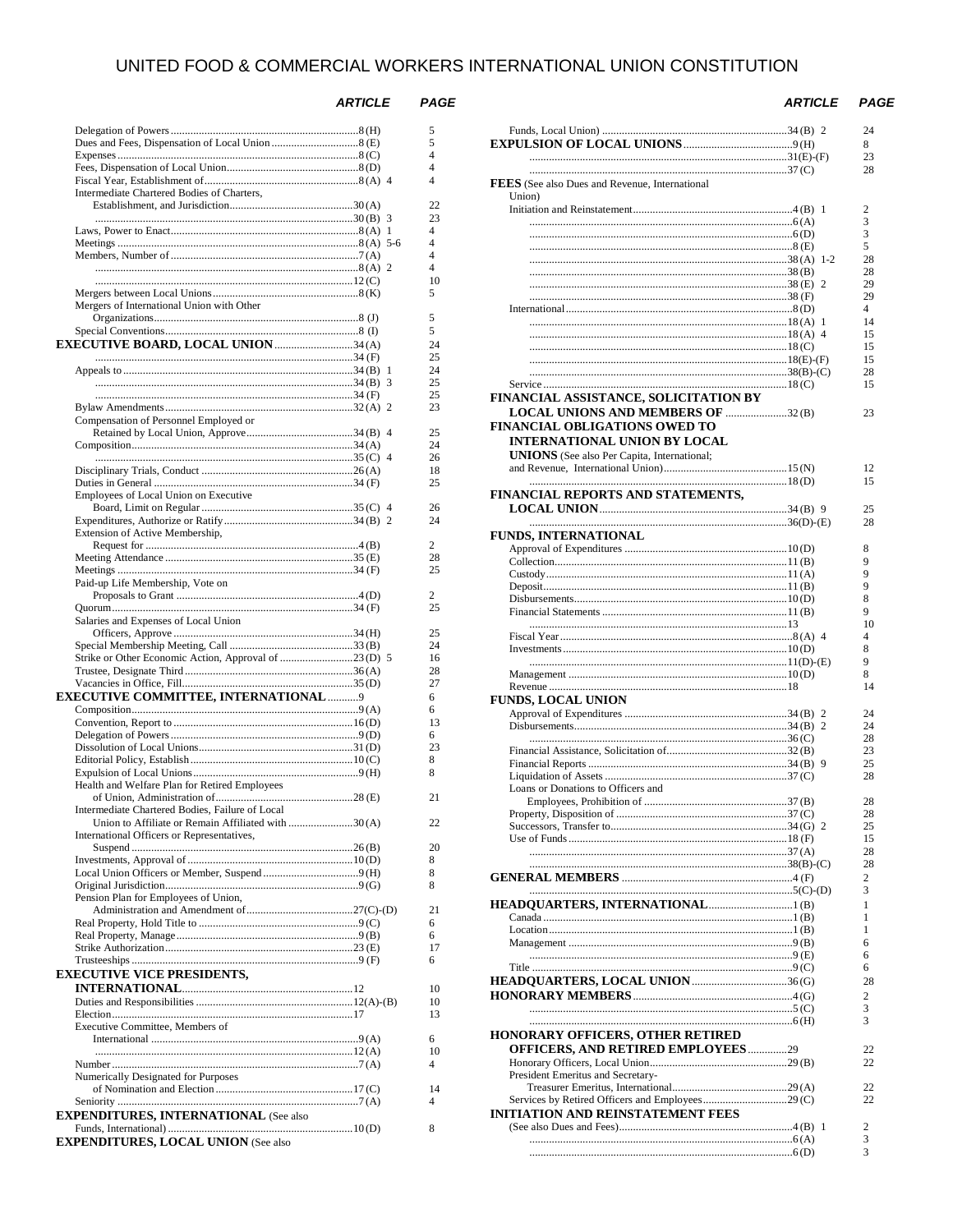# UNITED FOOD & COMMERCIAL WORKERS INTERNATIONAL UNION CONSTITUTION

| | ARTICLE | PAGE |
|---|---|---|
| Delegation of Powers | 8 (H) | 5 |
| Dues and Fees, Dispensation of Local Union | 8 (E) | 5 |
| Expenses | 8 (C) | 4 |
| Fees, Dispensation of Local Union | 8 (D) | 4 |
| Fiscal Year, Establishment of | 8 (A) 4 | 4 |
| Intermediate Chartered Bodies of Charters, Establishment, and Jurisdiction | 30 (A) | 22 |
| | 30 (B) 3 | 23 |
| Laws, Power to Enact | 8 (A) 1 | 4 |
| Meetings | 8 (A) 5-6 | 4 |
| Members, Number of | 7 (A) | 4 |
| | 8 (A) 2 | 4 |
| | 12 (C) | 10 |
| Mergers between Local Unions | 8 (K) | 5 |
| Mergers of International Union with Other Organizations | 8 (J) | 5 |
| Special Conventions | 8 (I) | 5 |
| **EXECUTIVE BOARD, LOCAL UNION** | 34 (A) | 24 |
| | 34 (F) | 25 |
| Appeals to | 34 (B) 1 | 24 |
| | 34 (B) 3 | 25 |
| | 34 (F) | 25 |
| Bylaw Amendments | 32 (A) 2 | 23 |
| Compensation of Personnel Employed or Retained by Local Union, Approve | 34 (B) 4 | 25 |
| Composition | 34 (A) | 24 |
| | 35 (C) 4 | 26 |
| Disciplinary Trials, Conduct | 26 (A) | 18 |
| Duties in General | 34 (F) | 25 |
| Employees of Local Union on Executive Board, Limit on Regular | 35 (C) 4 | 26 |
| Expenditures, Authorize or Ratify | 34 (B) 2 | 24 |
| Extension of Active Membership, Request for | 4 (B) | 2 |
| Meeting Attendance | 35 (E) | 28 |
| Meetings | 34 (F) | 25 |
| Paid-up Life Membership, Vote on Proposals to Grant | 4 (D) | 2 |
| Quorum | 34 (F) | 25 |
| Salaries and Expenses of Local Union Officers, Approve | 34 (H) | 25 |
| Special Membership Meeting, Call | 33 (B) | 24 |
| Strike or Other Economic Action, Approval of | 23 (D) 5 | 16 |
| Trustee, Designate Third | 36 (A) | 28 |
| Vacancies in Office, Fill | 35 (D) | 27 |
| **EXECUTIVE COMMITTEE, INTERNATIONAL** | 9 | 6 |
| Composition | 9 (A) | 6 |
| Convention, Report to | 16 (D) | 13 |
| Delegation of Powers | 9 (D) | 6 |
| Dissolution of Local Unions | 31 (D) | 23 |
| Editorial Policy, Establish | 10 (C) | 8 |
| Expulsion of Local Unions | 9 (H) | 8 |
| Health and Welfare Plan for Retired Employees of Union, Administration of | 28 (E) | 21 |
| Intermediate Chartered Bodies, Failure of Local Union to Affiliate or Remain Affiliated with | 30 (A) | 22 |
| International Officers or Representatives, Suspend | 26 (B) | 20 |
| Investments, Approval of | 10 (D) | 8 |
| Local Union Officers or Member, Suspend | 9 (H) | 8 |
| Original Jurisdiction | 9 (G) | 8 |
| Pension Plan for Employees of Union, Administration and Amendment of | 27 (C)-(D) | 21 |
| Real Property, Hold Title to | 9 (C) | 6 |
| Real Property, Manage | 9 (B) | 6 |
| Strike Authorization | 23 (E) | 17 |
| Trusteeships | 9 (F) | 6 |
| **EXECUTIVE VICE PRESIDENTS, INTERNATIONAL** | 12 | 10 |
| Duties and Responsibilities | 12 (A)-(B) | 10 |
| Election | 17 | 13 |
| Executive Committee, Members of International | 9 (A) | 6 |
| | 12 (A) | 10 |
| Number | 7 (A) | 4 |
| Numerically Designated for Purposes of Nomination and Election | 17 (C) | 14 |
| Seniority | 7 (A) | 4 |
| **EXPENDITURES, INTERNATIONAL** (See also Funds, International) | 10 (D) | 8 |
| **EXPENDITURES, LOCAL UNION** (See also Funds, Local Union) | 34 (B) 2 | 24 |
| **EXPULSION OF LOCAL UNIONS** | 9 (H) | 8 |
| | 31 (E)-(F) | 23 |
| | 37 (C) | 28 |
| **FEES** (See also Dues and Revenue, International Union) | | |
| Initiation and Reinstatement | 4 (B) 1 | 2 |
| | 6 (A) | 3 |
| | 6 (D) | 3 |
| | 8 (E) | 5 |
| | 38 (A) 1-2 | 28 |
| | 38 (B) | 28 |
| | 38 (E) 2 | 29 |
| | 38 (F) | 29 |
| International | 8 (D) | 4 |
| | 18 (A) 1 | 14 |
| | 18 (A) 4 | 15 |
| | 18 (C) | 15 |
| | 18 (E)-(F) | 15 |
| | 38 (B)-(C) | 28 |
| Service | 18 (C) | 15 |
| **FINANCIAL ASSISTANCE, SOLICITATION BY LOCAL UNIONS AND MEMBERS OF** | 32 (B) | 23 |
| **FINANCIAL OBLIGATIONS OWED TO INTERNATIONAL UNION BY LOCAL UNIONS** (See also Per Capita, International; and Revenue, International Union) | 15 (N) | 12 |
| | 18 (D) | 15 |
| **FINANCIAL REPORTS AND STATEMENTS, LOCAL UNION** | 34 (B) 9 | 25 |
| | 36 (D)-(E) | 28 |
| **FUNDS, INTERNATIONAL** | | |
| Approval of Expenditures | 10 (D) | 8 |
| Collection | 11 (B) | 9 |
| Custody | 11 (A) | 9 |
| Deposit | 11 (B) | 9 |
| Disbursements | 10 (D) | 8 |
| Financial Statements | 11 (B) | 9 |
| | 13 | 10 |
| Fiscal Year | 8 (A) 4 | 4 |
| Investments | 10 (D) | 8 |
| | 11 (D)-(E) | 9 |
| Management | 10 (D) | 8 |
| Revenue | 18 | 14 |
| **FUNDS, LOCAL UNION** | | |
| Approval of Expenditures | 34 (B) 2 | 24 |
| Disbursements | 34 (B) 2 | 24 |
| | 36 (C) | 28 |
| Financial Assistance, Solicitation of | 32 (B) | 23 |
| Financial Reports | 34 (B) 9 | 25 |
| Liquidation of Assets | 37 (C) | 28 |
| Loans or Donations to Officers and Employees, Prohibition of | 37 (B) | 28 |
| Property, Disposition of | 37 (C) | 28 |
| Successors, Transfer to | 34 (G) 2 | 25 |
| Use of Funds | 18 (F) | 15 |
| | 37 (A) | 28 |
| | 38 (B)-(C) | 28 |
| **GENERAL MEMBERS** | 4 (F) | 2 |
| | 5 (C)-(D) | 3 |
| **HEADQUARTERS, INTERNATIONAL** | 1 (B) | 1 |
| Canada | 1 (B) | 1 |
| Location | 1 (B) | 1 |
| Management | 9 (B) | 6 |
| | 9 (E) | 6 |
| Title | 9 (C) | 6 |
| **HEADQUARTERS, LOCAL UNION** | 36 (G) | 28 |
| **HONORARY MEMBERS** | 4 (G) | 2 |
| | 5 (C) | 3 |
| | 6 (H) | 3 |
| **HONORARY OFFICERS, OTHER RETIRED OFFICERS, AND RETIRED EMPLOYEES** | 29 | 22 |
| Honorary Officers, Local Union | 29 (B) | 22 |
| President Emeritus and Secretary-Treasurer Emeritus, International | 29 (A) | 22 |
| Services by Retired Officers and Employees | 29 (C) | 22 |
| **INITIATION AND REINSTATEMENT FEES** (See also Dues and Fees) | 4 (B) 1 | 2 |
| | 6 (A) | 3 |
| | 6 (D) | 3 |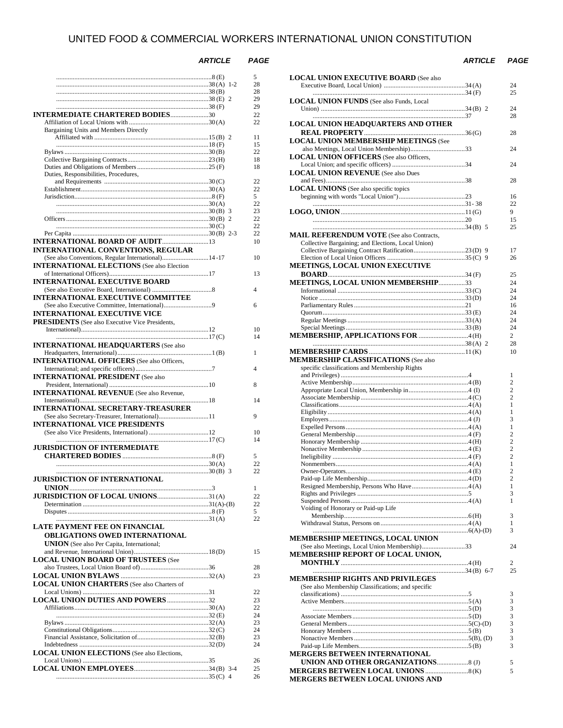# UNITED FOOD & COMMERCIAL WORKERS INTERNATIONAL UNION CONSTITUTION

| | ARTICLE | PAGE |
|---|---|---|
| ............ | 8 (E) | 5 |
| ............ | 38 (A) 1-2 | 28 |
| ............ | 38 (B) | 28 |
| ............ | 38 (E) 2 | 29 |
| ............ | 38 (F) | 29 |
| **INTERMEDIATE CHARTERED BODIES** | 30 | 22 |
| Affiliation of Local Unions with | 30 (A) | 22 |
| Bargaining Units and Members Directly Affiliated with | 15 (B) 2 | 11 |
| ............ | 18 (F) | 15 |
| Bylaws | 30 (B) | 22 |
| Collective Bargaining Contracts | 23 (H) | 18 |
| Duties and Obligations of Members | 25 (F) | 18 |
| Duties, Responsibilities, Procedures, and Requirements | 30 (C) | 22 |
| Establishment | 30 (A) | 22 |
| Jurisdiction | 8 (F) | 5 |
| ............ | 30 (A) | 22 |
| ............ | 30 (B) 3 | 23 |
| Officers | 30 (B) 2 | 22 |
| ............ | 30 (C) | 22 |
| Per Capita | 30 (B) 2-3 | 22 |
| **INTERNATIONAL BOARD OF AUDIT** | 13 | 10 |
| **INTERNATIONAL CONVENTIONS, REGULAR** (See also Conventions, Regular International) | 14 -17 | 10 |
| **INTERNATIONAL ELECTIONS** (See also Election of International Officers) | 17 | 13 |
| **INTERNATIONAL EXECUTIVE BOARD** (See also Executive Board, International) | 8 | 4 |
| **INTERNATIONAL EXECUTIVE COMMITTEE** (See also Executive Committee, International) | 9 | 6 |
| **INTERNATIONAL EXECUTIVE VICE PRESIDENTS** (See also Executive Vice Presidents, International) | 12 | 10 |
| ............ | 17 (C) | 14 |
| **INTERNATIONAL HEADQUARTERS** (See also Headquarters, International) | 1 (B) | 1 |
| **INTERNATIONAL OFFICERS** (See also Officers, International; and specific officers) | 7 | 4 |
| **INTERNATIONAL PRESIDENT** (See also President, International) | 10 | 8 |
| **INTERNATIONAL REVENUE** (See also Revenue, International) | 18 | 14 |
| **INTERNATIONAL SECRETARY-TREASURER** (See also Secretary-Treasurer, International) | 11 | 9 |
| **INTERNATIONAL VICE PRESIDENTS** (See also Vice Presidents, International) | 12 | 10 |
| ............ | 17 (C) | 14 |
| **JURISDICTION OF INTERMEDIATE CHARTERED BODIES** | 8 (F) | 5 |
| ............ | 30 (A) | 22 |
| ............ | 30 (B) 3 | 22 |
| **JURISDICTION OF INTERNATIONAL UNION** | 3 | 1 |
| **JURISDICTION OF LOCAL UNIONS** | 31 (A) | 22 |
| Determination | 31(A)-(B) | 22 |
| Disputes | 8 (F) | 5 |
| ............ | 31 (A) | 22 |
| **LATE PAYMENT FEE ON FINANCIAL OBLIGATIONS OWED INTERNATIONAL UNION** (See also Per Capita, International; and Revenue, International Union) | 18 (D) | 15 |
| **LOCAL UNION BOARD OF TRUSTEES** (See also Trustees, Local Union Board of) | 36 | 28 |
| **LOCAL UNION BYLAWS** | 32 (A) | 23 |
| **LOCAL UNION CHARTERS** (See also Charters of Local Unions) | 31 | 22 |
| **LOCAL UNION DUTIES AND POWERS** | 32 | 23 |
| Affiliations | 30 (A) | 22 |
| ............ | 32 (E) | 24 |
| Bylaws | 32 (A) | 23 |
| Constitutional Obligations | 32 (C) | 24 |
| Financial Assistance, Solicitation of | 32 (B) | 23 |
| Indebtedness | 32 (D) | 24 |
| **LOCAL UNION ELECTIONS** (See also Elections, Local Unions) | 35 | 26 |
| **LOCAL UNION EMPLOYEES** | 34 (B) 3-4 | 25 |
| ............ | 35 (C) 4 | 26 |
| **LOCAL UNION EXECUTIVE BOARD** (See also Executive Board, Local Union) | 34 (A) | 24 |
| ............ | 34 (F) | 25 |
| **LOCAL UNION FUNDS** (See also Funds, Local Union) | 34 (B) 2 | 24 |
| ............ | 37 | 28 |
| **LOCAL UNION HEADQUARTERS AND OTHER REAL PROPERTY** | 36 (G) | 28 |
| **LOCAL UNION MEMBERSHIP MEETINGS** (See also Meetings, Local Union Membership) | 33 | 24 |
| **LOCAL UNION OFFICERS** (See also Officers, Local Union; and specific officers) | 34 | 24 |
| **LOCAL UNION REVENUE** (See also Dues and Fees) | 38 | 28 |
| **LOCAL UNIONS** (See also specific topics beginning with words "Local Union") | 23 | 16 |
| ............ | 31- 38 | 22 |
| **LOGO, UNION** | 11 (G) | 9 |
| ............ | 20 | 15 |
| ............ | 34 (B) 5 | 25 |
| **MAIL REFERENDUM VOTE** (See also Contracts, Collective Bargaining; and Elections, Local Union) | | |
| Collective Bargaining Contract Ratification | 23 (D) 9 | 17 |
| Election of Local Union Officers | 35 (C) 9 | 26 |
| **MEETINGS, LOCAL UNION EXECUTIVE BOARD** | 34 (F) | 25 |
| **MEETINGS, LOCAL UNION MEMBERSHIP** | 33 | 24 |
| Informational | 33 (C) | 24 |
| Notice | 33 (D) | 24 |
| Parliamentary Rules | 21 | 16 |
| Quorum | 33 (E) | 24 |
| Regular Meetings | 33 (A) | 24 |
| Special Meetings | 33 (B) | 24 |
| **MEMBERSHIP, APPLICATIONS FOR** | 4 (H) | 2 |
| ............ | 38 (A) 2 | 28 |
| **MEMBERSHIP CARDS** | 11 (K) | 10 |
| **MEMBERSHIP CLASSIFICATIONS** (See also specific classifications and Membership Rights and Privileges) | 4 | 1 |
| Active Membership | 4 (B) | 2 |
| Appropriate Local Union, Membership in | 4 (I) | 2 |
| Associate Membership | 4 (C) | 2 |
| Classifications | 4 (A) | 1 |
| Eligibility | 4 (A) | 1 |
| Employers | 4 (J) | 3 |
| Expelled Persons | 4 (A) | 1 |
| General Membership | 4 (F) | 2 |
| Honorary Membership | 4 (H) | 2 |
| Nonactive Membership | 4 (E) | 2 |
| Ineligibility | 4 (F) | 2 |
| Nonmembers | 4 (A) | 1 |
| Owner-Operators | 4 (E) | 2 |
| Paid-up Life Membership | 4 (D) | 2 |
| Resigned Membership, Persons Who Have | 4 (A) | 1 |
| Rights and Privileges | 5 | 3 |
| Suspended Persons | 4 (A) | 1 |
| Voiding of Honorary or Paid-up Life Membership | 6 (H) | 3 |
| Withdrawal Status, Persons on | 4 (A) | 1 |
| ............ | 6(A)-(D) | 3 |
| **MEMBERSHIP MEETINGS, LOCAL UNION** (See also Meetings, Local Union Membership) | 33 | 24 |
| **MEMBERSHIP REPORT OF LOCAL UNION, MONTHLY** | 4 (H) | 2 |
| ............ | 34 (B) 6-7 | 25 |
| **MEMBERSHIP RIGHTS AND PRIVILEGES** (See also Membership Classifications; and specific classifications) | 5 | 3 |
| Active Members | 5 (A) | 3 |
| ............ | 5 (D) | 3 |
| Associate Members | 5 (D) | 3 |
| General Members | 5(C)-(D) | 3 |
| Honorary Members | 5 (B) | 3 |
| Nonactive Members | 5(B), (D) | 3 |
| Paid-up Life Members | 5 (B) | 3 |
| **MERGERS BETWEEN INTERNATIONAL UNION AND OTHER ORGANIZATIONS** | 8 (J) | 5 |
| **MERGERS BETWEEN LOCAL UNIONS** | 8 (K) | 5 |
| **MERGERS BETWEEN LOCAL UNIONS AND** | | |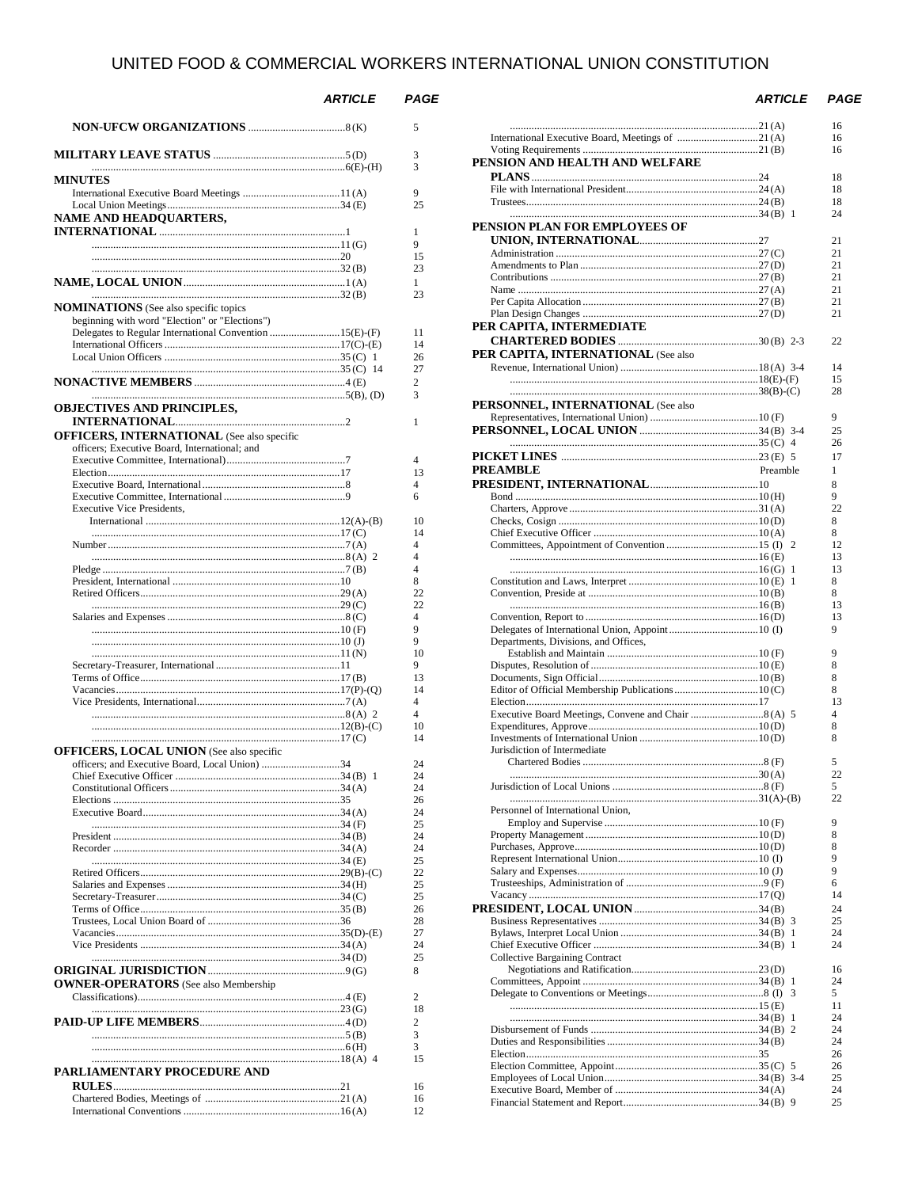# UNITED FOOD & COMMERCIAL WORKERS INTERNATIONAL UNION CONSTITUTION

| | ARTICLE | PAGE |
|---|---|---|
| **NON-UFCW ORGANIZATIONS** | 8 (K) | 5 |
| **MILITARY LEAVE STATUS** | 5 (D) | 3 |
| | 6 (E)-(H) | 3 |
| **MINUTES** | | |
| International Executive Board Meetings | 11 (A) | 9 |
| Local Union Meetings | 34 (E) | 25 |
| **NAME AND HEADQUARTERS, INTERNATIONAL** | 1 | 1 |
| | 11 (G) | 9 |
| | 20 | 15 |
| | 32 (B) | 23 |
| **NAME, LOCAL UNION** | 1 (A) | 1 |
| | 32 (B) | 23 |
| **NOMINATIONS** (See also specific topics beginning with word "Election" or "Elections") | | |
| Delegates to Regular International Convention | 15(E)-(F) | 11 |
| International Officers | 17(C)-(E) | 14 |
| Local Union Officers | 35 (C) 1 | 26 |
| | 35 (C) 14 | 27 |
| **NONACTIVE MEMBERS** | 4 (E) | 2 |
| | 5(B), (D) | 3 |
| **OBJECTIVES AND PRINCIPLES, INTERNATIONAL** | 2 | 1 |
| **OFFICERS, INTERNATIONAL** (See also specific officers; Executive Board, International; and Executive Committee, International) | 7 | 4 |
| Election | 17 | 13 |
| Executive Board, International | 8 | 4 |
| Executive Committee, International | 9 | 6 |
| Executive Vice Presidents, International | 12(A)-(B) | 10 |
| | 17 (C) | 14 |
| Number | 7 (A) | 4 |
| | 8 (A) 2 | 4 |
| Pledge | 7 (B) | 4 |
| President, International | 10 | 8 |
| Retired Officers | 29 (A) | 22 |
| | 29 (C) | 22 |
| Salaries and Expenses | 8 (C) | 4 |
| | 10 (F) | 9 |
| | 10 (J) | 9 |
| | 11 (N) | 10 |
| Secretary-Treasurer, International | 11 | 9 |
| Terms of Office | 17 (B) | 13 |
| Vacancies | 17(P)-(Q) | 14 |
| Vice Presidents, International | 7 (A) | 4 |
| | 8 (A) 2 | 4 |
| | 12(B)-(C) | 10 |
| | 17 (C) | 14 |
| **OFFICERS, LOCAL UNION** (See also specific officers; and Executive Board, Local Union) | 34 | 24 |
| Chief Executive Officer | 34 (B) 1 | 24 |
| Constitutional Officers | 34 (A) | 24 |
| Elections | 35 | 26 |
| Executive Board | 34 (A) | 24 |
| | 34 (F) | 25 |
| President | 34 (B) | 24 |
| Recorder | 34 (A) | 24 |
| | 34 (E) | 25 |
| Retired Officers | 29(B)-(C) | 22 |
| Salaries and Expenses | 34 (H) | 25 |
| Secretary-Treasurer | 34 (C) | 25 |
| Terms of Office | 35 (B) | 26 |
| Trustees, Local Union Board of | 36 | 28 |
| Vacancies | 35(D)-(E) | 27 |
| Vice Presidents | 34 (A) | 24 |
| | 34 (D) | 25 |
| **ORIGINAL JURISDICTION** | 9 (G) | 8 |
| **OWNER-OPERATORS** (See also Membership Classifications) | 4 (E) | 2 |
| | 23 (G) | 18 |
| **PAID-UP LIFE MEMBERS** | 4 (D) | 2 |
| | 5 (B) | 3 |
| | 6 (H) | 3 |
| | 18 (A) 4 | 15 |
| **PARLIAMENTARY PROCEDURE AND RULES** | 21 | 16 |
| Chartered Bodies, Meetings of | 21 (A) | 16 |
| International Conventions | 16 (A) | 12 |
| | 21 (A) | 16 |
| International Executive Board, Meetings of | 21 (A) | 16 |
| Voting Requirements | 21 (B) | 16 |
| **PENSION AND HEALTH AND WELFARE PLANS** | 24 | 18 |
| File with International President | 24 (A) | 18 |
| Trustees | 24 (B) | 18 |
| | 34 (B) 1 | 24 |
| **PENSION PLAN FOR EMPLOYEES OF UNION, INTERNATIONAL** | 27 | 21 |
| Administration | 27 (C) | 21 |
| Amendments to Plan | 27 (D) | 21 |
| Contributions | 27 (B) | 21 |
| Name | 27 (A) | 21 |
| Per Capita Allocation | 27 (B) | 21 |
| Plan Design Changes | 27 (D) | 21 |
| **PER CAPITA, INTERMEDIATE CHARTERED BODIES** | 30 (B) 2-3 | 22 |
| **PER CAPITA, INTERNATIONAL** (See also Revenue, International Union) | 18 (A) 3-4 | 14 |
| | 18(E)-(F) | 15 |
| | 38(B)-(C) | 28 |
| **PERSONNEL, INTERNATIONAL** (See also Representatives, International Union) | 10 (F) | 9 |
| **PERSONNEL, LOCAL UNION** | 34 (B) 3-4 | 25 |
| | 35 (C) 4 | 26 |
| **PICKET LINES** | 23 (E) 5 | 17 |
| **PREAMBLE** | Preamble | 1 |
| **PRESIDENT, INTERNATIONAL** | 10 | 8 |
| Bond | 10 (H) | 9 |
| Charters, Approve | 31 (A) | 22 |
| Checks, Cosign | 10 (D) | 8 |
| Chief Executive Officer | 10 (A) | 8 |
| Committees, Appointment of Convention | 15 (I) 2 | 12 |
| | 16 (E) | 13 |
| | 16 (G) 1 | 13 |
| Constitution and Laws, Interpret | 10 (E) 1 | 8 |
| Convention, Preside at | 10 (B) | 8 |
| | 16 (B) | 13 |
| Convention, Report to | 16 (D) | 13 |
| Delegates of International Union, Appoint | 10 (I) | 9 |
| Departments, Divisions, and Offices, Establish and Maintain | 10 (F) | 9 |
| Disputes, Resolution of | 10 (E) | 8 |
| Documents, Sign Official | 10 (B) | 8 |
| Editor of Official Membership Publications | 10 (C) | 8 |
| Election | 17 | 13 |
| Executive Board Meetings, Convene and Chair | 8 (A) 5 | 4 |
| Expenditures, Approve | 10 (D) | 8 |
| Investments of International Union | 10 (D) | 8 |
| Jurisdiction of Intermediate Chartered Bodies | 8 (F) | 5 |
| | 30 (A) | 22 |
| Jurisdiction of Local Unions | 8 (F) | 5 |
| | 31(A)-(B) | 22 |
| Personnel of International Union, Employ and Supervise | 10 (F) | 9 |
| Property Management | 10 (D) | 8 |
| Purchases, Approve | 10 (D) | 8 |
| Represent International Union | 10 (I) | 9 |
| Salary and Expenses | 10 (J) | 9 |
| Trusteeships, Administration of | 9 (F) | 6 |
| Vacancy | 17 (Q) | 14 |
| **PRESIDENT, LOCAL UNION** | 34 (B) | 24 |
| Business Representatives | 34 (B) 3 | 25 |
| Bylaws, Interpret Local Union | 34 (B) 1 | 24 |
| Chief Executive Officer | 34 (B) 1 | 24 |
| Collective Bargaining Contract Negotiations and Ratification | 23 (D) | 16 |
| Committees, Appoint | 34 (B) 1 | 24 |
| Delegate to Conventions or Meetings | 8 (I) 3 | 5 |
| | 15 (E) | 11 |
| | 34 (B) 1 | 24 |
| Disbursement of Funds | 34 (B) 2 | 24 |
| Duties and Responsibilities | 34 (B) | 24 |
| Election | 35 | 26 |
| Election Committee, Appoint | 35 (C) 5 | 26 |
| Employees of Local Union | 34 (B) 3-4 | 25 |
| Executive Board, Member of | 34 (A) | 24 |
| Financial Statement and Report | 34 (B) 9 | 25 |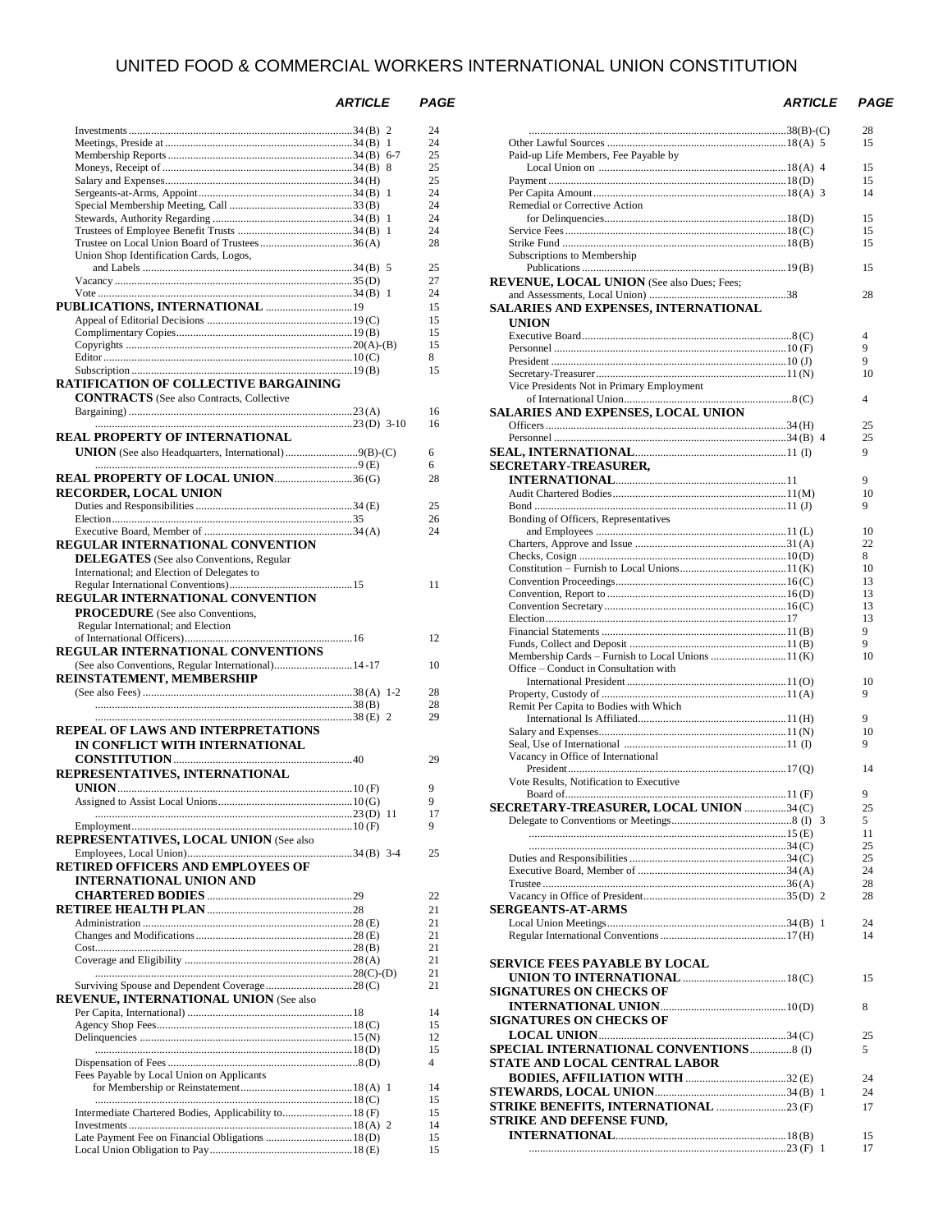# UNITED FOOD & COMMERCIAL WORKERS INTERNATIONAL UNION CONSTITUTION

| | ARTICLE | PAGE |
|---|---|---|
| Investments | 34 (B) 2 | 24 |
| Meetings, Preside at | 34 (B) 1 | 24 |
| Membership Reports | 34 (B) 6-7 | 25 |
| Moneys, Receipt of | 34 (B) 8 | 25 |
| Salary and Expenses | 34 (H) | 25 |
| Sergeants-at-Arms, Appoint | 34 (B) 1 | 24 |
| Special Membership Meeting, Call | 33 (B) | 24 |
| Stewards, Authority Regarding | 34 (B) 1 | 24 |
| Trustees of Employee Benefit Trusts | 34 (B) 1 | 24 |
| Trustee on Local Union Board of Trustees | 36 (A) | 28 |
| Union Shop Identification Cards, Logos, and Labels | 34 (B) 5 | 25 |
| Vacancy | 35 (D) | 27 |
| Vote | 34 (B) 1 | 24 |
| **PUBLICATIONS, INTERNATIONAL** | 19 | 15 |
| Appeal of Editorial Decisions | 19 (C) | 15 |
| Complimentary Copies | 19 (B) | 15 |
| Copyrights | 20 (A)-(B) | 15 |
| Editor | 10 (C) | 8 |
| Subscription | 19 (B) | 15 |
| **RATIFICATION OF COLLECTIVE BARGAINING CONTRACTS** (See also Contracts, Collective Bargaining) | 23 (A) | 16 |
| | 23 (D) 3-10 | 16 |
| **REAL PROPERTY OF INTERNATIONAL UNION** (See also Headquarters, International) | 9 (B)-(C) | 6 |
| | 9 (E) | 6 |
| **REAL PROPERTY OF LOCAL UNION** | 36 (G) | 28 |
| **RECORDER, LOCAL UNION** | | |
| Duties and Responsibilities | 34 (E) | 25 |
| Election | 35 | 26 |
| Executive Board, Member of | 34 (A) | 24 |
| **REGULAR INTERNATIONAL CONVENTION DELEGATES** (See also Conventions, Regular International; and Election of Delegates to Regular International Conventions) | 15 | 11 |
| **REGULAR INTERNATIONAL CONVENTION PROCEDURE** (See also Conventions, Regular International; and Election of International Officers) | 16 | 12 |
| **REGULAR INTERNATIONAL CONVENTIONS** (See also Conventions, Regular International) | 14-17 | 10 |
| **REINSTATEMENT, MEMBERSHIP** (See also Fees) | 38 (A) 1-2 | 28 |
| | 38 (B) | 28 |
| | 38 (E) 2 | 29 |
| **REPEAL OF LAWS AND INTERPRETATIONS IN CONFLICT WITH INTERNATIONAL CONSTITUTION** | 40 | 29 |
| **REPRESENTATIVES, INTERNATIONAL UNION** | 10 (F) | 9 |
| Assigned to Assist Local Unions | 10 (G) | 9 |
| | 23 (D) 11 | 17 |
| Employment | 10 (F) | 9 |
| **REPRESENTATIVES, LOCAL UNION** (See also Employees, Local Union) | 34 (B) 3-4 | 25 |
| **RETIRED OFFICERS AND EMPLOYEES OF INTERNATIONAL UNION AND CHARTERED BODIES** | 29 | 22 |
| **RETIREE HEALTH PLAN** | 28 | 21 |
| Administration | 28 (E) | 21 |
| Changes and Modifications | 28 (E) | 21 |
| Cost | 28 (B) | 21 |
| Coverage and Eligibility | 28 (A) | 21 |
| | 28 (C)-(D) | 21 |
| Surviving Spouse and Dependent Coverage | 28 (C) | 21 |
| **REVENUE, INTERNATIONAL UNION** (See also Per Capita, International) | 18 | 14 |
| Agency Shop Fees | 18 (C) | 15 |
| Delinquencies | 15 (N) | 12 |
| | 18 (D) | 15 |
| Dispensation of Fees | 8 (D) | 4 |
| Fees Payable by Local Union on Applicants for Membership or Reinstatement | 18 (A) 1 | 14 |
| | 18 (C) | 15 |
| Intermediate Chartered Bodies, Applicability to | 18 (F) | 15 |
| Investments | 18 (A) 2 | 14 |
| Late Payment Fee on Financial Obligations | 18 (D) | 15 |
| Local Union Obligation to Pay | 18 (E) | 15 |
| | 38 (B)-(C) | 28 |
| Other Lawful Sources | 18 (A) 5 | 15 |
| Paid-up Life Members, Fee Payable by Local Union on | 18 (A) 4 | 15 |
| Payment | 18 (D) | 15 |
| Per Capita Amount | 18 (A) 3 | 14 |
| Remedial or Corrective Action for Delinquencies | 18 (D) | 15 |
| Service Fees | 18 (C) | 15 |
| Strike Fund | 18 (B) | 15 |
| Subscriptions to Membership Publications | 19 (B) | 15 |
| **REVENUE, LOCAL UNION** (See also Dues; Fees; and Assessments, Local Union) | 38 | 28 |
| **SALARIES AND EXPENSES, INTERNATIONAL UNION** | | |
| Executive Board | 8 (C) | 4 |
| Personnel | 10 (F) | 9 |
| President | 10 (J) | 9 |
| Secretary-Treasurer | 11 (N) | 10 |
| Vice Presidents Not in Primary Employment of International Union | 8 (C) | 4 |
| **SALARIES AND EXPENSES, LOCAL UNION** | | |
| Officers | 34 (H) | 25 |
| Personnel | 34 (B) 4 | 25 |
| **SEAL, INTERNATIONAL** | 11 (I) | 9 |
| **SECRETARY-TREASURER, INTERNATIONAL** | 11 | 9 |
| Audit Chartered Bodies | 11 (M) | 10 |
| Bond | 11 (J) | 9 |
| Bonding of Officers, Representatives and Employees | 11 (L) | 10 |
| Charters, Approve and Issue | 31 (A) | 22 |
| Checks, Cosign | 10 (D) | 8 |
| Constitution – Furnish to Local Unions | 11 (K) | 10 |
| Convention Proceedings | 16 (C) | 13 |
| Convention, Report to | 16 (D) | 13 |
| Convention Secretary | 16 (C) | 13 |
| Election | 17 | 13 |
| Financial Statements | 11 (B) | 9 |
| Funds, Collect and Deposit | 11 (B) | 9 |
| Membership Cards – Furnish to Local Unions | 11 (K) | 10 |
| Office – Conduct in Consultation with International President | 11 (O) | 10 |
| Property, Custody of | 11 (A) | 9 |
| Remit Per Capita to Bodies with Which International Is Affiliated | 11 (H) | 9 |
| Salary and Expenses | 11 (N) | 10 |
| Seal, Use of International | 11 (I) | 9 |
| Vacancy in Office of International President | 17 (Q) | 14 |
| Vote Results, Notification to Executive Board of | 11 (F) | 9 |
| **SECRETARY-TREASURER, LOCAL UNION** | 34 (C) | 25 |
| Delegate to Conventions or Meetings | 8 (I) 3 | 5 |
| | 15 (E) | 11 |
| | 34 (C) | 25 |
| Duties and Responsibilities | 34 (C) | 25 |
| Executive Board, Member of | 34 (A) | 24 |
| Trustee | 36 (A) | 28 |
| Vacancy in Office of President | 35 (D) 2 | 28 |
| **SERGEANTS-AT-ARMS** | | |
| Local Union Meetings | 34 (B) 1 | 24 |
| Regular International Conventions | 17 (H) | 14 |
| **SERVICE FEES PAYABLE BY LOCAL UNION TO INTERNATIONAL** | 18 (C) | 15 |
| **SIGNATURES ON CHECKS OF INTERNATIONAL UNION** | 10 (D) | 8 |
| **SIGNATURES ON CHECKS OF LOCAL UNION** | 34 (C) | 25 |
| **SPECIAL INTERNATIONAL CONVENTIONS** | 8 (I) | 5 |
| **STATE AND LOCAL CENTRAL LABOR BODIES, AFFILIATION WITH** | 32 (E) | 24 |
| **STEWARDS, LOCAL UNION** | 34 (B) 1 | 24 |
| **STRIKE BENEFITS, INTERNATIONAL** | 23 (F) | 17 |
| **STRIKE AND DEFENSE FUND, INTERNATIONAL** | 18 (B) | 15 |
| | 23 (F) 1 | 17 |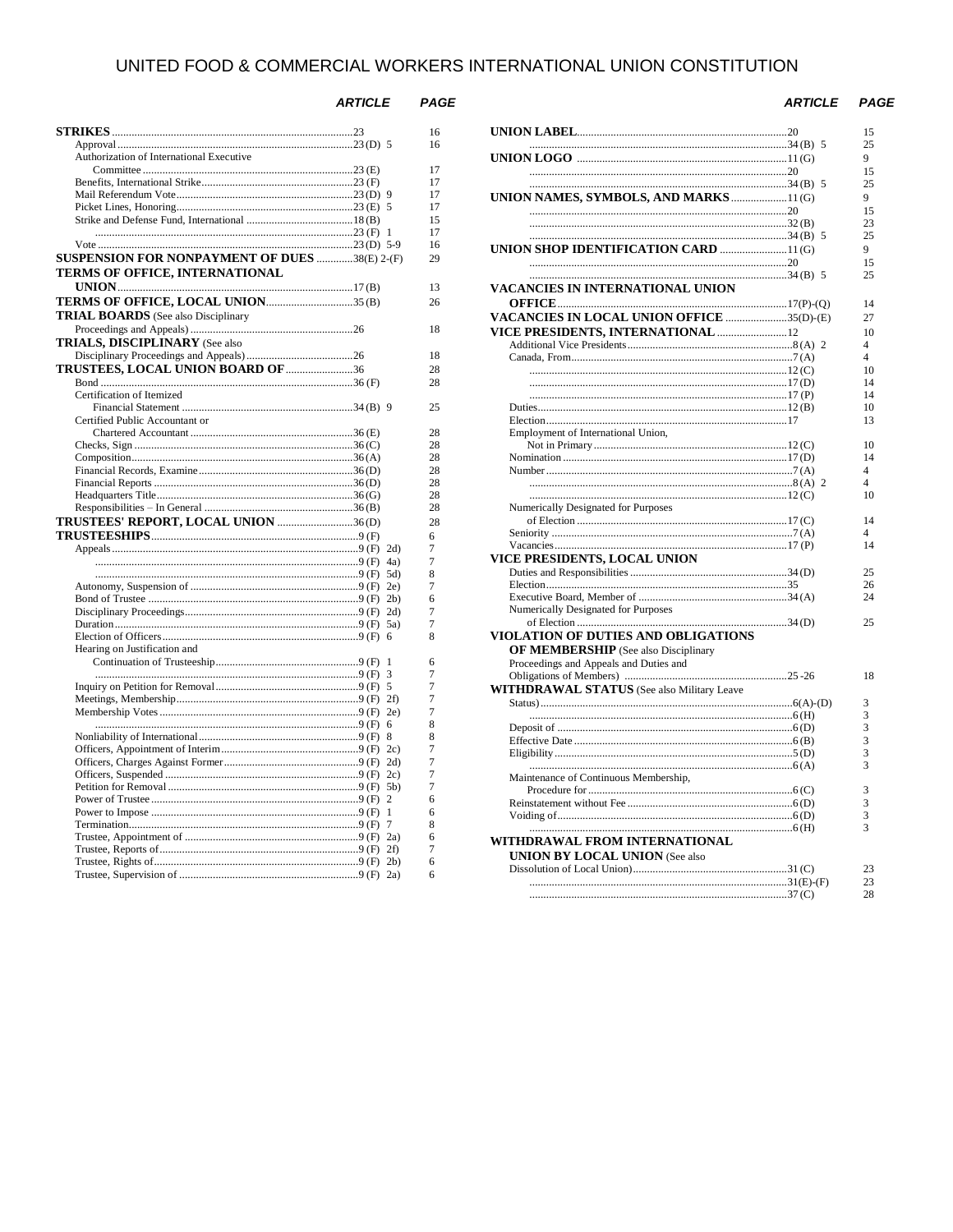# UNITED FOOD & COMMERCIAL WORKERS INTERNATIONAL UNION CONSTITUTION

| | ARTICLE | PAGE |
|---|---|---|
| **STRIKES** | 23 | 16 |
| Approval | 23 (D) 5 | 16 |
| Authorization of International Executive Committee | 23 (E) | 17 |
| Benefits, International Strike | 23 (F) | 17 |
| Mail Referendum Vote | 23 (D) 9 | 17 |
| Picket Lines, Honoring | 23 (E) 5 | 17 |
| Strike and Defense Fund, International | 18 (B) | 15 |
| | 23 (F) 1 | 17 |
| Vote | 23 (D) 5-9 | 16 |
| **SUSPENSION FOR NONPAYMENT OF DUES** | 38(E) 2-(F) | 29 |
| **TERMS OF OFFICE, INTERNATIONAL UNION** | 17 (B) | 13 |
| **TERMS OF OFFICE, LOCAL UNION** | 35 (B) | 26 |
| **TRIAL BOARDS** (See also Disciplinary Proceedings and Appeals) | 26 | 18 |
| **TRIALS, DISCIPLINARY** (See also Disciplinary Proceedings and Appeals) | 26 | 18 |
| **TRUSTEES, LOCAL UNION BOARD OF** | 36 | 28 |
| Bond | 36 (F) | 28 |
| Certification of Itemized Financial Statement | 34 (B) 9 | 25 |
| Certified Public Accountant or Chartered Accountant | 36 (E) | 28 |
| Checks, Sign | 36 (C) | 28 |
| Composition | 36 (A) | 28 |
| Financial Records, Examine | 36 (D) | 28 |
| Financial Reports | 36 (D) | 28 |
| Headquarters Title | 36 (G) | 28 |
| Responsibilities – In General | 36 (B) | 28 |
| **TRUSTEES' REPORT, LOCAL UNION** | 36 (D) | 28 |
| **TRUSTEESHIPS** | 9 (F) | 6 |
| Appeals | 9 (F) 2d) | 7 |
| | 9 (F) 4a) | 7 |
| | 9 (F) 5d) | 8 |
| Autonomy, Suspension of | 9 (F) 2e) | 7 |
| Bond of Trustee | 9 (F) 2b) | 6 |
| Disciplinary Proceedings | 9 (F) 2d) | 7 |
| Duration | 9 (F) 5a) | 7 |
| Election of Officers | 9 (F) 6 | 8 |
| Hearing on Justification and Continuation of Trusteeship | 9 (F) 1 | 6 |
| | 9 (F) 3 | 7 |
| Inquiry on Petition for Removal | 9 (F) 5 | 7 |
| Meetings, Membership | 9 (F) 2f) | 7 |
| Membership Votes | 9 (F) 2e) | 7 |
| | 9 (F) 6 | 8 |
| Nonliability of International | 9 (F) 8 | 8 |
| Officers, Appointment of Interim | 9 (F) 2c) | 7 |
| Officers, Charges Against Former | 9 (F) 2d) | 7 |
| Officers, Suspended | 9 (F) 2c) | 7 |
| Petition for Removal | 9 (F) 5b) | 7 |
| Power of Trustee | 9 (F) 2 | 6 |
| Power to Impose | 9 (F) 1 | 6 |
| Termination | 9 (F) 7 | 8 |
| Trustee, Appointment of | 9 (F) 2a) | 6 |
| Trustee, Reports of | 9 (F) 2f) | 7 |
| Trustee, Rights of | 9 (F) 2b) | 6 |
| Trustee, Supervision of | 9 (F) 2a) | 6 |
| **UNION LABEL** | 20 | 15 |
| | 34 (B) 5 | 25 |
| **UNION LOGO** | 11 (G) | 9 |
| | 20 | 15 |
| | 34 (B) 5 | 25 |
| **UNION NAMES, SYMBOLS, AND MARKS** | 11 (G) | 9 |
| | 20 | 15 |
| | 32 (B) | 23 |
| | 34 (B) 5 | 25 |
| **UNION SHOP IDENTIFICATION CARD** | 11 (G) | 9 |
| | 20 | 15 |
| | 34 (B) 5 | 25 |
| **VACANCIES IN INTERNATIONAL UNION OFFICE** | 17(P)-(Q) | 14 |
| **VACANCIES IN LOCAL UNION OFFICE** | 35(D)-(E) | 27 |
| **VICE PRESIDENTS, INTERNATIONAL** | 12 | 10 |
| Additional Vice Presidents | 8 (A) 2 | 4 |
| Canada, From | 7 (A) | 4 |
| | 12 (C) | 10 |
| | 17 (D) | 14 |
| | 17 (P) | 14 |
| Duties | 12 (B) | 10 |
| Election | 17 | 13 |
| Employment of International Union, Not in Primary | 12 (C) | 10 |
| Nomination | 17 (D) | 14 |
| Number | 7 (A) | 4 |
| | 8 (A) 2 | 4 |
| | 12 (C) | 10 |
| Numerically Designated for Purposes of Election | 17 (C) | 14 |
| Seniority | 7 (A) | 4 |
| Vacancies | 17 (P) | 14 |
| **VICE PRESIDENTS, LOCAL UNION** | | |
| Duties and Responsibilities | 34 (D) | 25 |
| Election | 35 | 26 |
| Executive Board, Member of | 34 (A) | 24 |
| Numerically Designated for Purposes of Election | 34 (D) | 25 |
| **VIOLATION OF DUTIES AND OBLIGATIONS OF MEMBERSHIP** (See also Disciplinary Proceedings and Appeals and Duties and Obligations of Members) | 25 -26 | 18 |
| **WITHDRAWAL STATUS** (See also Military Leave Status) | 6(A)-(D) | 3 |
| | 6 (H) | 3 |
| Deposit of | 6 (D) | 3 |
| Effective Date | 6 (B) | 3 |
| Eligibility | 5 (D) | 3 |
| | 6 (A) | 3 |
| Maintenance of Continuous Membership, Procedure for | 6 (C) | 3 |
| Reinstatement without Fee | 6 (D) | 3 |
| Voiding of | 6 (D) | 3 |
| | 6 (H) | 3 |
| **WITHDRAWAL FROM INTERNATIONAL UNION BY LOCAL UNION** (See also Dissolution of Local Union) | 31 (C) | 23 |
| | 31(E)-(F) | 23 |
| | 37 (C) | 28 |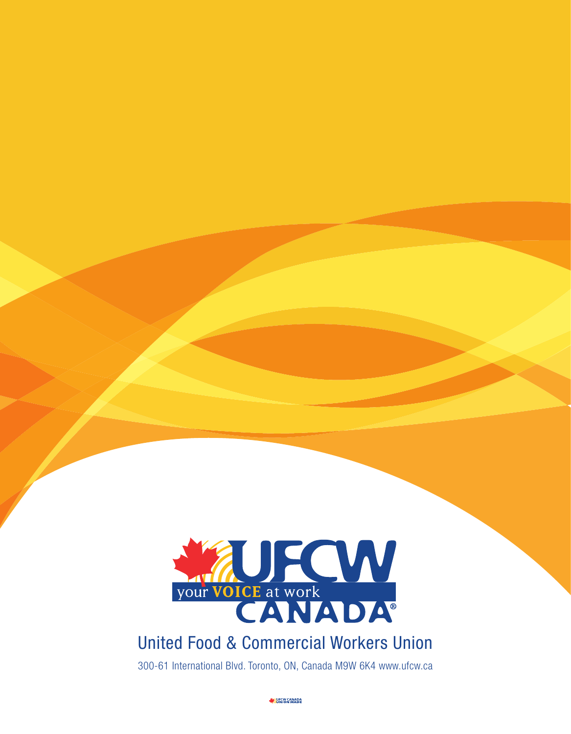UFCW

your VOICE at work

CANADA®

United Food & Commercial Workers Union

300-61 International Blvd. Toronto, ON, Canada M9W 6K4 www.ufcw.ca

UFCW CANADA UNION MADE